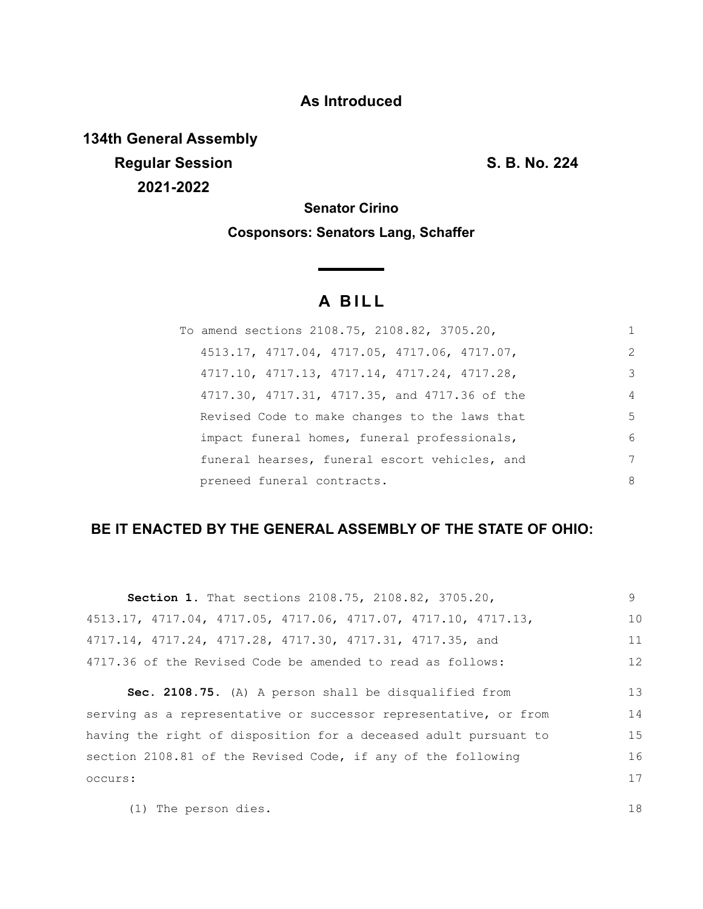**As Introduced**

**134th General Assembly**
**Regular Session** **S. B. No. 224**
**2021-2022**

**Senator Cirino**

**Cosponsors: Senators Lang, Schaffer**

# A BILL

To amend sections 2108.75, 2108.82, 3705.20, 4513.17, 4717.04, 4717.05, 4717.06, 4717.07, 4717.10, 4717.13, 4717.14, 4717.24, 4717.28, 4717.30, 4717.31, 4717.35, and 4717.36 of the Revised Code to make changes to the laws that impact funeral homes, funeral professionals, funeral hearses, funeral escort vehicles, and preneed funeral contracts.

## BE IT ENACTED BY THE GENERAL ASSEMBLY OF THE STATE OF OHIO:

**Section 1.** That sections 2108.75, 2108.82, 3705.20, 4513.17, 4717.04, 4717.05, 4717.06, 4717.07, 4717.10, 4717.13, 4717.14, 4717.24, 4717.28, 4717.30, 4717.31, 4717.35, and 4717.36 of the Revised Code be amended to read as follows:

**Sec. 2108.75.** (A) A person shall be disqualified from serving as a representative or successor representative, or from having the right of disposition for a deceased adult pursuant to section 2108.81 of the Revised Code, if any of the following occurs:

(1) The person dies.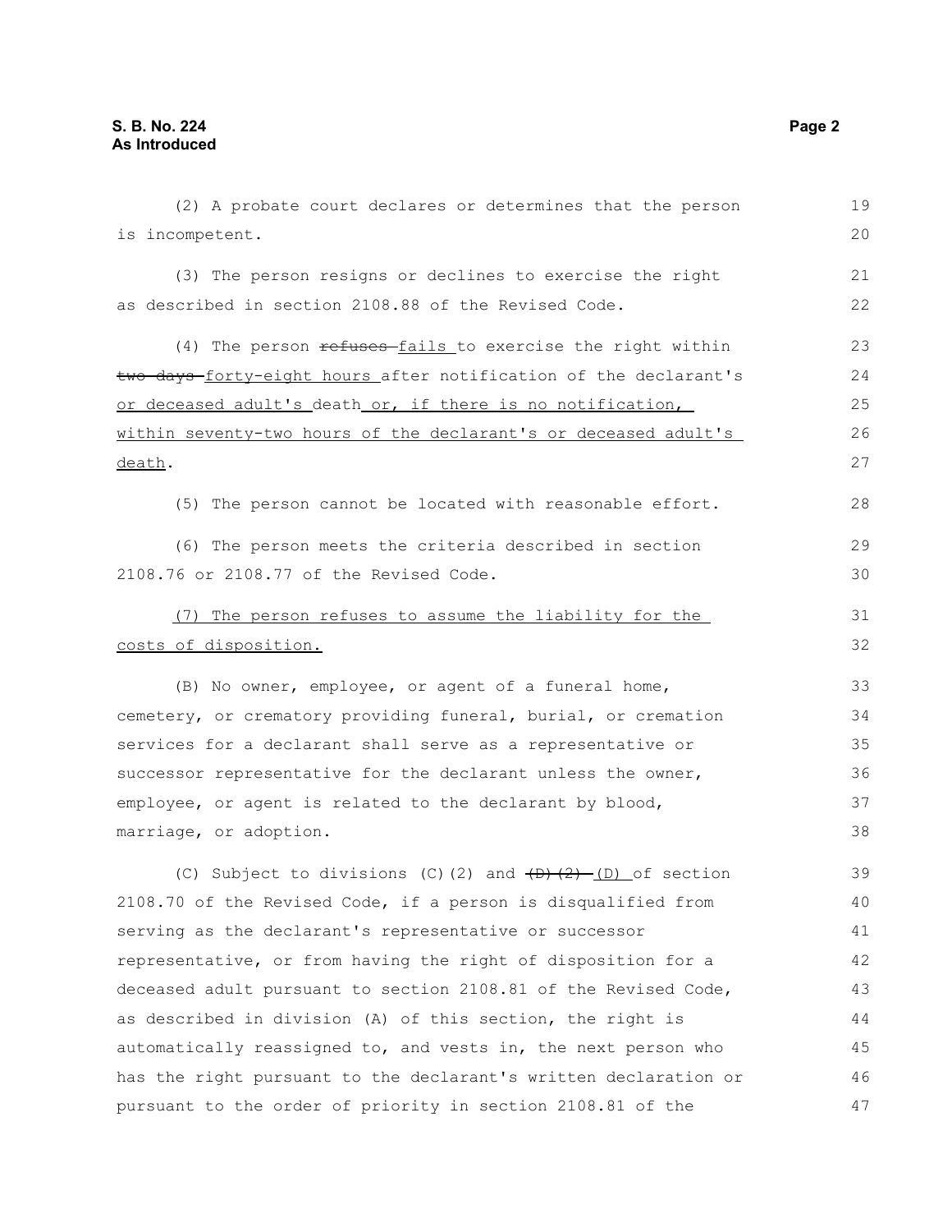(2) A probate court declares or determines that the person is incompetent.

(3) The person resigns or declines to exercise the right as described in section 2108.88 of the Revised Code.

(4) The person ~~refuses~~ fails to exercise the right within ~~two days~~ forty-eight hours after notification of the declarant's or deceased adult's death or, if there is no notification, within seventy-two hours of the declarant's or deceased adult's death.

(5) The person cannot be located with reasonable effort.

(6) The person meets the criteria described in section 2108.76 or 2108.77 of the Revised Code.

(7) The person refuses to assume the liability for the costs of disposition.

(B) No owner, employee, or agent of a funeral home, cemetery, or crematory providing funeral, burial, or cremation services for a declarant shall serve as a representative or successor representative for the declarant unless the owner, employee, or agent is related to the declarant by blood, marriage, or adoption.

(C) Subject to divisions (C)(2) and ~~(D)(2)~~ (D) of section 2108.70 of the Revised Code, if a person is disqualified from serving as the declarant's representative or successor representative, or from having the right of disposition for a deceased adult pursuant to section 2108.81 of the Revised Code, as described in division (A) of this section, the right is automatically reassigned to, and vests in, the next person who has the right pursuant to the declarant's written declaration or pursuant to the order of priority in section 2108.81 of the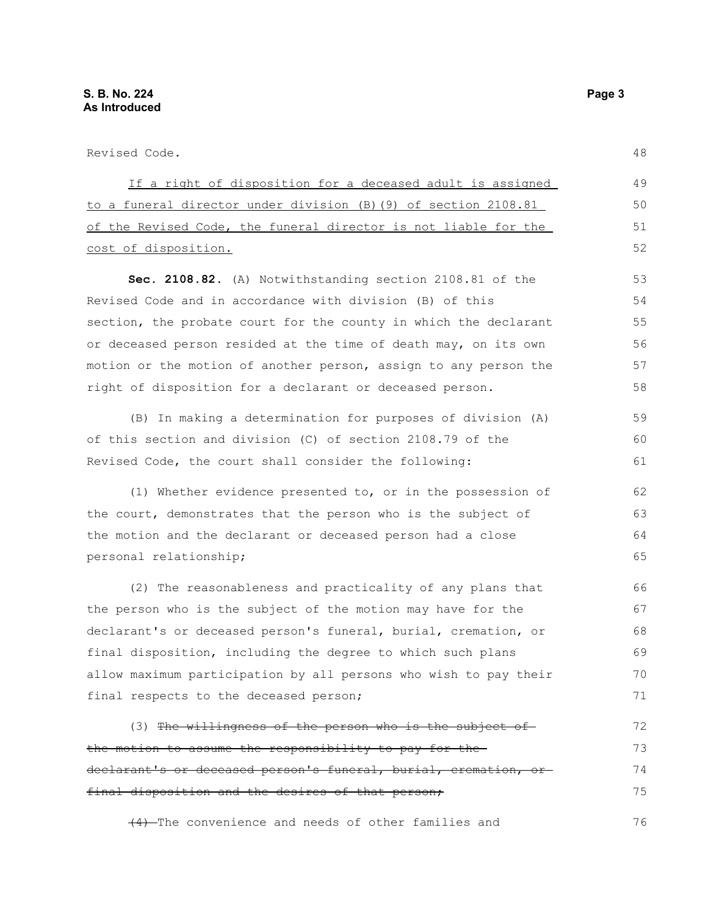Revised Code.

<u>If a right of disposition for a deceased adult is assigned to a funeral director under division (B)(9) of section 2108.81 of the Revised Code, the funeral director is not liable for the cost of disposition.</u>

**Sec. 2108.82.** (A) Notwithstanding section 2108.81 of the Revised Code and in accordance with division (B) of this section, the probate court for the county in which the declarant or deceased person resided at the time of death may, on its own motion or the motion of another person, assign to any person the right of disposition for a declarant or deceased person.

(B) In making a determination for purposes of division (A) of this section and division (C) of section 2108.79 of the Revised Code, the court shall consider the following:

(1) Whether evidence presented to, or in the possession of the court, demonstrates that the person who is the subject of the motion and the declarant or deceased person had a close personal relationship;

(2) The reasonableness and practicality of any plans that the person who is the subject of the motion may have for the declarant's or deceased person's funeral, burial, cremation, or final disposition, including the degree to which such plans allow maximum participation by all persons who wish to pay their final respects to the deceased person;

(3) ~~The willingness of the person who is the subject of the motion to assume the responsibility to pay for the declarant's or deceased person's funeral, burial, cremation, or final disposition and the desires of that person;~~

~~(4)~~ The convenience and needs of other families and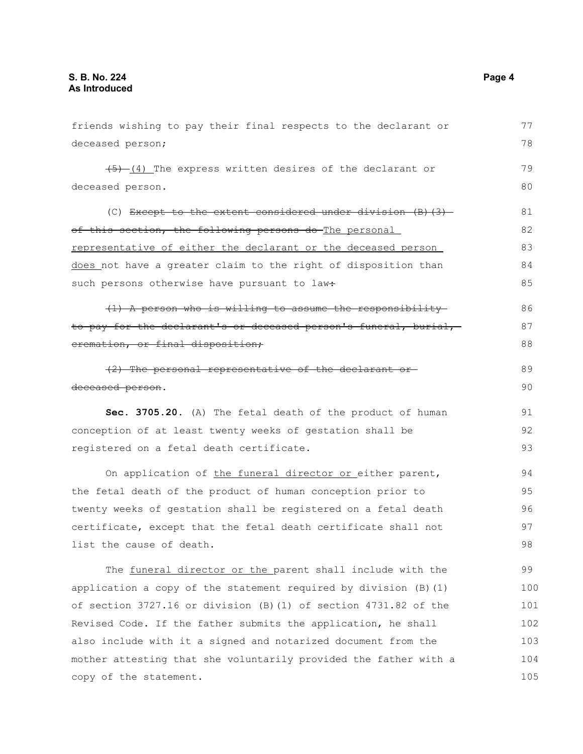friends wishing to pay their final respects to the declarant or deceased person;

~~(5)~~ (4) The express written desires of the declarant or deceased person.

(C) ~~Except to the extent considered under division (B)(3) of this section, the following persons do~~ The personal representative of either the declarant or the deceased person does not have a greater claim to the right of disposition than such persons otherwise have pursuant to law~~:~~

~~(1) A person who is willing to assume the responsibility to pay for the declarant's or deceased person's funeral, burial, cremation, or final disposition;~~

~~(2) The personal representative of the declarant or deceased person~~.

**Sec. 3705.20.** (A) The fetal death of the product of human conception of at least twenty weeks of gestation shall be registered on a fetal death certificate.

On application of the funeral director or either parent, the fetal death of the product of human conception prior to twenty weeks of gestation shall be registered on a fetal death certificate, except that the fetal death certificate shall not list the cause of death.

The funeral director or the parent shall include with the application a copy of the statement required by division (B)(1) of section 3727.16 or division (B)(1) of section 4731.82 of the Revised Code. If the father submits the application, he shall also include with it a signed and notarized document from the mother attesting that she voluntarily provided the father with a copy of the statement.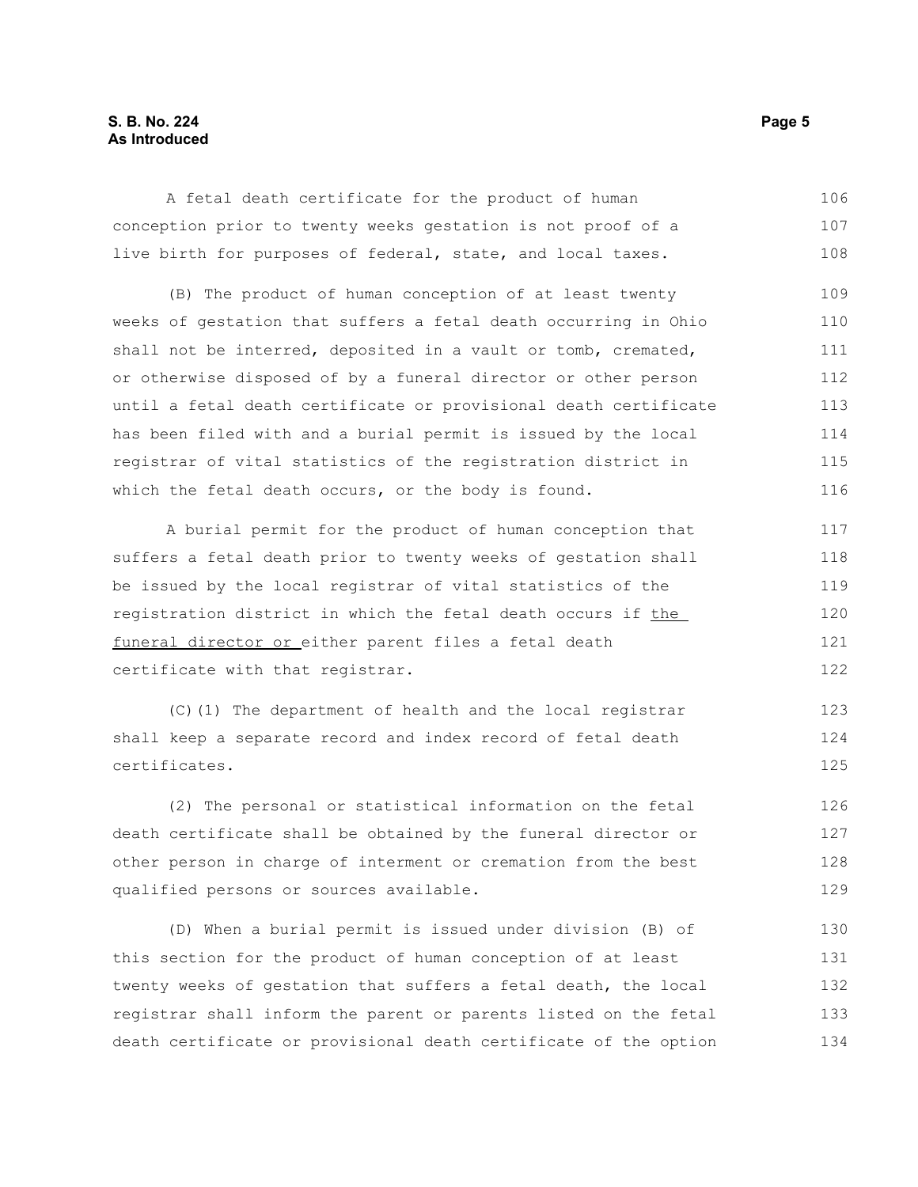A fetal death certificate for the product of human conception prior to twenty weeks gestation is not proof of a live birth for purposes of federal, state, and local taxes.

(B) The product of human conception of at least twenty weeks of gestation that suffers a fetal death occurring in Ohio shall not be interred, deposited in a vault or tomb, cremated, or otherwise disposed of by a funeral director or other person until a fetal death certificate or provisional death certificate has been filed with and a burial permit is issued by the local registrar of vital statistics of the registration district in which the fetal death occurs, or the body is found.

A burial permit for the product of human conception that suffers a fetal death prior to twenty weeks of gestation shall be issued by the local registrar of vital statistics of the registration district in which the fetal death occurs if <u>the funeral director or </u>either parent files a fetal death certificate with that registrar.

(C)(1) The department of health and the local registrar shall keep a separate record and index record of fetal death certificates.

(2) The personal or statistical information on the fetal death certificate shall be obtained by the funeral director or other person in charge of interment or cremation from the best qualified persons or sources available.

(D) When a burial permit is issued under division (B) of this section for the product of human conception of at least twenty weeks of gestation that suffers a fetal death, the local registrar shall inform the parent or parents listed on the fetal death certificate or provisional death certificate of the option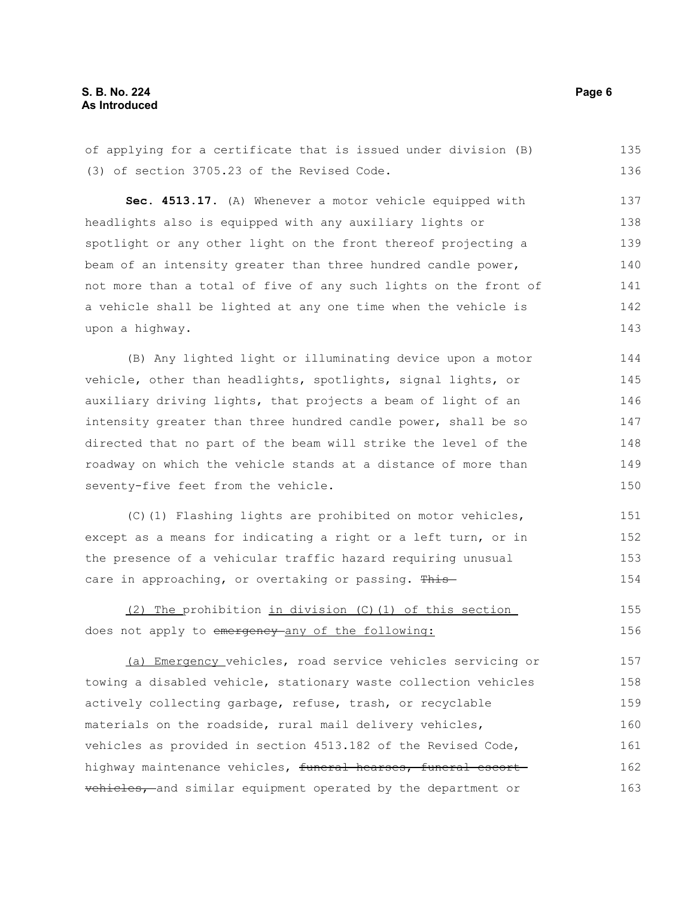of applying for a certificate that is issued under division (B)(3) of section 3705.23 of the Revised Code.

**Sec. 4513.17.** (A) Whenever a motor vehicle equipped with headlights also is equipped with any auxiliary lights or spotlight or any other light on the front thereof projecting a beam of an intensity greater than three hundred candle power, not more than a total of five of any such lights on the front of a vehicle shall be lighted at any one time when the vehicle is upon a highway.

(B) Any lighted light or illuminating device upon a motor vehicle, other than headlights, spotlights, signal lights, or auxiliary driving lights, that projects a beam of light of an intensity greater than three hundred candle power, shall be so directed that no part of the beam will strike the level of the roadway on which the vehicle stands at a distance of more than seventy-five feet from the vehicle.

(C)(1) Flashing lights are prohibited on motor vehicles, except as a means for indicating a right or a left turn, or in the presence of a vehicular traffic hazard requiring unusual care in approaching, or overtaking or passing. ~~This~~

(2) The prohibition in division (C)(1) of this section does not apply to ~~emergency~~ any of the following:

(a) Emergency vehicles, road service vehicles servicing or towing a disabled vehicle, stationary waste collection vehicles actively collecting garbage, refuse, trash, or recyclable materials on the roadside, rural mail delivery vehicles, vehicles as provided in section 4513.182 of the Revised Code, highway maintenance vehicles, ~~funeral hearses, funeral escort vehicles,~~ and similar equipment operated by the department or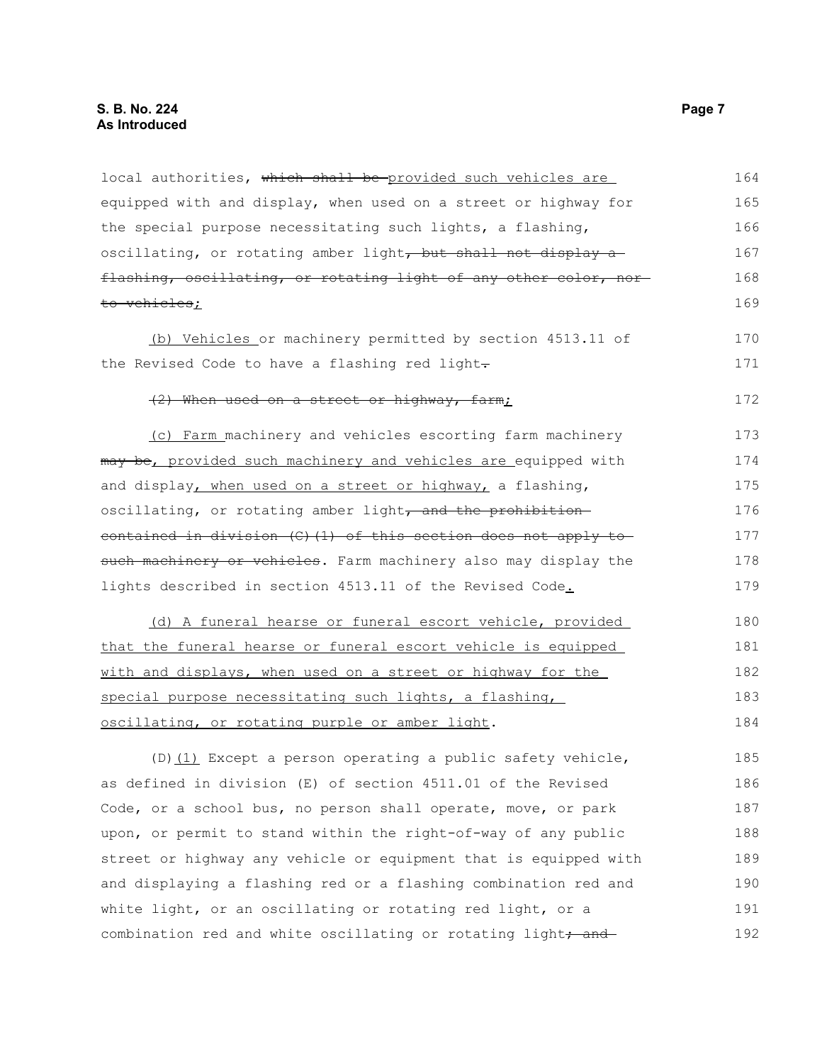local authorities, ~~which shall be~~ <u>provided such vehicles are</u> equipped with and display, when used on a street or highway for the special purpose necessitating such lights, a flashing, oscillating, or rotating amber light~~, but shall not display a flashing, oscillating, or rotating light of any other color, nor to vehicles~~<u>;</u>

<u>(b) Vehicles</u> or machinery permitted by section 4513.11 of the Revised Code to have a flashing red light~~.~~

~~(2) When used on a street or highway, farm~~<u>;</u>

<u>(c) Farm</u> machinery and vehicles escorting farm machinery ~~may be~~<u>, provided such machinery and vehicles are</u> equipped with and display<u>, when used on a street or highway,</u> a flashing, oscillating, or rotating amber light~~, and the prohibition contained in division (C)(1) of this section does not apply to such machinery or vehicles~~. Farm machinery also may display the lights described in section 4513.11 of the Revised Code<u>.</u>

<u>(d) A funeral hearse or funeral escort vehicle, provided that the funeral hearse or funeral escort vehicle is equipped with and displays, when used on a street or highway for the special purpose necessitating such lights, a flashing, oscillating, or rotating purple or amber light</u>.

(D)<u>(1)</u> Except a person operating a public safety vehicle, as defined in division (E) of section 4511.01 of the Revised Code, or a school bus, no person shall operate, move, or park upon, or permit to stand within the right-of-way of any public street or highway any vehicle or equipment that is equipped with and displaying a flashing red or a flashing combination red and white light, or an oscillating or rotating red light, or a combination red and white oscillating or rotating light~~; and~~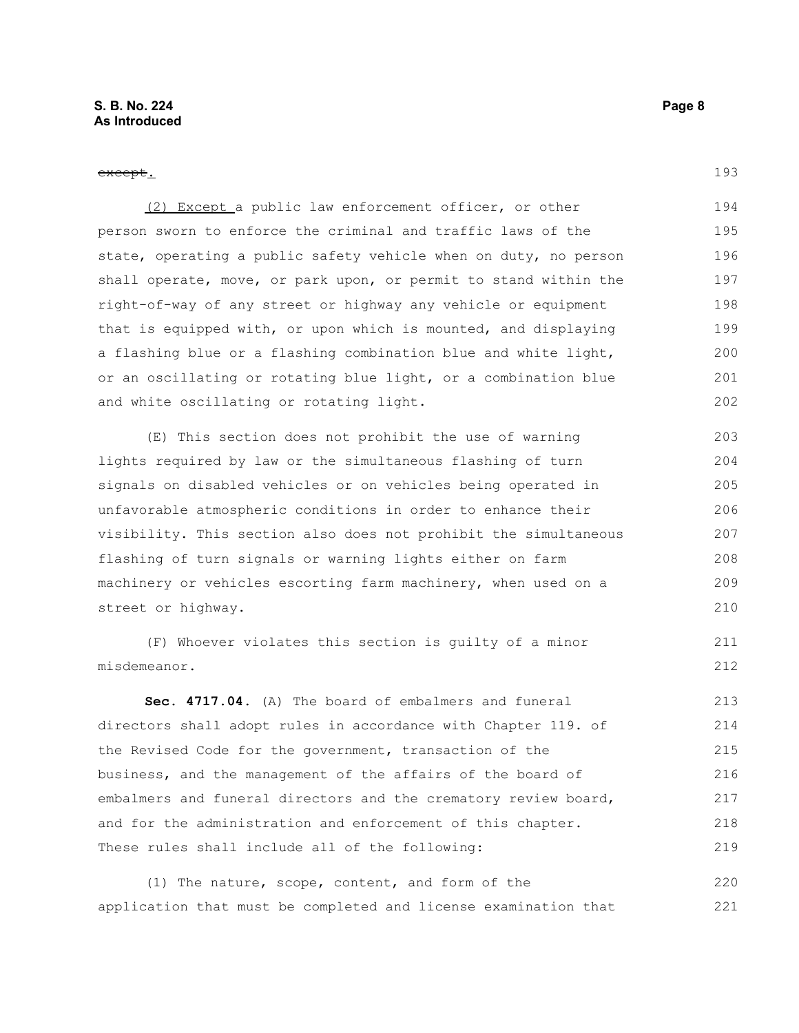~~except~~.

(2) Except a public law enforcement officer, or other person sworn to enforce the criminal and traffic laws of the state, operating a public safety vehicle when on duty, no person shall operate, move, or park upon, or permit to stand within the right-of-way of any street or highway any vehicle or equipment that is equipped with, or upon which is mounted, and displaying a flashing blue or a flashing combination blue and white light, or an oscillating or rotating blue light, or a combination blue and white oscillating or rotating light.

(E) This section does not prohibit the use of warning lights required by law or the simultaneous flashing of turn signals on disabled vehicles or on vehicles being operated in unfavorable atmospheric conditions in order to enhance their visibility. This section also does not prohibit the simultaneous flashing of turn signals or warning lights either on farm machinery or vehicles escorting farm machinery, when used on a street or highway.

(F) Whoever violates this section is guilty of a minor misdemeanor.

**Sec. 4717.04.** (A) The board of embalmers and funeral directors shall adopt rules in accordance with Chapter 119. of the Revised Code for the government, transaction of the business, and the management of the affairs of the board of embalmers and funeral directors and the crematory review board, and for the administration and enforcement of this chapter. These rules shall include all of the following:

(1) The nature, scope, content, and form of the application that must be completed and license examination that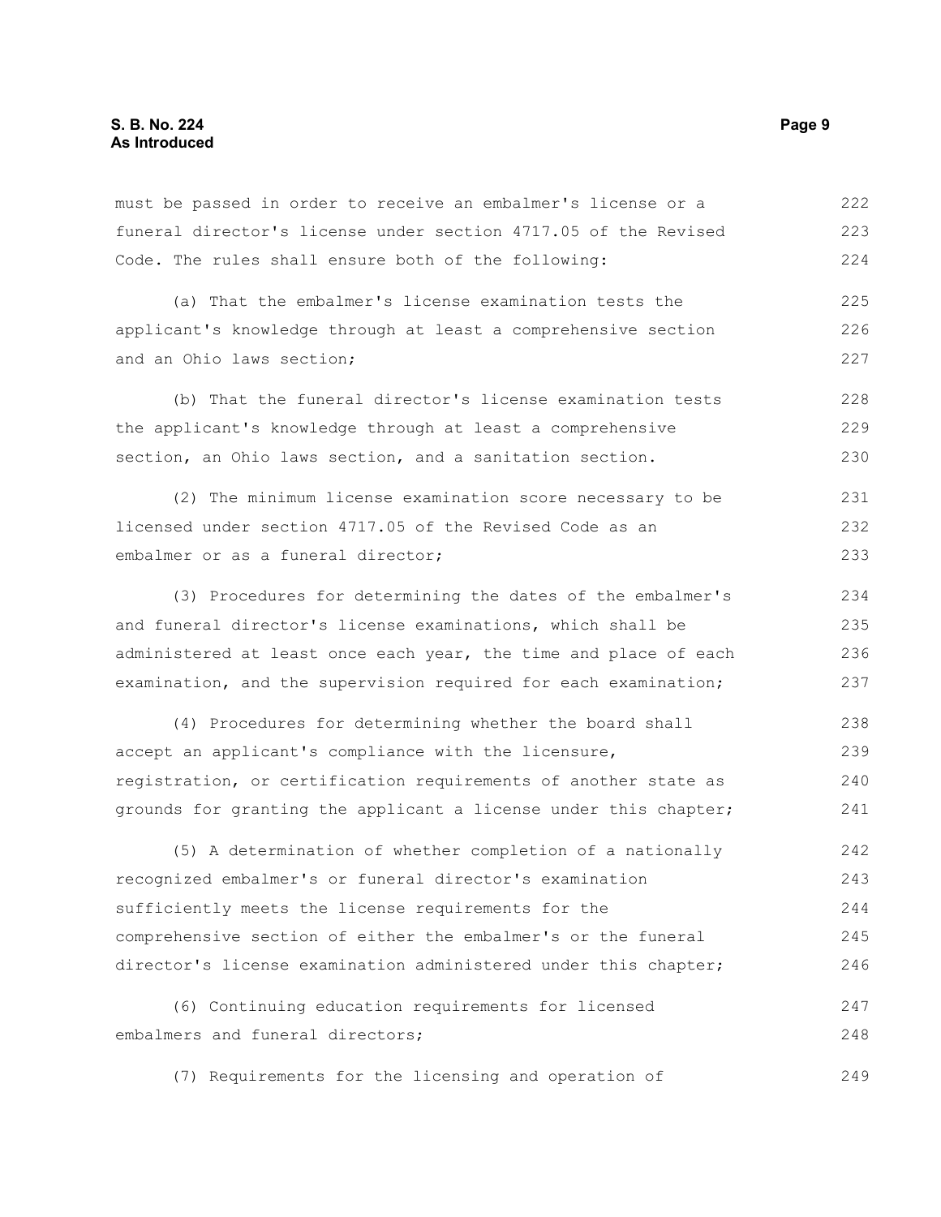must be passed in order to receive an embalmer's license or a funeral director's license under section 4717.05 of the Revised Code. The rules shall ensure both of the following:

(a) That the embalmer's license examination tests the applicant's knowledge through at least a comprehensive section and an Ohio laws section;

(b) That the funeral director's license examination tests the applicant's knowledge through at least a comprehensive section, an Ohio laws section, and a sanitation section.

(2) The minimum license examination score necessary to be licensed under section 4717.05 of the Revised Code as an embalmer or as a funeral director;

(3) Procedures for determining the dates of the embalmer's and funeral director's license examinations, which shall be administered at least once each year, the time and place of each examination, and the supervision required for each examination;

(4) Procedures for determining whether the board shall accept an applicant's compliance with the licensure, registration, or certification requirements of another state as grounds for granting the applicant a license under this chapter;

(5) A determination of whether completion of a nationally recognized embalmer's or funeral director's examination sufficiently meets the license requirements for the comprehensive section of either the embalmer's or the funeral director's license examination administered under this chapter;

(6) Continuing education requirements for licensed embalmers and funeral directors;

(7) Requirements for the licensing and operation of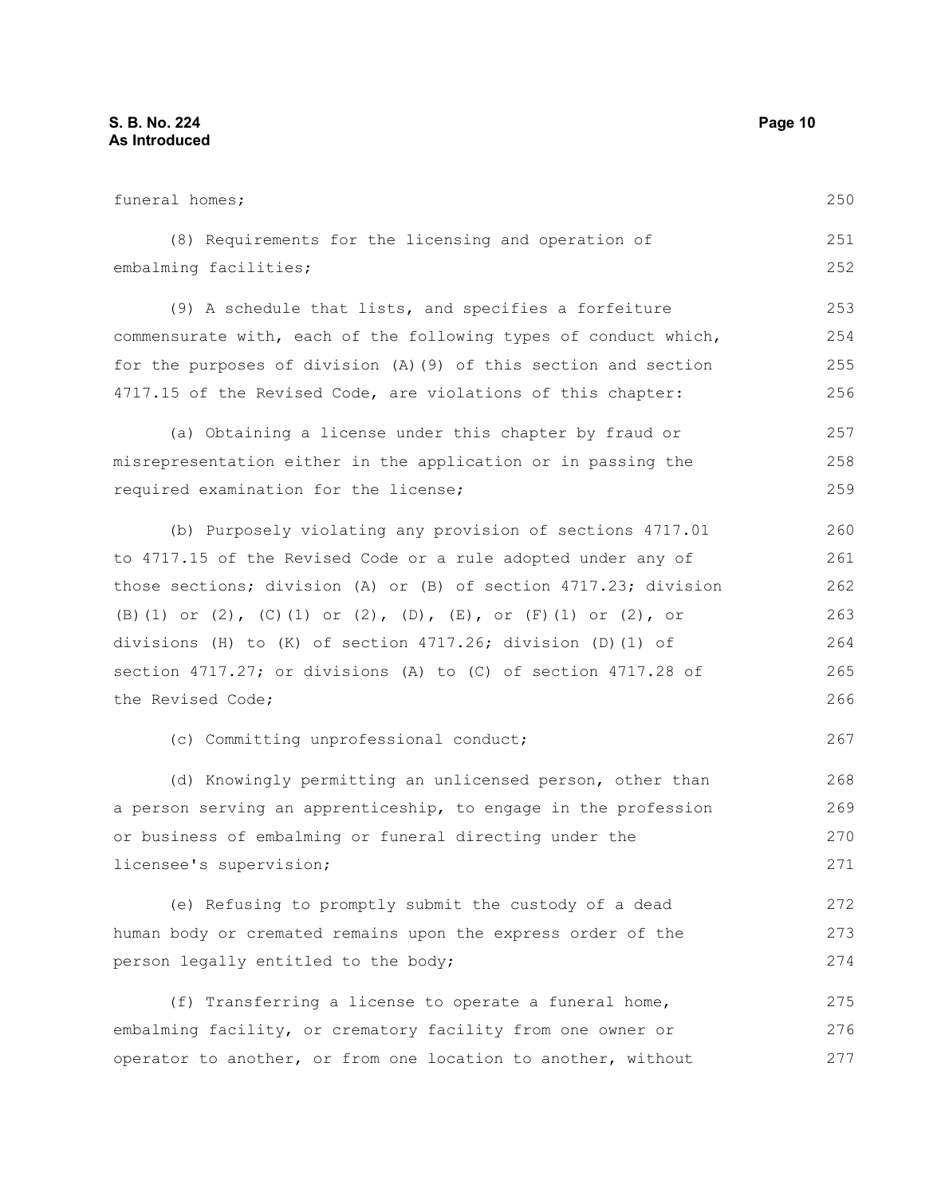funeral homes;

(8) Requirements for the licensing and operation of embalming facilities;

(9) A schedule that lists, and specifies a forfeiture commensurate with, each of the following types of conduct which, for the purposes of division (A)(9) of this section and section 4717.15 of the Revised Code, are violations of this chapter:

(a) Obtaining a license under this chapter by fraud or misrepresentation either in the application or in passing the required examination for the license;

(b) Purposely violating any provision of sections 4717.01 to 4717.15 of the Revised Code or a rule adopted under any of those sections; division (A) or (B) of section 4717.23; division (B)(1) or (2), (C)(1) or (2), (D), (E), or (F)(1) or (2), or divisions (H) to (K) of section 4717.26; division (D)(1) of section 4717.27; or divisions (A) to (C) of section 4717.28 of the Revised Code;

(c) Committing unprofessional conduct;

(d) Knowingly permitting an unlicensed person, other than a person serving an apprenticeship, to engage in the profession or business of embalming or funeral directing under the licensee's supervision;

(e) Refusing to promptly submit the custody of a dead human body or cremated remains upon the express order of the person legally entitled to the body;

(f) Transferring a license to operate a funeral home, embalming facility, or crematory facility from one owner or operator to another, or from one location to another, without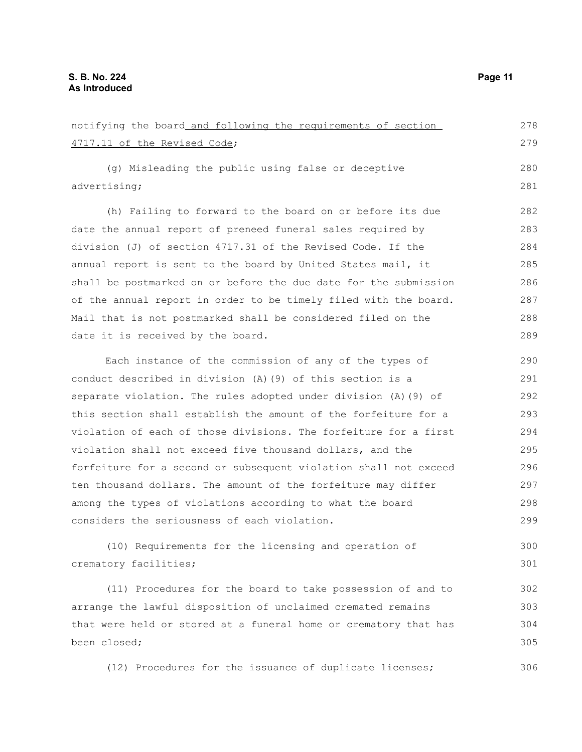notifying the board and following the requirements of section 4717.11 of the Revised Code;

(g) Misleading the public using false or deceptive advertising;

(h) Failing to forward to the board on or before its due date the annual report of preneed funeral sales required by division (J) of section 4717.31 of the Revised Code. If the annual report is sent to the board by United States mail, it shall be postmarked on or before the due date for the submission of the annual report in order to be timely filed with the board. Mail that is not postmarked shall be considered filed on the date it is received by the board.

Each instance of the commission of any of the types of conduct described in division (A)(9) of this section is a separate violation. The rules adopted under division (A)(9) of this section shall establish the amount of the forfeiture for a violation of each of those divisions. The forfeiture for a first violation shall not exceed five thousand dollars, and the forfeiture for a second or subsequent violation shall not exceed ten thousand dollars. The amount of the forfeiture may differ among the types of violations according to what the board considers the seriousness of each violation.

(10) Requirements for the licensing and operation of crematory facilities;

(11) Procedures for the board to take possession of and to arrange the lawful disposition of unclaimed cremated remains that were held or stored at a funeral home or crematory that has been closed;

(12) Procedures for the issuance of duplicate licenses;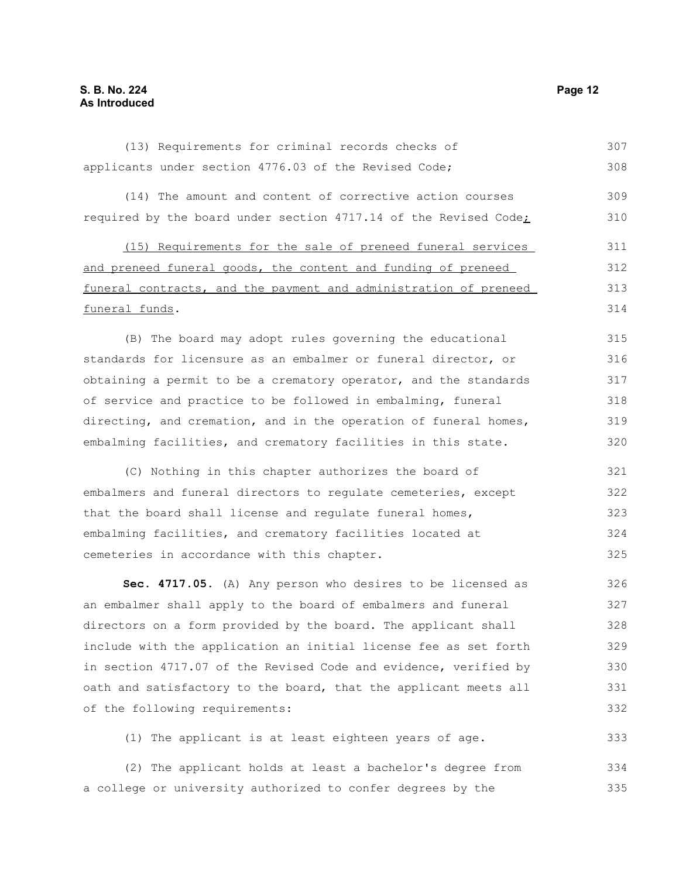(13) Requirements for criminal records checks of applicants under section 4776.03 of the Revised Code;

(14) The amount and content of corrective action courses required by the board under section 4717.14 of the Revised Code;

(15) Requirements for the sale of preneed funeral services and preneed funeral goods, the content and funding of preneed funeral contracts, and the payment and administration of preneed funeral funds.

(B) The board may adopt rules governing the educational standards for licensure as an embalmer or funeral director, or obtaining a permit to be a crematory operator, and the standards of service and practice to be followed in embalming, funeral directing, and cremation, and in the operation of funeral homes, embalming facilities, and crematory facilities in this state.

(C) Nothing in this chapter authorizes the board of embalmers and funeral directors to regulate cemeteries, except that the board shall license and regulate funeral homes, embalming facilities, and crematory facilities located at cemeteries in accordance with this chapter.

**Sec. 4717.05.** (A) Any person who desires to be licensed as an embalmer shall apply to the board of embalmers and funeral directors on a form provided by the board. The applicant shall include with the application an initial license fee as set forth in section 4717.07 of the Revised Code and evidence, verified by oath and satisfactory to the board, that the applicant meets all of the following requirements:

(1) The applicant is at least eighteen years of age.

(2) The applicant holds at least a bachelor's degree from a college or university authorized to confer degrees by the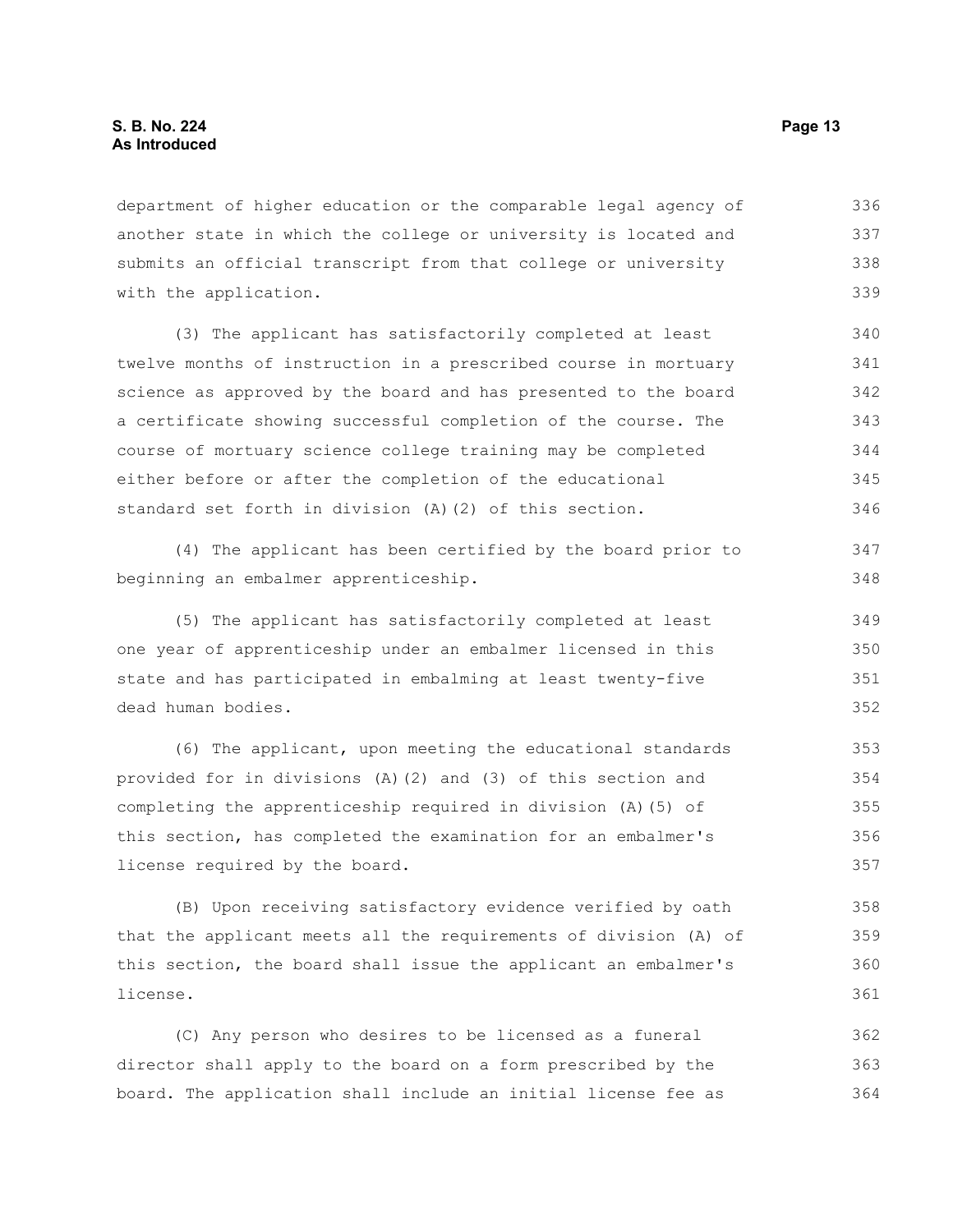department of higher education or the comparable legal agency of another state in which the college or university is located and submits an official transcript from that college or university with the application.

(3) The applicant has satisfactorily completed at least twelve months of instruction in a prescribed course in mortuary science as approved by the board and has presented to the board a certificate showing successful completion of the course. The course of mortuary science college training may be completed either before or after the completion of the educational standard set forth in division (A)(2) of this section.

(4) The applicant has been certified by the board prior to beginning an embalmer apprenticeship.

(5) The applicant has satisfactorily completed at least one year of apprenticeship under an embalmer licensed in this state and has participated in embalming at least twenty-five dead human bodies.

(6) The applicant, upon meeting the educational standards provided for in divisions (A)(2) and (3) of this section and completing the apprenticeship required in division (A)(5) of this section, has completed the examination for an embalmer's license required by the board.

(B) Upon receiving satisfactory evidence verified by oath that the applicant meets all the requirements of division (A) of this section, the board shall issue the applicant an embalmer's license.

(C) Any person who desires to be licensed as a funeral director shall apply to the board on a form prescribed by the board. The application shall include an initial license fee as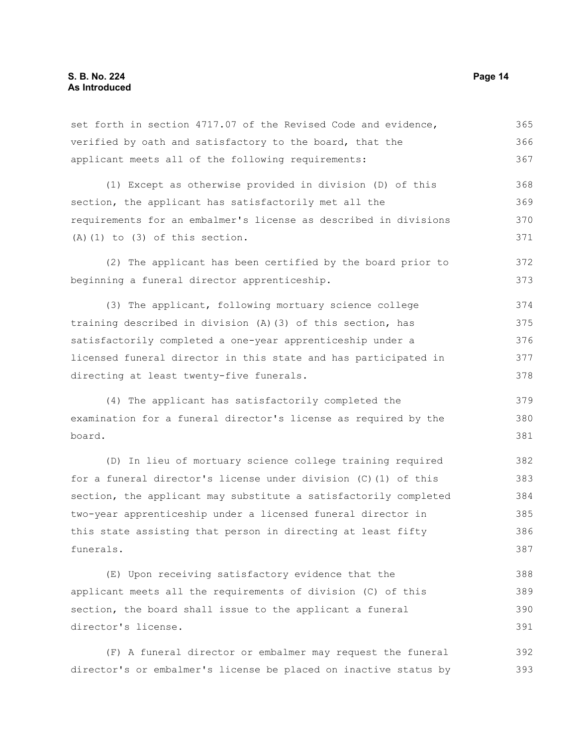set forth in section 4717.07 of the Revised Code and evidence, verified by oath and satisfactory to the board, that the applicant meets all of the following requirements:

(1) Except as otherwise provided in division (D) of this section, the applicant has satisfactorily met all the requirements for an embalmer's license as described in divisions (A)(1) to (3) of this section.

(2) The applicant has been certified by the board prior to beginning a funeral director apprenticeship.

(3) The applicant, following mortuary science college training described in division (A)(3) of this section, has satisfactorily completed a one-year apprenticeship under a licensed funeral director in this state and has participated in directing at least twenty-five funerals.

(4) The applicant has satisfactorily completed the examination for a funeral director's license as required by the board.

(D) In lieu of mortuary science college training required for a funeral director's license under division (C)(1) of this section, the applicant may substitute a satisfactorily completed two-year apprenticeship under a licensed funeral director in this state assisting that person in directing at least fifty funerals.

(E) Upon receiving satisfactory evidence that the applicant meets all the requirements of division (C) of this section, the board shall issue to the applicant a funeral director's license.

(F) A funeral director or embalmer may request the funeral director's or embalmer's license be placed on inactive status by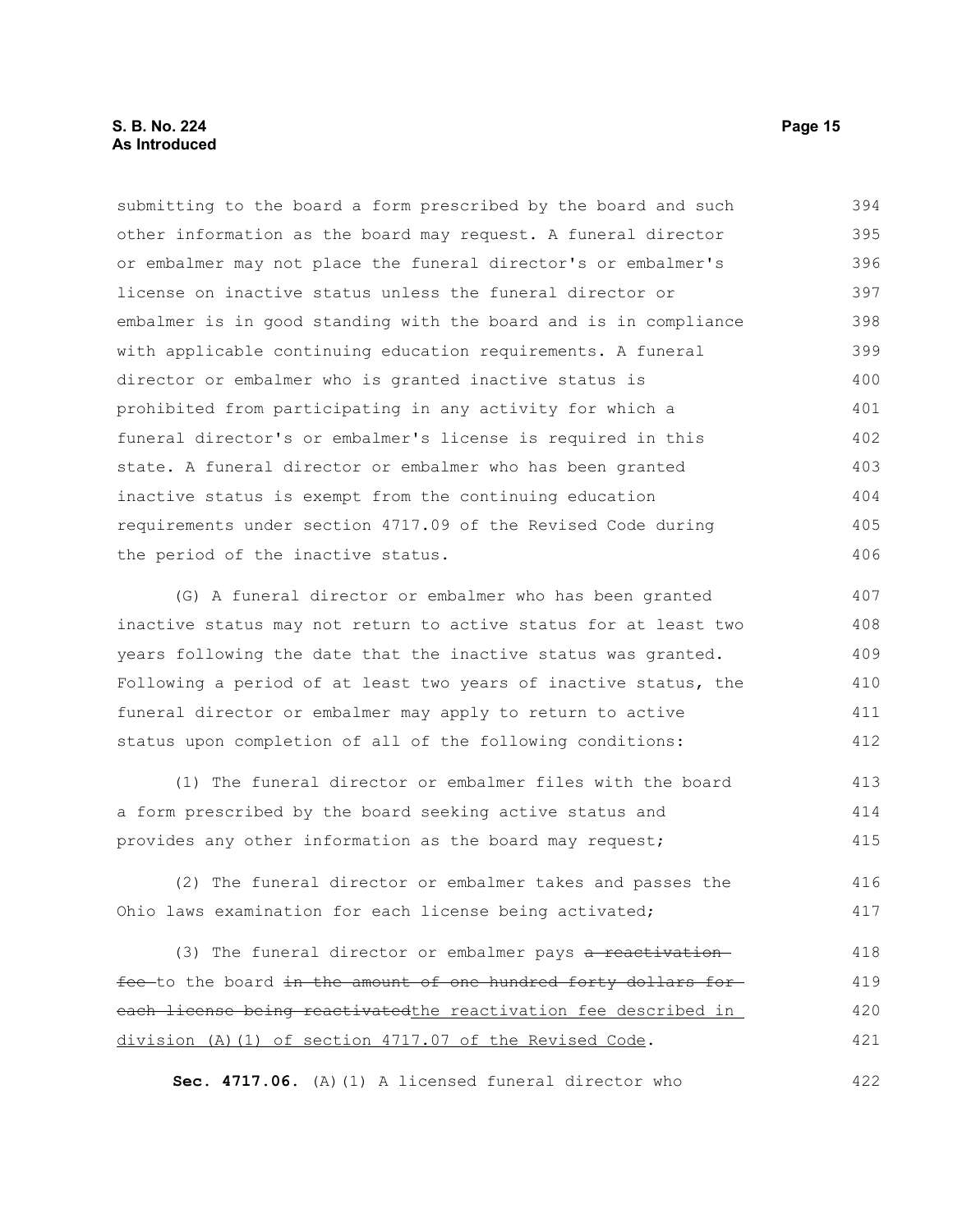submitting to the board a form prescribed by the board and such other information as the board may request. A funeral director or embalmer may not place the funeral director's or embalmer's license on inactive status unless the funeral director or embalmer is in good standing with the board and is in compliance with applicable continuing education requirements. A funeral director or embalmer who is granted inactive status is prohibited from participating in any activity for which a funeral director's or embalmer's license is required in this state. A funeral director or embalmer who has been granted inactive status is exempt from the continuing education requirements under section 4717.09 of the Revised Code during the period of the inactive status.

(G) A funeral director or embalmer who has been granted inactive status may not return to active status for at least two years following the date that the inactive status was granted. Following a period of at least two years of inactive status, the funeral director or embalmer may apply to return to active status upon completion of all of the following conditions:

(1) The funeral director or embalmer files with the board a form prescribed by the board seeking active status and provides any other information as the board may request;

(2) The funeral director or embalmer takes and passes the Ohio laws examination for each license being activated;

(3) The funeral director or embalmer pays ~~a reactivation fee~~ to the board ~~in the amount of one hundred forty dollars for each license being reactivated~~the reactivation fee described in division (A)(1) of section 4717.07 of the Revised Code.

**Sec. 4717.06.** (A)(1) A licensed funeral director who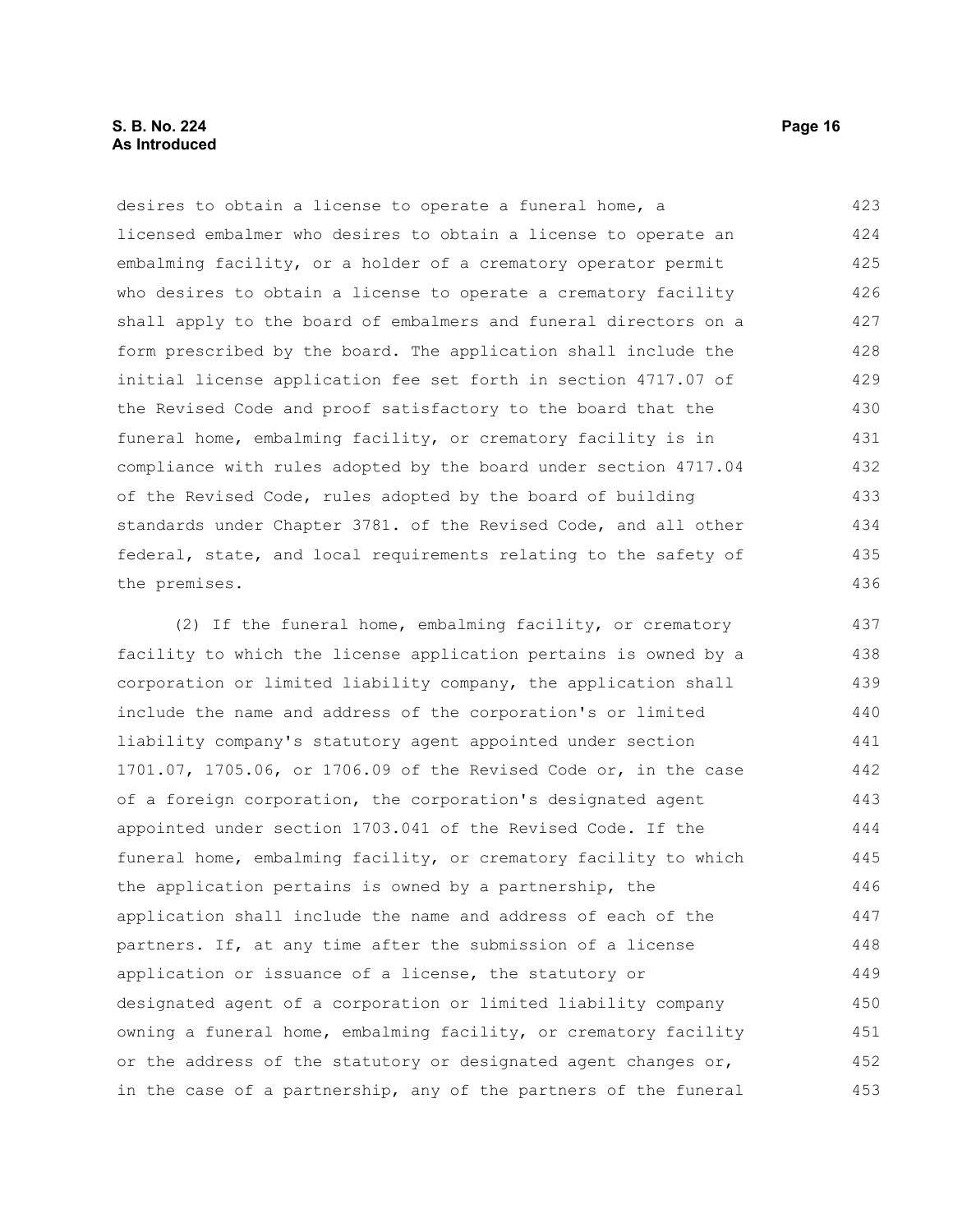desires to obtain a license to operate a funeral home, a licensed embalmer who desires to obtain a license to operate an embalming facility, or a holder of a crematory operator permit who desires to obtain a license to operate a crematory facility shall apply to the board of embalmers and funeral directors on a form prescribed by the board. The application shall include the initial license application fee set forth in section 4717.07 of the Revised Code and proof satisfactory to the board that the funeral home, embalming facility, or crematory facility is in compliance with rules adopted by the board under section 4717.04 of the Revised Code, rules adopted by the board of building standards under Chapter 3781. of the Revised Code, and all other federal, state, and local requirements relating to the safety of the premises.

(2) If the funeral home, embalming facility, or crematory facility to which the license application pertains is owned by a corporation or limited liability company, the application shall include the name and address of the corporation's or limited liability company's statutory agent appointed under section 1701.07, 1705.06, or 1706.09 of the Revised Code or, in the case of a foreign corporation, the corporation's designated agent appointed under section 1703.041 of the Revised Code. If the funeral home, embalming facility, or crematory facility to which the application pertains is owned by a partnership, the application shall include the name and address of each of the partners. If, at any time after the submission of a license application or issuance of a license, the statutory or designated agent of a corporation or limited liability company owning a funeral home, embalming facility, or crematory facility or the address of the statutory or designated agent changes or, in the case of a partnership, any of the partners of the funeral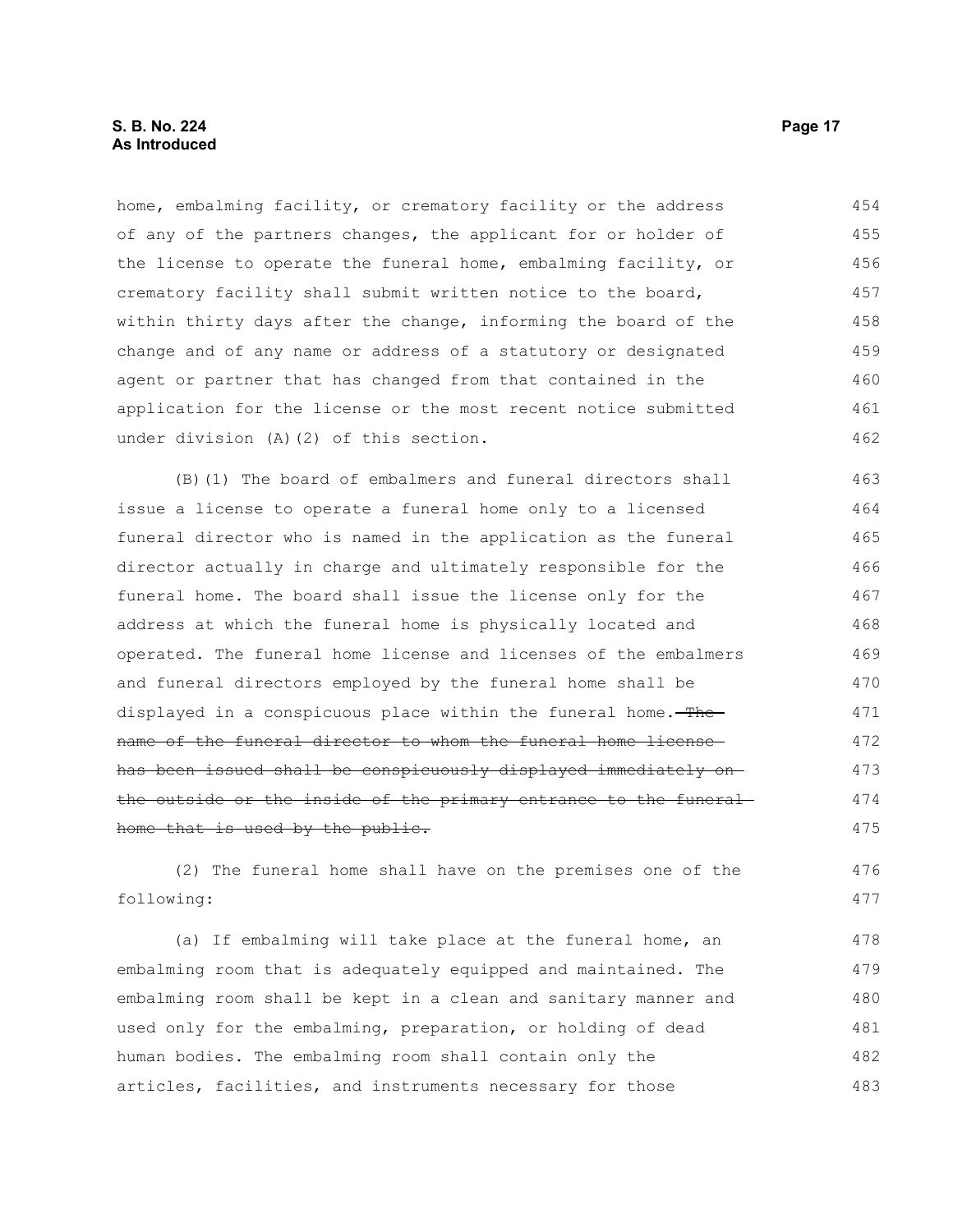home, embalming facility, or crematory facility or the address of any of the partners changes, the applicant for or holder of the license to operate the funeral home, embalming facility, or crematory facility shall submit written notice to the board, within thirty days after the change, informing the board of the change and of any name or address of a statutory or designated agent or partner that has changed from that contained in the application for the license or the most recent notice submitted under division (A)(2) of this section.

(B)(1) The board of embalmers and funeral directors shall issue a license to operate a funeral home only to a licensed funeral director who is named in the application as the funeral director actually in charge and ultimately responsible for the funeral home. The board shall issue the license only for the address at which the funeral home is physically located and operated. The funeral home license and licenses of the embalmers and funeral directors employed by the funeral home shall be displayed in a conspicuous place within the funeral home. ~~The name of the funeral director to whom the funeral home license has been issued shall be conspicuously displayed immediately on the outside or the inside of the primary entrance to the funeral home that is used by the public.~~

(2) The funeral home shall have on the premises one of the following:

(a) If embalming will take place at the funeral home, an embalming room that is adequately equipped and maintained. The embalming room shall be kept in a clean and sanitary manner and used only for the embalming, preparation, or holding of dead human bodies. The embalming room shall contain only the articles, facilities, and instruments necessary for those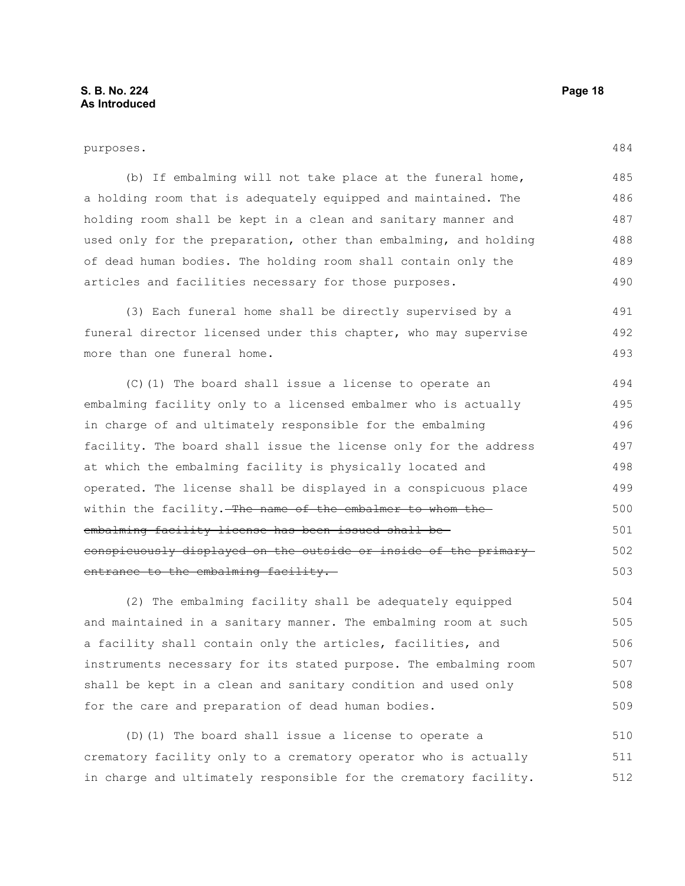purposes.

(b) If embalming will not take place at the funeral home, a holding room that is adequately equipped and maintained. The holding room shall be kept in a clean and sanitary manner and used only for the preparation, other than embalming, and holding of dead human bodies. The holding room shall contain only the articles and facilities necessary for those purposes.

(3) Each funeral home shall be directly supervised by a funeral director licensed under this chapter, who may supervise more than one funeral home.

(C)(1) The board shall issue a license to operate an embalming facility only to a licensed embalmer who is actually in charge of and ultimately responsible for the embalming facility. The board shall issue the license only for the address at which the embalming facility is physically located and operated. The license shall be displayed in a conspicuous place within the facility. ~~The name of the embalmer to whom the embalming facility license has been issued shall be conspicuously displayed on the outside or inside of the primary entrance to the embalming facility.~~

(2) The embalming facility shall be adequately equipped and maintained in a sanitary manner. The embalming room at such a facility shall contain only the articles, facilities, and instruments necessary for its stated purpose. The embalming room shall be kept in a clean and sanitary condition and used only for the care and preparation of dead human bodies.

(D)(1) The board shall issue a license to operate a crematory facility only to a crematory operator who is actually in charge and ultimately responsible for the crematory facility.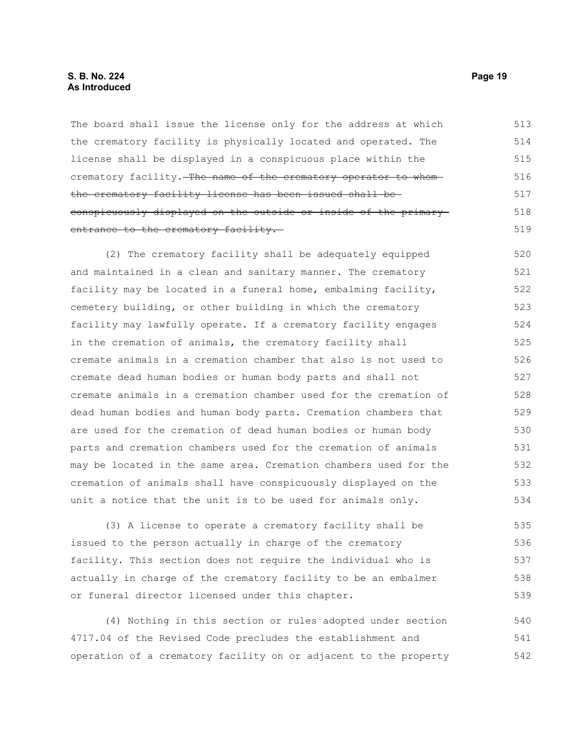The board shall issue the license only for the address at which the crematory facility is physically located and operated. The license shall be displayed in a conspicuous place within the crematory facility. ~~The name of the crematory operator to whom the crematory facility license has been issued shall be conspicuously displayed on the outside or inside of the primary entrance to the crematory facility.~~

(2) The crematory facility shall be adequately equipped and maintained in a clean and sanitary manner. The crematory facility may be located in a funeral home, embalming facility, cemetery building, or other building in which the crematory facility may lawfully operate. If a crematory facility engages in the cremation of animals, the crematory facility shall cremate animals in a cremation chamber that also is not used to cremate dead human bodies or human body parts and shall not cremate animals in a cremation chamber used for the cremation of dead human bodies and human body parts. Cremation chambers that are used for the cremation of dead human bodies or human body parts and cremation chambers used for the cremation of animals may be located in the same area. Cremation chambers used for the cremation of animals shall have conspicuously displayed on the unit a notice that the unit is to be used for animals only.

(3) A license to operate a crematory facility shall be issued to the person actually in charge of the crematory facility. This section does not require the individual who is actually in charge of the crematory facility to be an embalmer or funeral director licensed under this chapter.

(4) Nothing in this section or rules adopted under section 4717.04 of the Revised Code precludes the establishment and operation of a crematory facility on or adjacent to the property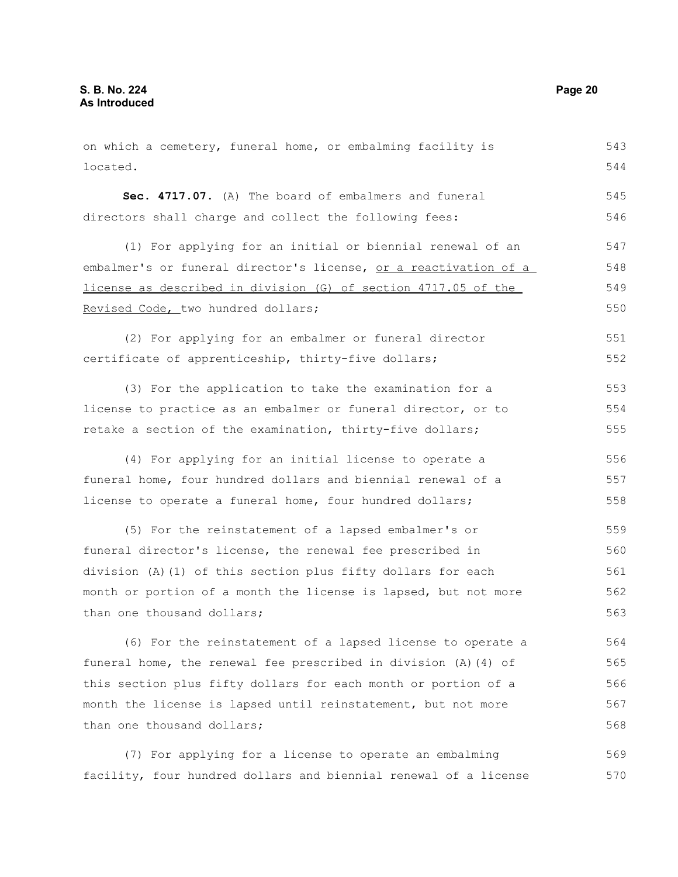on which a cemetery, funeral home, or embalming facility is located.

**Sec. 4717.07.** (A) The board of embalmers and funeral directors shall charge and collect the following fees:

(1) For applying for an initial or biennial renewal of an embalmer's or funeral director's license, <u>or a reactivation of a license as described in division (G) of section 4717.05 of the Revised Code,</u> two hundred dollars;

(2) For applying for an embalmer or funeral director certificate of apprenticeship, thirty-five dollars;

(3) For the application to take the examination for a license to practice as an embalmer or funeral director, or to retake a section of the examination, thirty-five dollars;

(4) For applying for an initial license to operate a funeral home, four hundred dollars and biennial renewal of a license to operate a funeral home, four hundred dollars;

(5) For the reinstatement of a lapsed embalmer's or funeral director's license, the renewal fee prescribed in division (A)(1) of this section plus fifty dollars for each month or portion of a month the license is lapsed, but not more than one thousand dollars;

(6) For the reinstatement of a lapsed license to operate a funeral home, the renewal fee prescribed in division (A)(4) of this section plus fifty dollars for each month or portion of a month the license is lapsed until reinstatement, but not more than one thousand dollars;

(7) For applying for a license to operate an embalming facility, four hundred dollars and biennial renewal of a license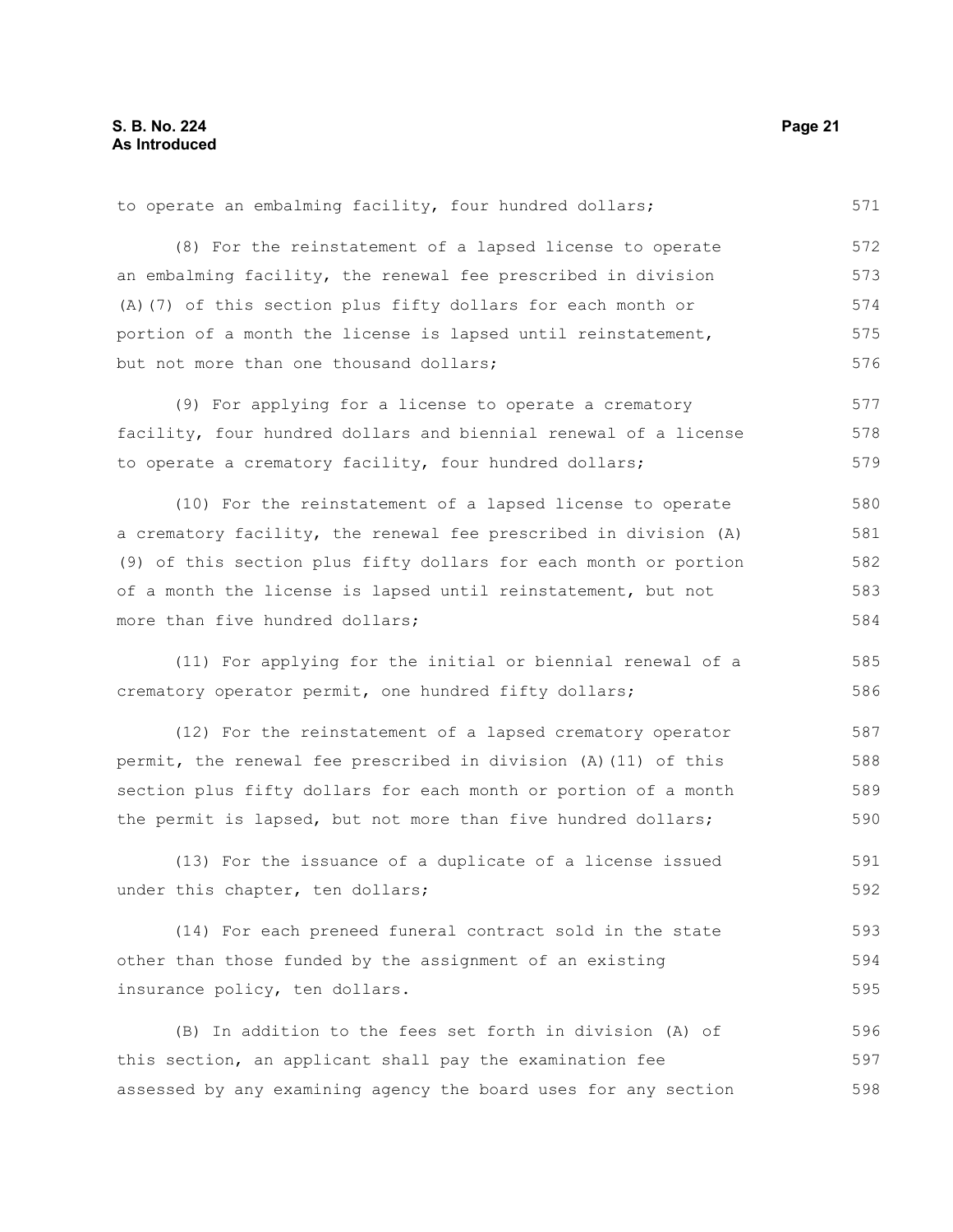to operate an embalming facility, four hundred dollars;

(8) For the reinstatement of a lapsed license to operate an embalming facility, the renewal fee prescribed in division (A)(7) of this section plus fifty dollars for each month or portion of a month the license is lapsed until reinstatement, but not more than one thousand dollars;

(9) For applying for a license to operate a crematory facility, four hundred dollars and biennial renewal of a license to operate a crematory facility, four hundred dollars;

(10) For the reinstatement of a lapsed license to operate a crematory facility, the renewal fee prescribed in division (A)(9) of this section plus fifty dollars for each month or portion of a month the license is lapsed until reinstatement, but not more than five hundred dollars;

(11) For applying for the initial or biennial renewal of a crematory operator permit, one hundred fifty dollars;

(12) For the reinstatement of a lapsed crematory operator permit, the renewal fee prescribed in division (A)(11) of this section plus fifty dollars for each month or portion of a month the permit is lapsed, but not more than five hundred dollars;

(13) For the issuance of a duplicate of a license issued under this chapter, ten dollars;

(14) For each preneed funeral contract sold in the state other than those funded by the assignment of an existing insurance policy, ten dollars.

(B) In addition to the fees set forth in division (A) of this section, an applicant shall pay the examination fee assessed by any examining agency the board uses for any section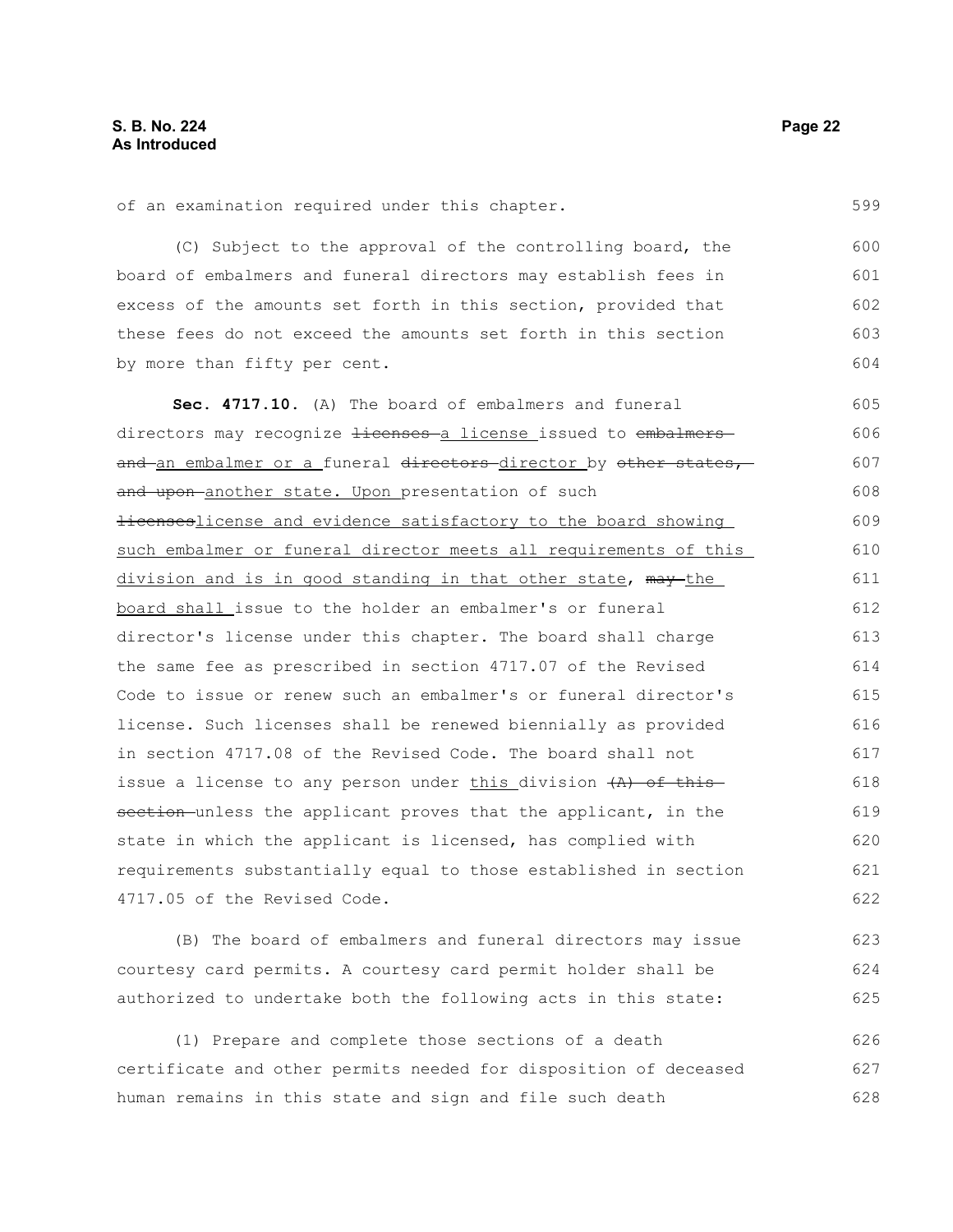of an examination required under this chapter.

(C) Subject to the approval of the controlling board, the board of embalmers and funeral directors may establish fees in excess of the amounts set forth in this section, provided that these fees do not exceed the amounts set forth in this section by more than fifty per cent.

**Sec. 4717.10.** (A) The board of embalmers and funeral directors may recognize ~~licenses~~ a license issued to ~~embalmers and~~ an embalmer or a funeral ~~directors~~ director by ~~other states, and upon~~ another state. Upon presentation of such ~~licenses~~license and evidence satisfactory to the board showing such embalmer or funeral director meets all requirements of this division and is in good standing in that other state, ~~may~~ the board shall issue to the holder an embalmer's or funeral director's license under this chapter. The board shall charge the same fee as prescribed in section 4717.07 of the Revised Code to issue or renew such an embalmer's or funeral director's license. Such licenses shall be renewed biennially as provided in section 4717.08 of the Revised Code. The board shall not issue a license to any person under this division ~~(A) of this section~~ unless the applicant proves that the applicant, in the state in which the applicant is licensed, has complied with requirements substantially equal to those established in section 4717.05 of the Revised Code.

(B) The board of embalmers and funeral directors may issue courtesy card permits. A courtesy card permit holder shall be authorized to undertake both the following acts in this state:

(1) Prepare and complete those sections of a death certificate and other permits needed for disposition of deceased human remains in this state and sign and file such death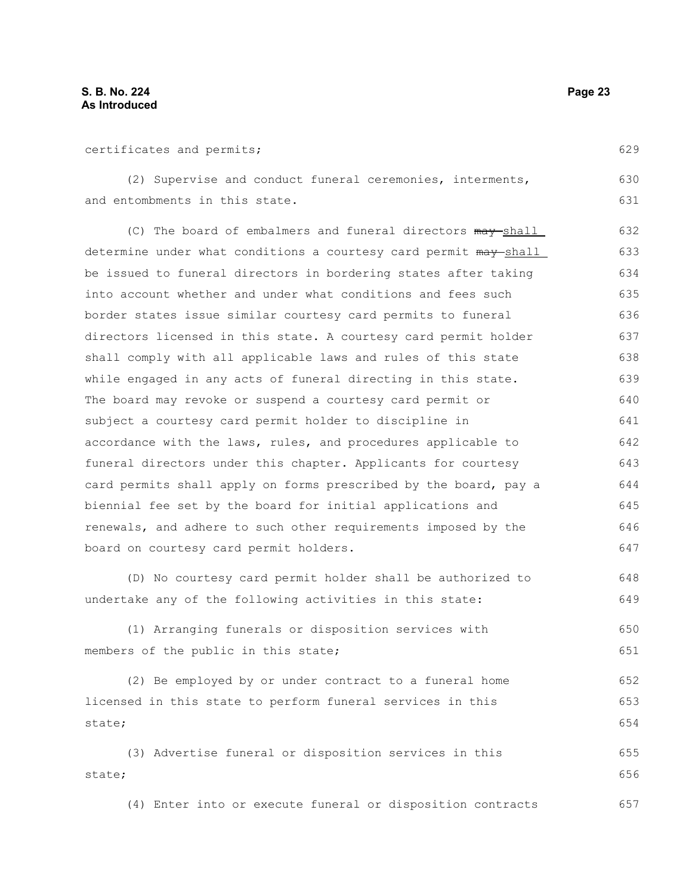certificates and permits;

(2) Supervise and conduct funeral ceremonies, interments, and entombments in this state.

(C) The board of embalmers and funeral directors ~~may~~ shall determine under what conditions a courtesy card permit ~~may~~ shall be issued to funeral directors in bordering states after taking into account whether and under what conditions and fees such border states issue similar courtesy card permits to funeral directors licensed in this state. A courtesy card permit holder shall comply with all applicable laws and rules of this state while engaged in any acts of funeral directing in this state. The board may revoke or suspend a courtesy card permit or subject a courtesy card permit holder to discipline in accordance with the laws, rules, and procedures applicable to funeral directors under this chapter. Applicants for courtesy card permits shall apply on forms prescribed by the board, pay a biennial fee set by the board for initial applications and renewals, and adhere to such other requirements imposed by the board on courtesy card permit holders.

(D) No courtesy card permit holder shall be authorized to undertake any of the following activities in this state:

(1) Arranging funerals or disposition services with members of the public in this state;

(2) Be employed by or under contract to a funeral home licensed in this state to perform funeral services in this state;

(3) Advertise funeral or disposition services in this state;

(4) Enter into or execute funeral or disposition contracts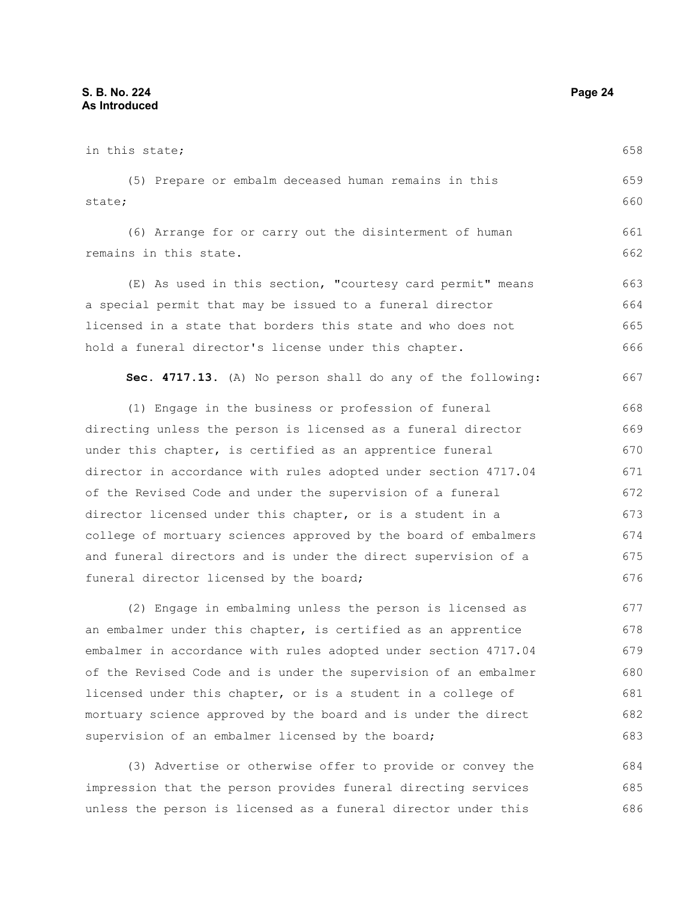in this state;

(5) Prepare or embalm deceased human remains in this state;

(6) Arrange for or carry out the disinterment of human remains in this state.

(E) As used in this section, "courtesy card permit" means a special permit that may be issued to a funeral director licensed in a state that borders this state and who does not hold a funeral director's license under this chapter.

**Sec. 4717.13.** (A) No person shall do any of the following:

(1) Engage in the business or profession of funeral directing unless the person is licensed as a funeral director under this chapter, is certified as an apprentice funeral director in accordance with rules adopted under section 4717.04 of the Revised Code and under the supervision of a funeral director licensed under this chapter, or is a student in a college of mortuary sciences approved by the board of embalmers and funeral directors and is under the direct supervision of a funeral director licensed by the board;

(2) Engage in embalming unless the person is licensed as an embalmer under this chapter, is certified as an apprentice embalmer in accordance with rules adopted under section 4717.04 of the Revised Code and is under the supervision of an embalmer licensed under this chapter, or is a student in a college of mortuary science approved by the board and is under the direct supervision of an embalmer licensed by the board;

(3) Advertise or otherwise offer to provide or convey the impression that the person provides funeral directing services unless the person is licensed as a funeral director under this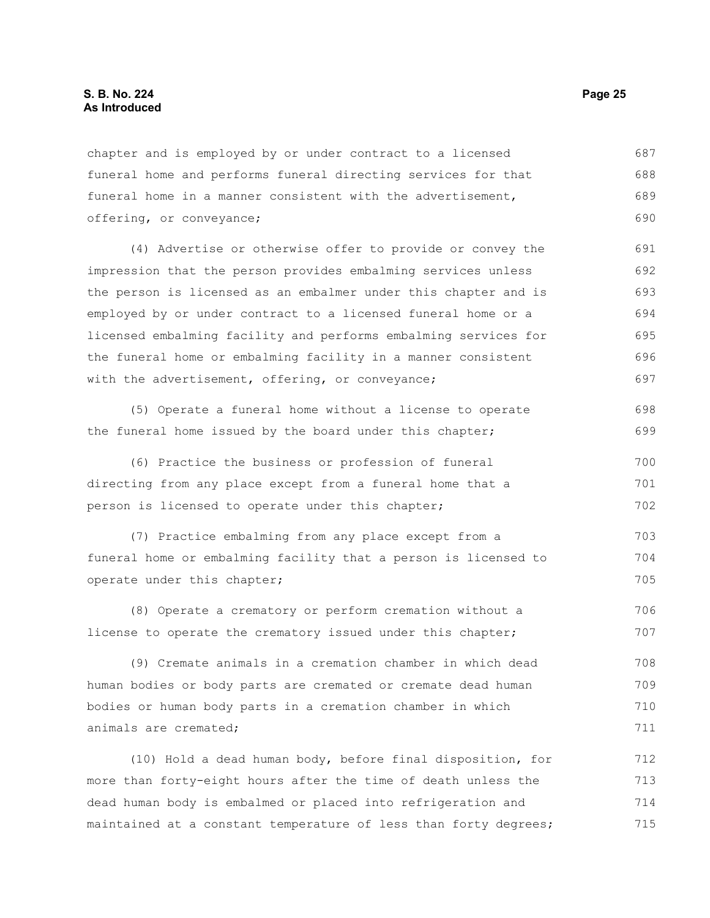chapter and is employed by or under contract to a licensed funeral home and performs funeral directing services for that funeral home in a manner consistent with the advertisement, offering, or conveyance;

(4) Advertise or otherwise offer to provide or convey the impression that the person provides embalming services unless the person is licensed as an embalmer under this chapter and is employed by or under contract to a licensed funeral home or a licensed embalming facility and performs embalming services for the funeral home or embalming facility in a manner consistent with the advertisement, offering, or conveyance;

(5) Operate a funeral home without a license to operate the funeral home issued by the board under this chapter;

(6) Practice the business or profession of funeral directing from any place except from a funeral home that a person is licensed to operate under this chapter;

(7) Practice embalming from any place except from a funeral home or embalming facility that a person is licensed to operate under this chapter;

(8) Operate a crematory or perform cremation without a license to operate the crematory issued under this chapter;

(9) Cremate animals in a cremation chamber in which dead human bodies or body parts are cremated or cremate dead human bodies or human body parts in a cremation chamber in which animals are cremated;

(10) Hold a dead human body, before final disposition, for more than forty-eight hours after the time of death unless the dead human body is embalmed or placed into refrigeration and maintained at a constant temperature of less than forty degrees;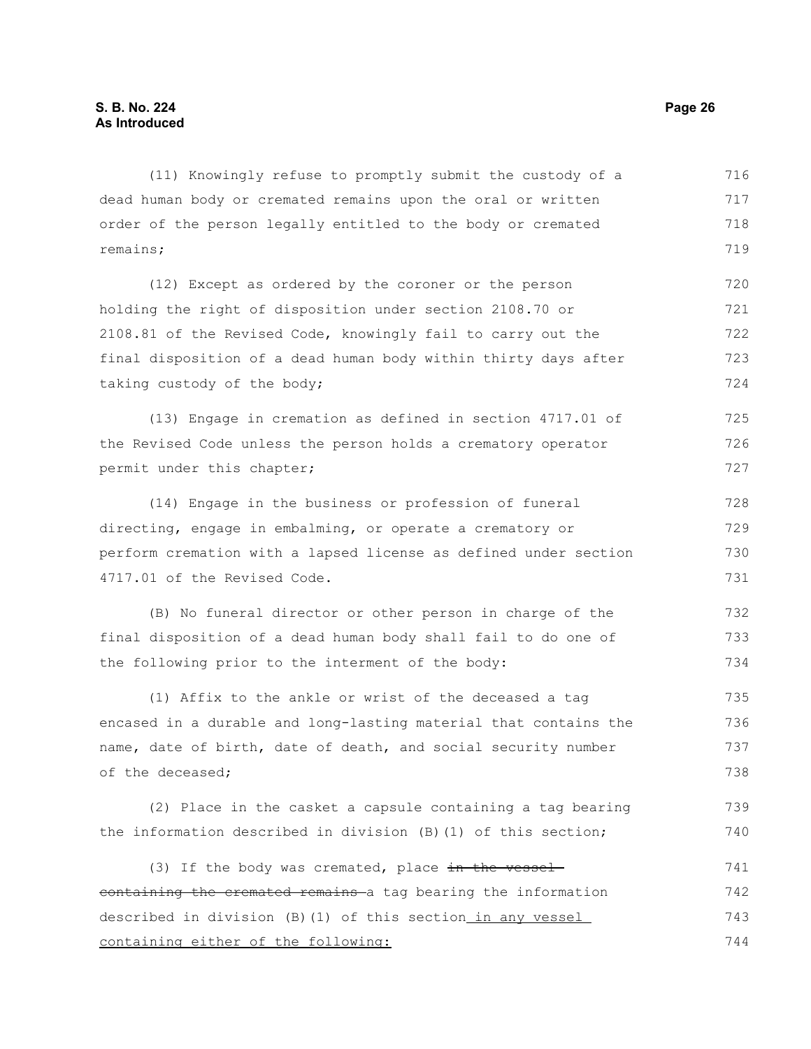(11) Knowingly refuse to promptly submit the custody of a dead human body or cremated remains upon the oral or written order of the person legally entitled to the body or cremated remains;

(12) Except as ordered by the coroner or the person holding the right of disposition under section 2108.70 or 2108.81 of the Revised Code, knowingly fail to carry out the final disposition of a dead human body within thirty days after taking custody of the body;

(13) Engage in cremation as defined in section 4717.01 of the Revised Code unless the person holds a crematory operator permit under this chapter;

(14) Engage in the business or profession of funeral directing, engage in embalming, or operate a crematory or perform cremation with a lapsed license as defined under section 4717.01 of the Revised Code.

(B) No funeral director or other person in charge of the final disposition of a dead human body shall fail to do one of the following prior to the interment of the body:

(1) Affix to the ankle or wrist of the deceased a tag encased in a durable and long-lasting material that contains the name, date of birth, date of death, and social security number of the deceased;

(2) Place in the casket a capsule containing a tag bearing the information described in division (B)(1) of this section;

(3) If the body was cremated, place ~~in the vessel containing the cremated remains~~ a tag bearing the information described in division (B)(1) of this section in any vessel containing either of the following: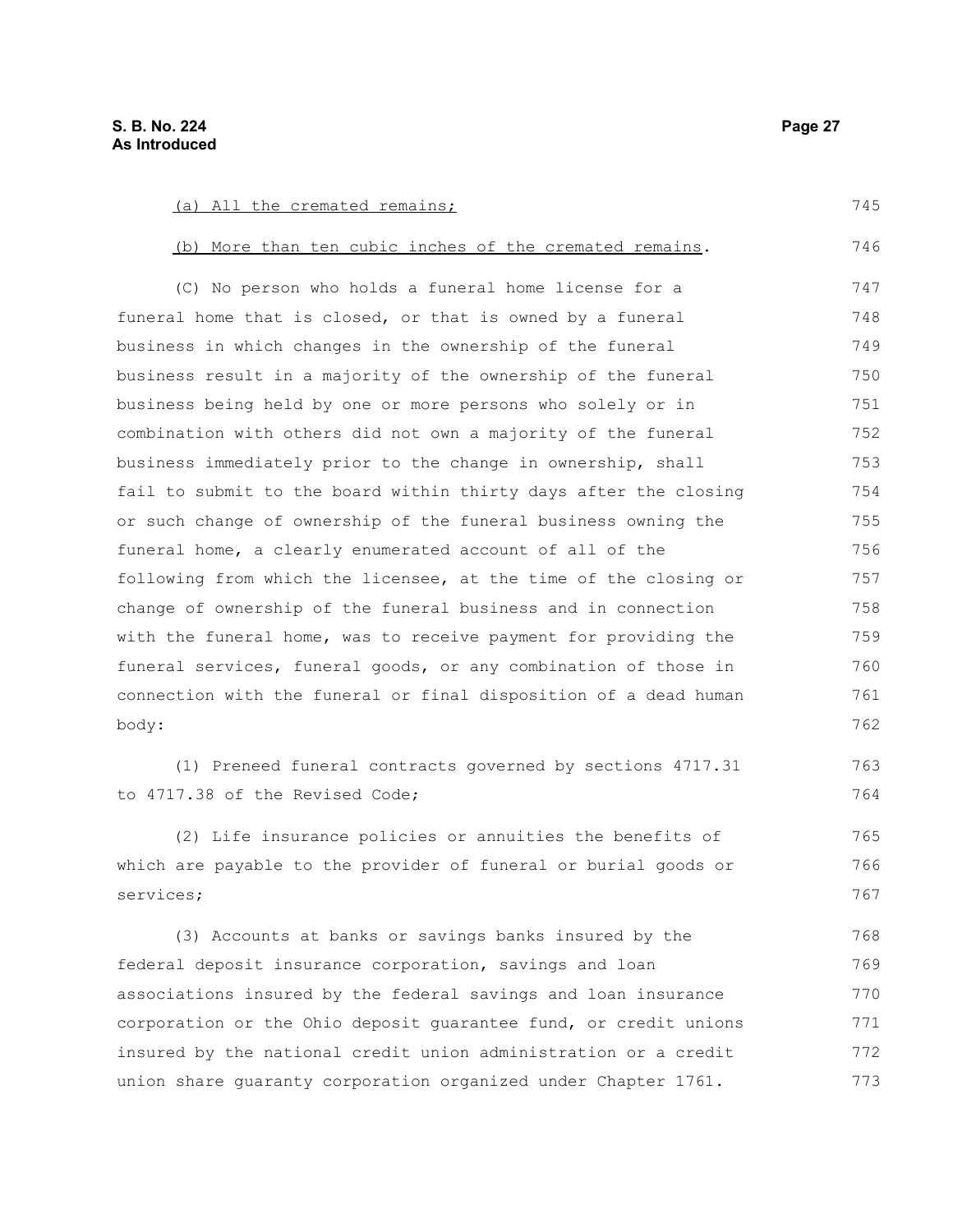(a) All the cremated remains;

(b) More than ten cubic inches of the cremated remains.

(C) No person who holds a funeral home license for a funeral home that is closed, or that is owned by a funeral business in which changes in the ownership of the funeral business result in a majority of the ownership of the funeral business being held by one or more persons who solely or in combination with others did not own a majority of the funeral business immediately prior to the change in ownership, shall fail to submit to the board within thirty days after the closing or such change of ownership of the funeral business owning the funeral home, a clearly enumerated account of all of the following from which the licensee, at the time of the closing or change of ownership of the funeral business and in connection with the funeral home, was to receive payment for providing the funeral services, funeral goods, or any combination of those in connection with the funeral or final disposition of a dead human body:

(1) Preneed funeral contracts governed by sections 4717.31 to 4717.38 of the Revised Code;

(2) Life insurance policies or annuities the benefits of which are payable to the provider of funeral or burial goods or services;

(3) Accounts at banks or savings banks insured by the federal deposit insurance corporation, savings and loan associations insured by the federal savings and loan insurance corporation or the Ohio deposit guarantee fund, or credit unions insured by the national credit union administration or a credit union share guaranty corporation organized under Chapter 1761.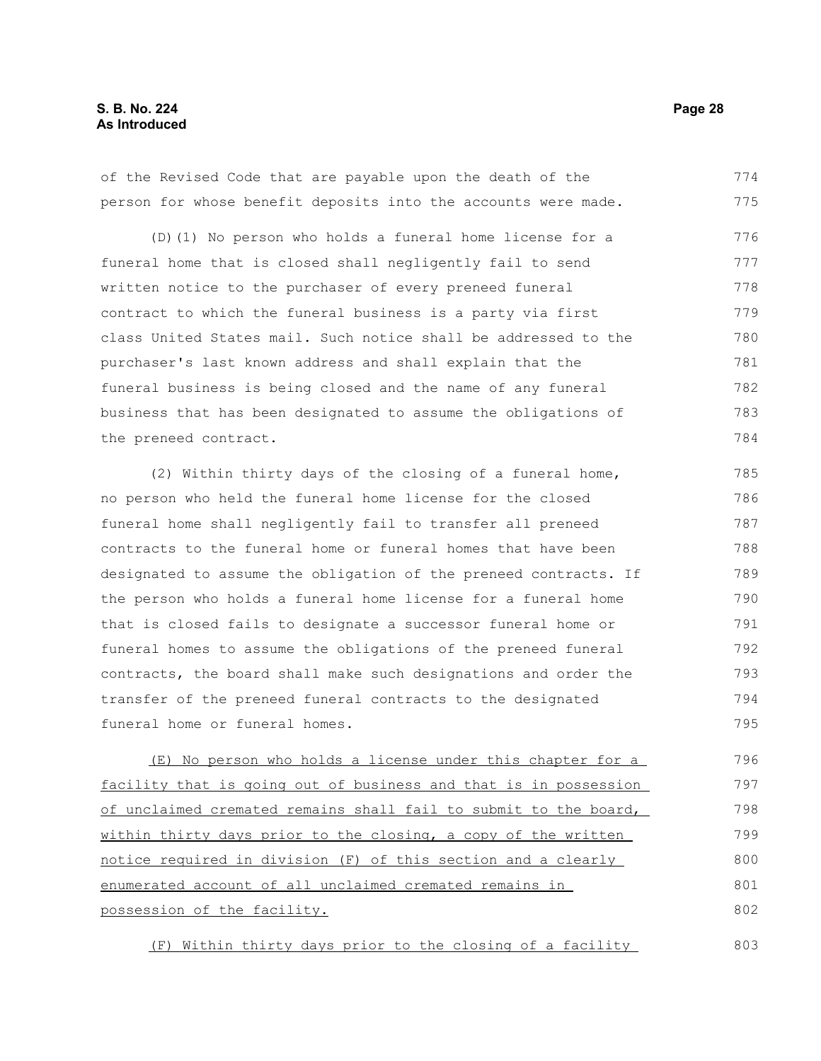of the Revised Code that are payable upon the death of the person for whose benefit deposits into the accounts were made.

(D)(1) No person who holds a funeral home license for a funeral home that is closed shall negligently fail to send written notice to the purchaser of every preneed funeral contract to which the funeral business is a party via first class United States mail. Such notice shall be addressed to the purchaser's last known address and shall explain that the funeral business is being closed and the name of any funeral business that has been designated to assume the obligations of the preneed contract.

(2) Within thirty days of the closing of a funeral home, no person who held the funeral home license for the closed funeral home shall negligently fail to transfer all preneed contracts to the funeral home or funeral homes that have been designated to assume the obligation of the preneed contracts. If the person who holds a funeral home license for a funeral home that is closed fails to designate a successor funeral home or funeral homes to assume the obligations of the preneed funeral contracts, the board shall make such designations and order the transfer of the preneed funeral contracts to the designated funeral home or funeral homes.

<u>(E) No person who holds a license under this chapter for a facility that is going out of business and that is in possession of unclaimed cremated remains shall fail to submit to the board, within thirty days prior to the closing, a copy of the written notice required in division (F) of this section and a clearly enumerated account of all unclaimed cremated remains in possession of the facility.</u>

<u>(F) Within thirty days prior to the closing of a facility</u>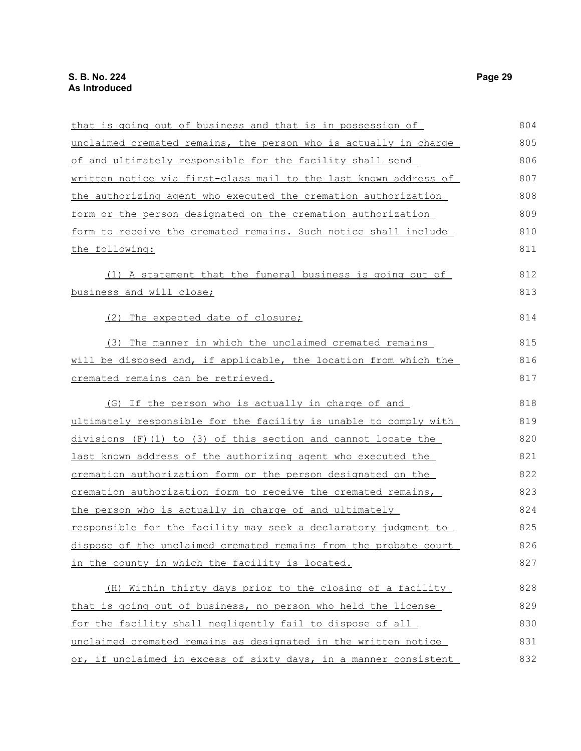that is going out of business and that is in possession of unclaimed cremated remains, the person who is actually in charge of and ultimately responsible for the facility shall send written notice via first-class mail to the last known address of the authorizing agent who executed the cremation authorization form or the person designated on the cremation authorization form to receive the cremated remains. Such notice shall include the following:

(1) A statement that the funeral business is going out of business and will close;

(2) The expected date of closure;

(3) The manner in which the unclaimed cremated remains will be disposed and, if applicable, the location from which the cremated remains can be retrieved.

(G) If the person who is actually in charge of and ultimately responsible for the facility is unable to comply with divisions (F)(1) to (3) of this section and cannot locate the last known address of the authorizing agent who executed the cremation authorization form or the person designated on the cremation authorization form to receive the cremated remains, the person who is actually in charge of and ultimately responsible for the facility may seek a declaratory judgment to dispose of the unclaimed cremated remains from the probate court in the county in which the facility is located.

(H) Within thirty days prior to the closing of a facility that is going out of business, no person who held the license for the facility shall negligently fail to dispose of all unclaimed cremated remains as designated in the written notice or, if unclaimed in excess of sixty days, in a manner consistent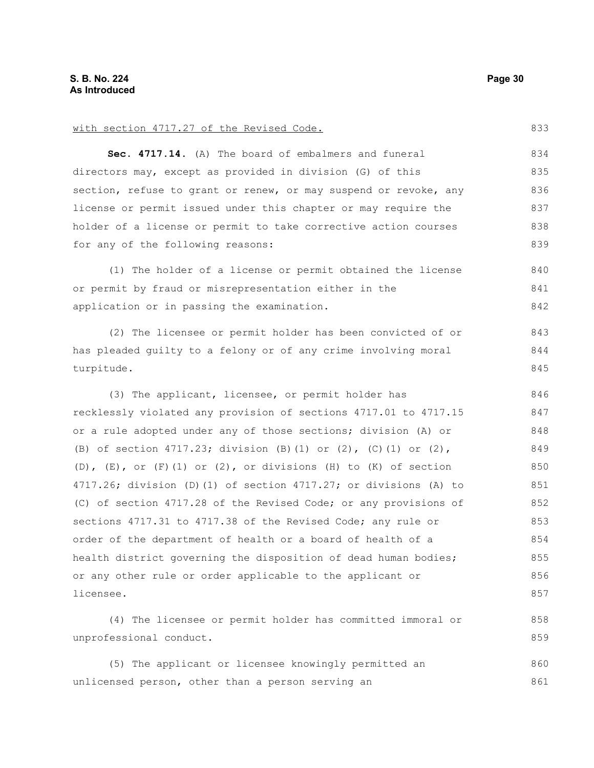with section 4717.27 of the Revised Code.

**Sec. 4717.14.** (A) The board of embalmers and funeral directors may, except as provided in division (G) of this section, refuse to grant or renew, or may suspend or revoke, any license or permit issued under this chapter or may require the holder of a license or permit to take corrective action courses for any of the following reasons:

(1) The holder of a license or permit obtained the license or permit by fraud or misrepresentation either in the application or in passing the examination.

(2) The licensee or permit holder has been convicted of or has pleaded guilty to a felony or of any crime involving moral turpitude.

(3) The applicant, licensee, or permit holder has recklessly violated any provision of sections 4717.01 to 4717.15 or a rule adopted under any of those sections; division (A) or (B) of section 4717.23; division (B)(1) or (2), (C)(1) or (2), (D), (E), or (F)(1) or (2), or divisions (H) to (K) of section 4717.26; division (D)(1) of section 4717.27; or divisions (A) to (C) of section 4717.28 of the Revised Code; or any provisions of sections 4717.31 to 4717.38 of the Revised Code; any rule or order of the department of health or a board of health of a health district governing the disposition of dead human bodies; or any other rule or order applicable to the applicant or licensee.

(4) The licensee or permit holder has committed immoral or unprofessional conduct.

(5) The applicant or licensee knowingly permitted an unlicensed person, other than a person serving an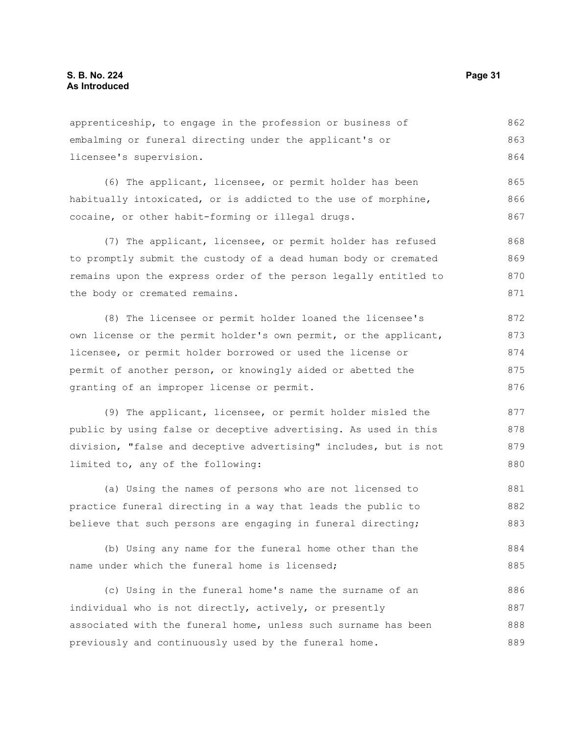apprenticeship, to engage in the profession or business of embalming or funeral directing under the applicant's or licensee's supervision.

(6) The applicant, licensee, or permit holder has been habitually intoxicated, or is addicted to the use of morphine, cocaine, or other habit-forming or illegal drugs.

(7) The applicant, licensee, or permit holder has refused to promptly submit the custody of a dead human body or cremated remains upon the express order of the person legally entitled to the body or cremated remains.

(8) The licensee or permit holder loaned the licensee's own license or the permit holder's own permit, or the applicant, licensee, or permit holder borrowed or used the license or permit of another person, or knowingly aided or abetted the granting of an improper license or permit.

(9) The applicant, licensee, or permit holder misled the public by using false or deceptive advertising. As used in this division, "false and deceptive advertising" includes, but is not limited to, any of the following:

(a) Using the names of persons who are not licensed to practice funeral directing in a way that leads the public to believe that such persons are engaging in funeral directing;

(b) Using any name for the funeral home other than the name under which the funeral home is licensed;

(c) Using in the funeral home's name the surname of an individual who is not directly, actively, or presently associated with the funeral home, unless such surname has been previously and continuously used by the funeral home.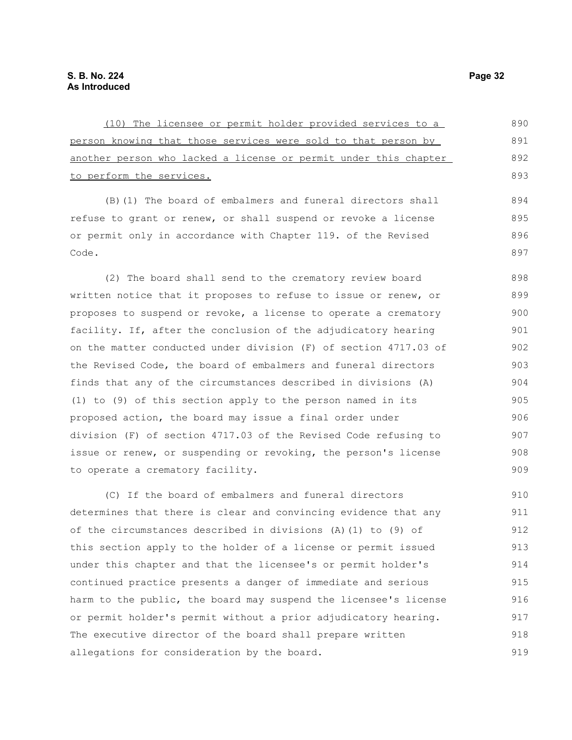(10) The licensee or permit holder provided services to a person knowing that those services were sold to that person by another person who lacked a license or permit under this chapter to perform the services.

(B)(1) The board of embalmers and funeral directors shall refuse to grant or renew, or shall suspend or revoke a license or permit only in accordance with Chapter 119. of the Revised Code.

(2) The board shall send to the crematory review board written notice that it proposes to refuse to issue or renew, or proposes to suspend or revoke, a license to operate a crematory facility. If, after the conclusion of the adjudicatory hearing on the matter conducted under division (F) of section 4717.03 of the Revised Code, the board of embalmers and funeral directors finds that any of the circumstances described in divisions (A)(1) to (9) of this section apply to the person named in its proposed action, the board may issue a final order under division (F) of section 4717.03 of the Revised Code refusing to issue or renew, or suspending or revoking, the person's license to operate a crematory facility.

(C) If the board of embalmers and funeral directors determines that there is clear and convincing evidence that any of the circumstances described in divisions (A)(1) to (9) of this section apply to the holder of a license or permit issued under this chapter and that the licensee's or permit holder's continued practice presents a danger of immediate and serious harm to the public, the board may suspend the licensee's license or permit holder's permit without a prior adjudicatory hearing. The executive director of the board shall prepare written allegations for consideration by the board.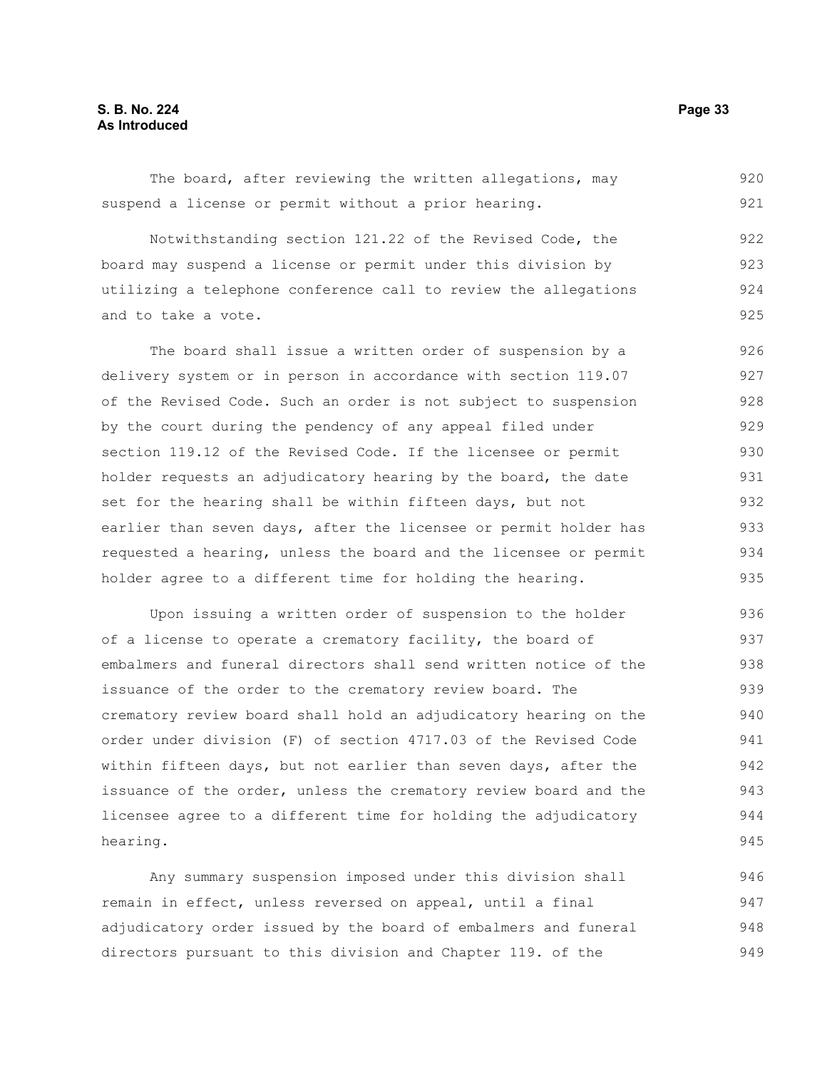The board, after reviewing the written allegations, may suspend a license or permit without a prior hearing.

Notwithstanding section 121.22 of the Revised Code, the board may suspend a license or permit under this division by utilizing a telephone conference call to review the allegations and to take a vote.

The board shall issue a written order of suspension by a delivery system or in person in accordance with section 119.07 of the Revised Code. Such an order is not subject to suspension by the court during the pendency of any appeal filed under section 119.12 of the Revised Code. If the licensee or permit holder requests an adjudicatory hearing by the board, the date set for the hearing shall be within fifteen days, but not earlier than seven days, after the licensee or permit holder has requested a hearing, unless the board and the licensee or permit holder agree to a different time for holding the hearing.

Upon issuing a written order of suspension to the holder of a license to operate a crematory facility, the board of embalmers and funeral directors shall send written notice of the issuance of the order to the crematory review board. The crematory review board shall hold an adjudicatory hearing on the order under division (F) of section 4717.03 of the Revised Code within fifteen days, but not earlier than seven days, after the issuance of the order, unless the crematory review board and the licensee agree to a different time for holding the adjudicatory hearing.

Any summary suspension imposed under this division shall remain in effect, unless reversed on appeal, until a final adjudicatory order issued by the board of embalmers and funeral directors pursuant to this division and Chapter 119. of the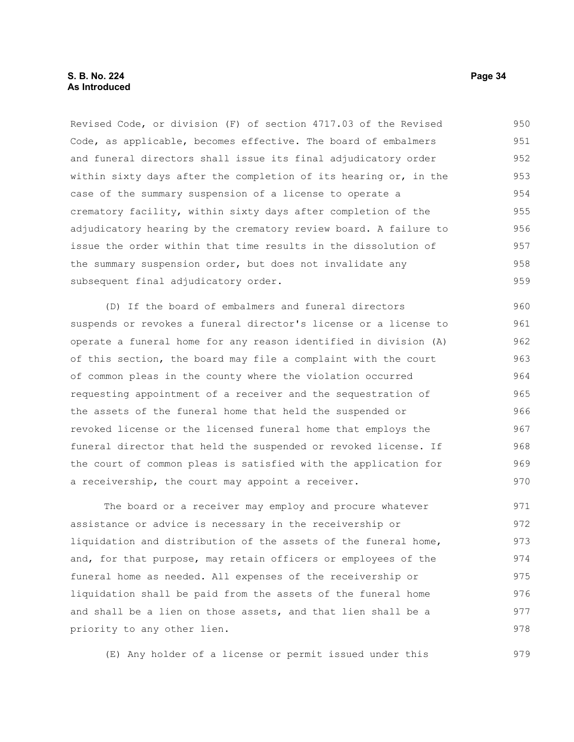Revised Code, or division (F) of section 4717.03 of the Revised Code, as applicable, becomes effective. The board of embalmers and funeral directors shall issue its final adjudicatory order within sixty days after the completion of its hearing or, in the case of the summary suspension of a license to operate a crematory facility, within sixty days after completion of the adjudicatory hearing by the crematory review board. A failure to issue the order within that time results in the dissolution of the summary suspension order, but does not invalidate any subsequent final adjudicatory order.

(D) If the board of embalmers and funeral directors suspends or revokes a funeral director's license or a license to operate a funeral home for any reason identified in division (A) of this section, the board may file a complaint with the court of common pleas in the county where the violation occurred requesting appointment of a receiver and the sequestration of the assets of the funeral home that held the suspended or revoked license or the licensed funeral home that employs the funeral director that held the suspended or revoked license. If the court of common pleas is satisfied with the application for a receivership, the court may appoint a receiver.

The board or a receiver may employ and procure whatever assistance or advice is necessary in the receivership or liquidation and distribution of the assets of the funeral home, and, for that purpose, may retain officers or employees of the funeral home as needed. All expenses of the receivership or liquidation shall be paid from the assets of the funeral home and shall be a lien on those assets, and that lien shall be a priority to any other lien.

(E) Any holder of a license or permit issued under this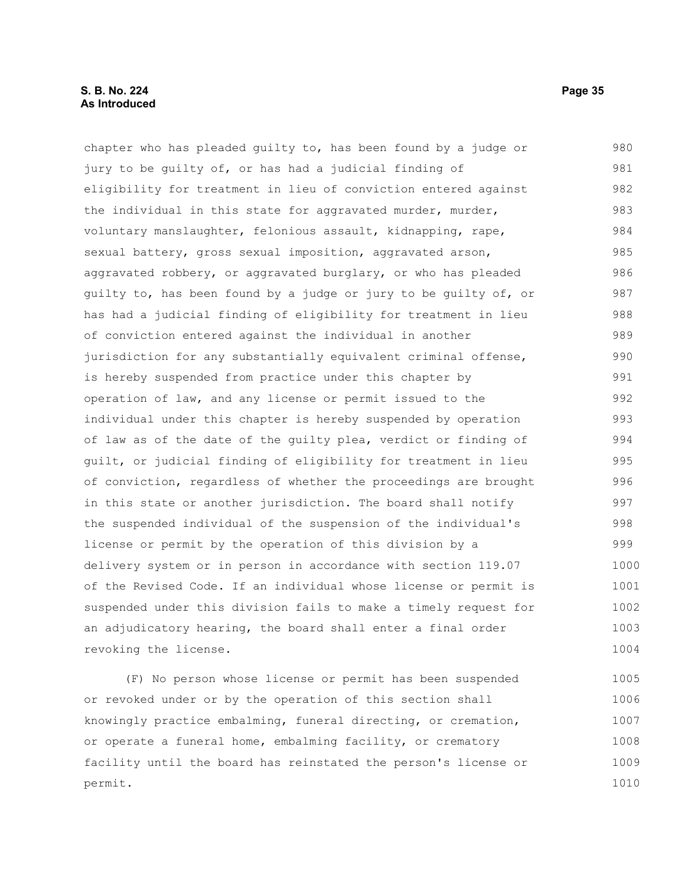chapter who has pleaded guilty to, has been found by a judge or jury to be guilty of, or has had a judicial finding of eligibility for treatment in lieu of conviction entered against the individual in this state for aggravated murder, murder, voluntary manslaughter, felonious assault, kidnapping, rape, sexual battery, gross sexual imposition, aggravated arson, aggravated robbery, or aggravated burglary, or who has pleaded guilty to, has been found by a judge or jury to be guilty of, or has had a judicial finding of eligibility for treatment in lieu of conviction entered against the individual in another jurisdiction for any substantially equivalent criminal offense, is hereby suspended from practice under this chapter by operation of law, and any license or permit issued to the individual under this chapter is hereby suspended by operation of law as of the date of the guilty plea, verdict or finding of guilt, or judicial finding of eligibility for treatment in lieu of conviction, regardless of whether the proceedings are brought in this state or another jurisdiction. The board shall notify the suspended individual of the suspension of the individual's license or permit by the operation of this division by a delivery system or in person in accordance with section 119.07 of the Revised Code. If an individual whose license or permit is suspended under this division fails to make a timely request for an adjudicatory hearing, the board shall enter a final order revoking the license.

(F) No person whose license or permit has been suspended or revoked under or by the operation of this section shall knowingly practice embalming, funeral directing, or cremation, or operate a funeral home, embalming facility, or crematory facility until the board has reinstated the person's license or permit.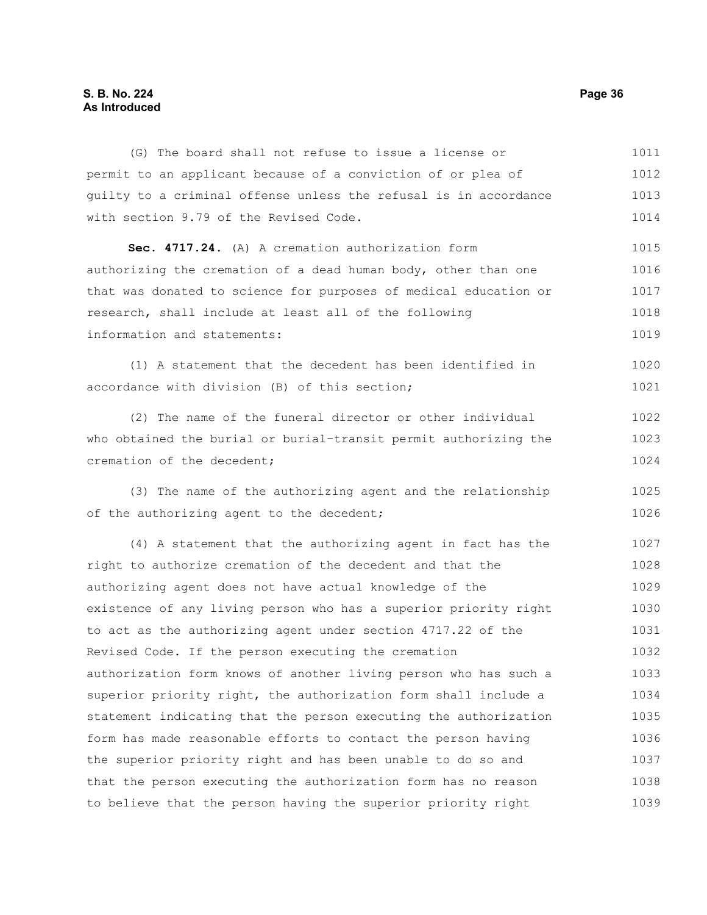(G) The board shall not refuse to issue a license or permit to an applicant because of a conviction of or plea of guilty to a criminal offense unless the refusal is in accordance with section 9.79 of the Revised Code.

**Sec. 4717.24.** (A) A cremation authorization form authorizing the cremation of a dead human body, other than one that was donated to science for purposes of medical education or research, shall include at least all of the following information and statements:

(1) A statement that the decedent has been identified in accordance with division (B) of this section;

(2) The name of the funeral director or other individual who obtained the burial or burial-transit permit authorizing the cremation of the decedent;

(3) The name of the authorizing agent and the relationship of the authorizing agent to the decedent;

(4) A statement that the authorizing agent in fact has the right to authorize cremation of the decedent and that the authorizing agent does not have actual knowledge of the existence of any living person who has a superior priority right to act as the authorizing agent under section 4717.22 of the Revised Code. If the person executing the cremation authorization form knows of another living person who has such a superior priority right, the authorization form shall include a statement indicating that the person executing the authorization form has made reasonable efforts to contact the person having the superior priority right and has been unable to do so and that the person executing the authorization form has no reason to believe that the person having the superior priority right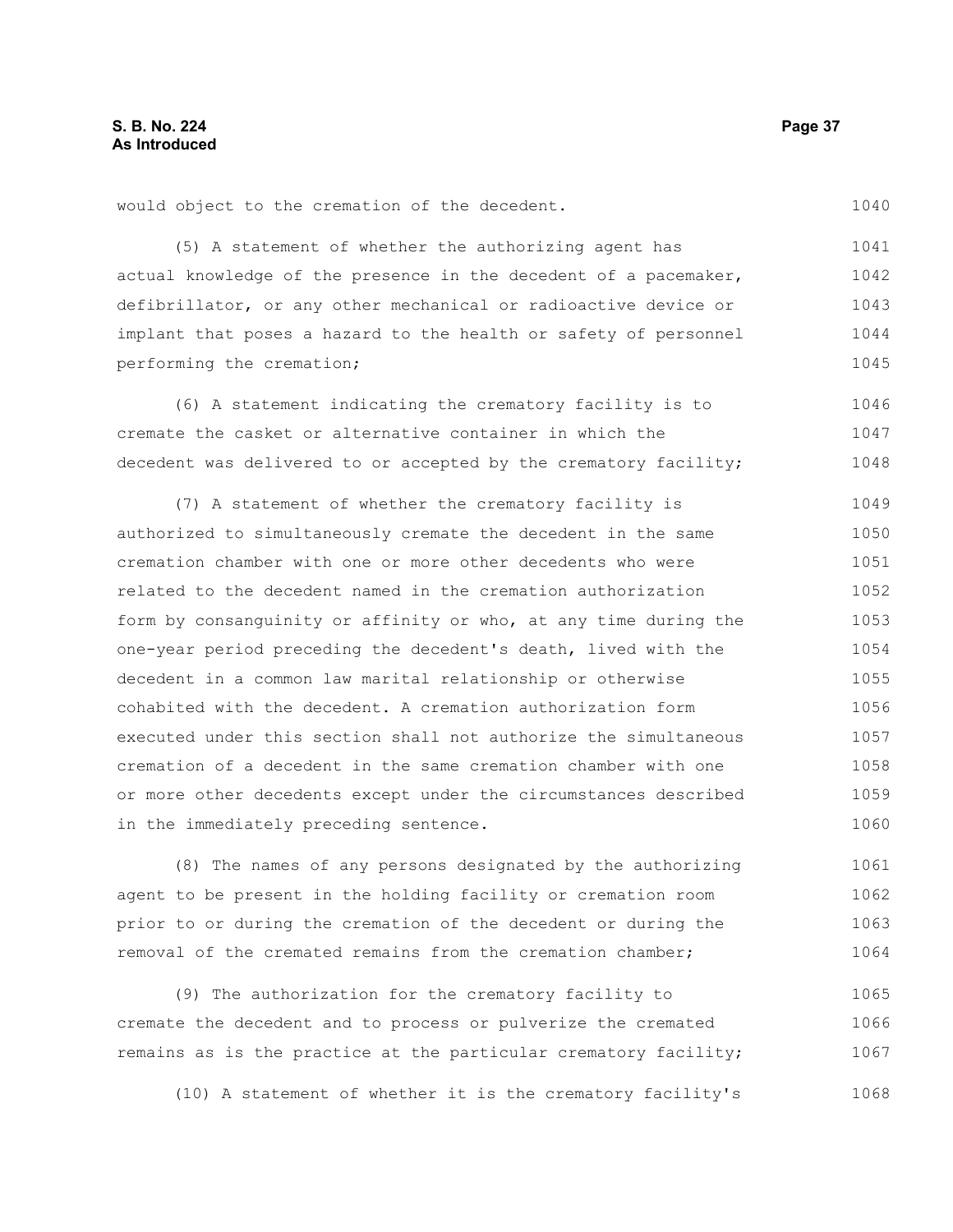would object to the cremation of the decedent.

(5) A statement of whether the authorizing agent has actual knowledge of the presence in the decedent of a pacemaker, defibrillator, or any other mechanical or radioactive device or implant that poses a hazard to the health or safety of personnel performing the cremation;

(6) A statement indicating the crematory facility is to cremate the casket or alternative container in which the decedent was delivered to or accepted by the crematory facility;

(7) A statement of whether the crematory facility is authorized to simultaneously cremate the decedent in the same cremation chamber with one or more other decedents who were related to the decedent named in the cremation authorization form by consanguinity or affinity or who, at any time during the one-year period preceding the decedent's death, lived with the decedent in a common law marital relationship or otherwise cohabited with the decedent. A cremation authorization form executed under this section shall not authorize the simultaneous cremation of a decedent in the same cremation chamber with one or more other decedents except under the circumstances described in the immediately preceding sentence.

(8) The names of any persons designated by the authorizing agent to be present in the holding facility or cremation room prior to or during the cremation of the decedent or during the removal of the cremated remains from the cremation chamber;

(9) The authorization for the crematory facility to cremate the decedent and to process or pulverize the cremated remains as is the practice at the particular crematory facility;

(10) A statement of whether it is the crematory facility's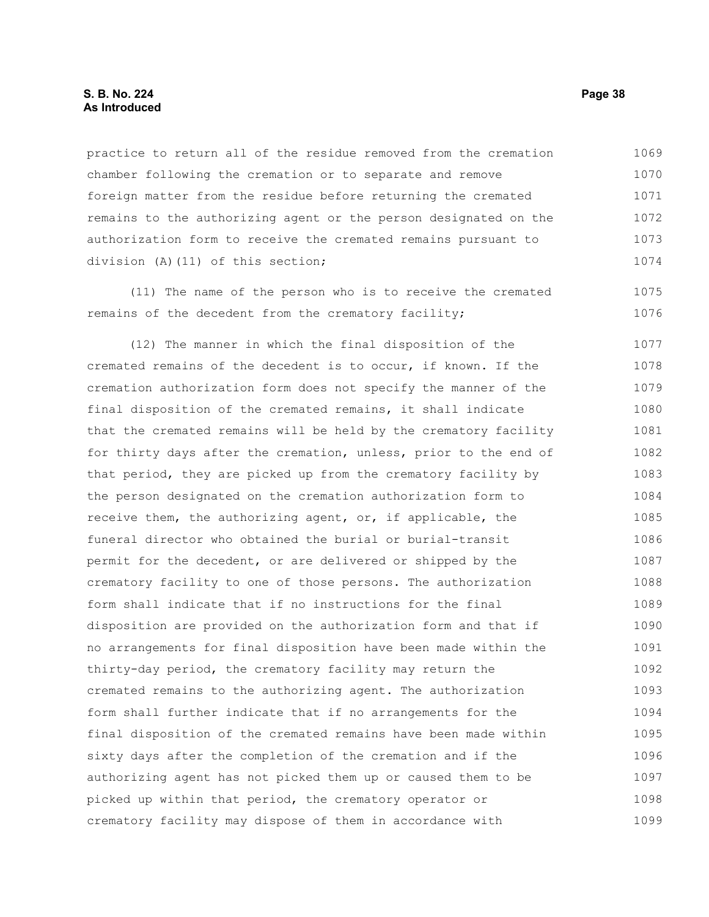practice to return all of the residue removed from the cremation chamber following the cremation or to separate and remove foreign matter from the residue before returning the cremated remains to the authorizing agent or the person designated on the authorization form to receive the cremated remains pursuant to division (A)(11) of this section;

(11) The name of the person who is to receive the cremated remains of the decedent from the crematory facility;

(12) The manner in which the final disposition of the cremated remains of the decedent is to occur, if known. If the cremation authorization form does not specify the manner of the final disposition of the cremated remains, it shall indicate that the cremated remains will be held by the crematory facility for thirty days after the cremation, unless, prior to the end of that period, they are picked up from the crematory facility by the person designated on the cremation authorization form to receive them, the authorizing agent, or, if applicable, the funeral director who obtained the burial or burial-transit permit for the decedent, or are delivered or shipped by the crematory facility to one of those persons. The authorization form shall indicate that if no instructions for the final disposition are provided on the authorization form and that if no arrangements for final disposition have been made within the thirty-day period, the crematory facility may return the cremated remains to the authorizing agent. The authorization form shall further indicate that if no arrangements for the final disposition of the cremated remains have been made within sixty days after the completion of the cremation and if the authorizing agent has not picked them up or caused them to be picked up within that period, the crematory operator or crematory facility may dispose of them in accordance with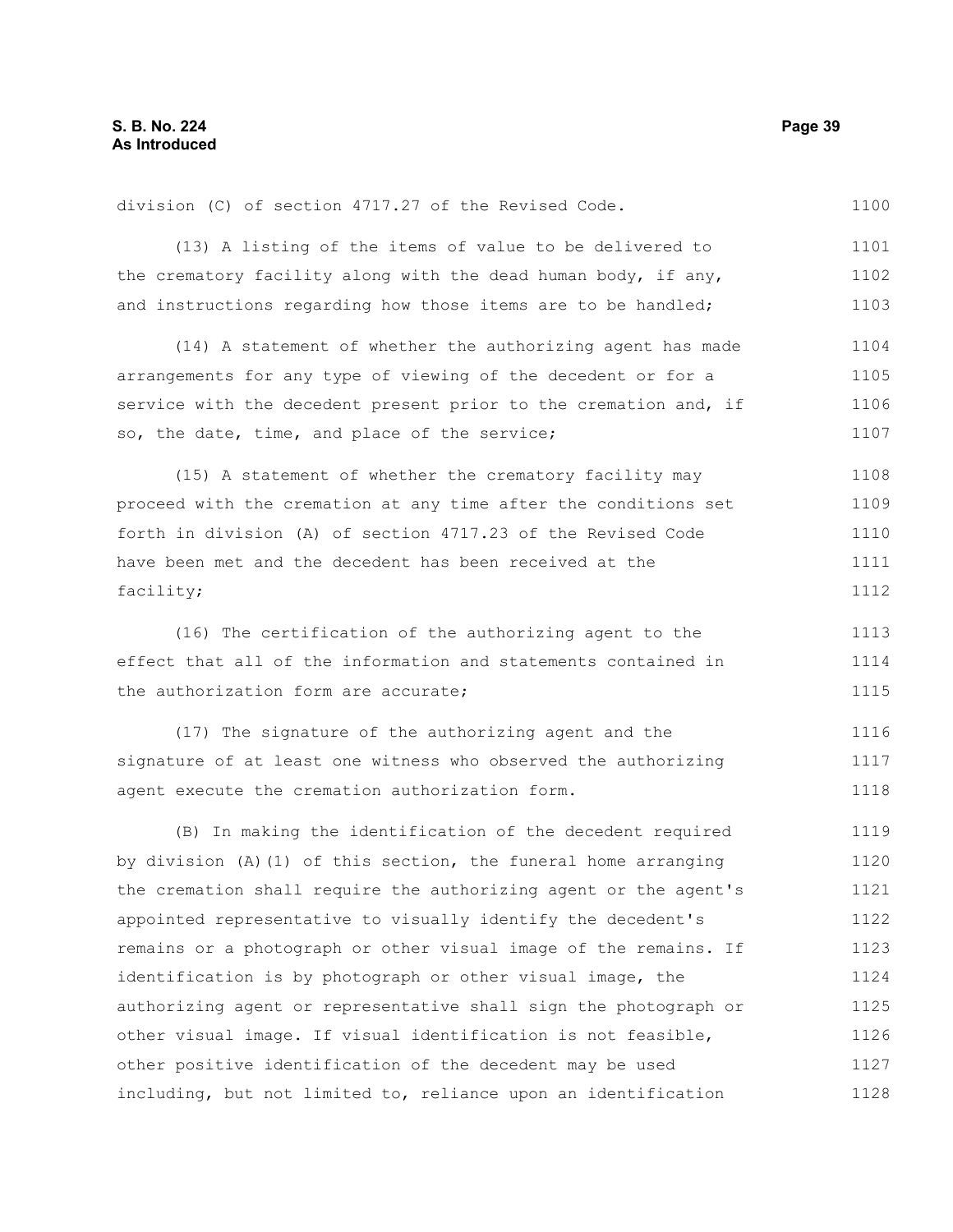division (C) of section 4717.27 of the Revised Code.

(13) A listing of the items of value to be delivered to the crematory facility along with the dead human body, if any, and instructions regarding how those items are to be handled;

(14) A statement of whether the authorizing agent has made arrangements for any type of viewing of the decedent or for a service with the decedent present prior to the cremation and, if so, the date, time, and place of the service;

(15) A statement of whether the crematory facility may proceed with the cremation at any time after the conditions set forth in division (A) of section 4717.23 of the Revised Code have been met and the decedent has been received at the facility;

(16) The certification of the authorizing agent to the effect that all of the information and statements contained in the authorization form are accurate;

(17) The signature of the authorizing agent and the signature of at least one witness who observed the authorizing agent execute the cremation authorization form.

(B) In making the identification of the decedent required by division (A)(1) of this section, the funeral home arranging the cremation shall require the authorizing agent or the agent's appointed representative to visually identify the decedent's remains or a photograph or other visual image of the remains. If identification is by photograph or other visual image, the authorizing agent or representative shall sign the photograph or other visual image. If visual identification is not feasible, other positive identification of the decedent may be used including, but not limited to, reliance upon an identification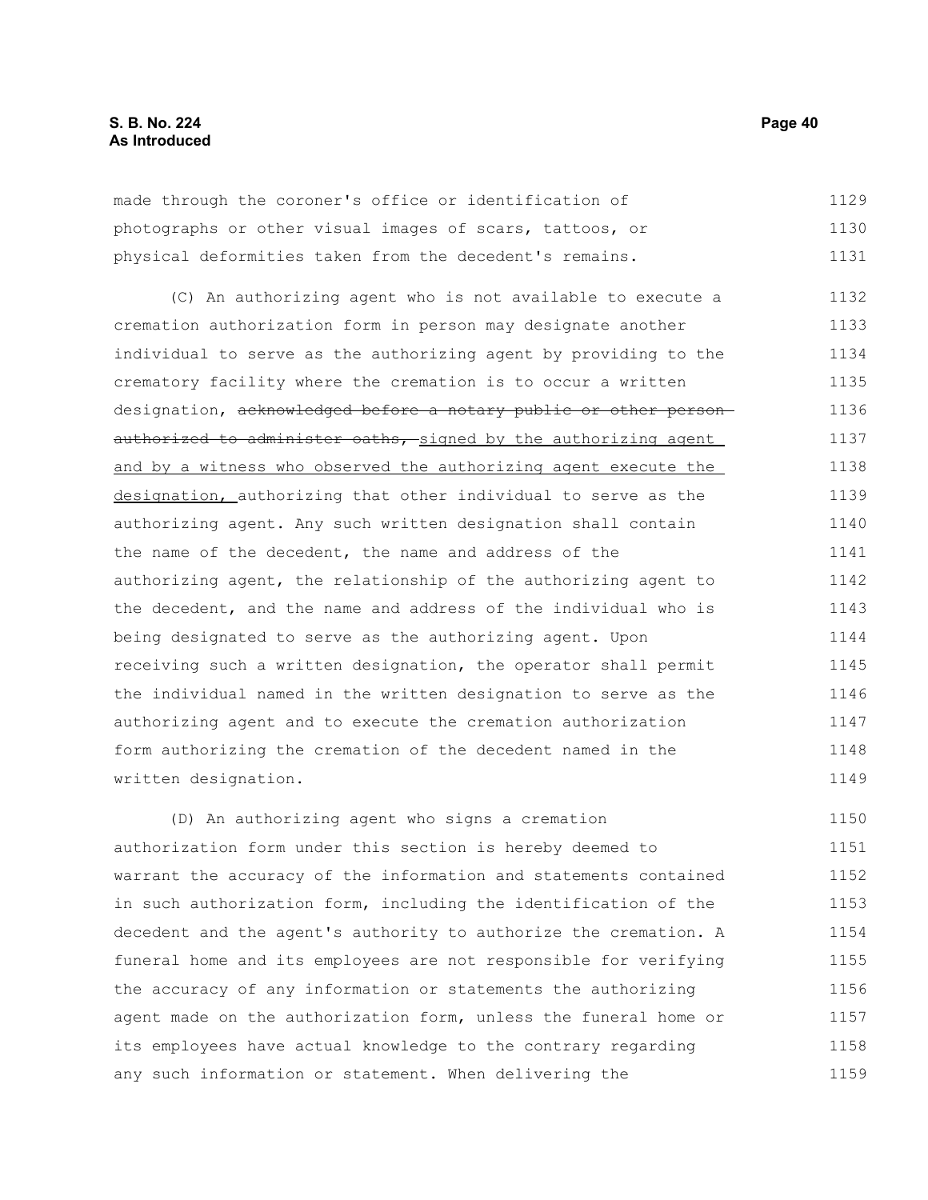made through the coroner's office or identification of photographs or other visual images of scars, tattoos, or physical deformities taken from the decedent's remains.

(C) An authorizing agent who is not available to execute a cremation authorization form in person may designate another individual to serve as the authorizing agent by providing to the crematory facility where the cremation is to occur a written designation, ~~acknowledged before a notary public or other person authorized to administer oaths,~~ signed by the authorizing agent and by a witness who observed the authorizing agent execute the designation, authorizing that other individual to serve as the authorizing agent. Any such written designation shall contain the name of the decedent, the name and address of the authorizing agent, the relationship of the authorizing agent to the decedent, and the name and address of the individual who is being designated to serve as the authorizing agent. Upon receiving such a written designation, the operator shall permit the individual named in the written designation to serve as the authorizing agent and to execute the cremation authorization form authorizing the cremation of the decedent named in the written designation.

(D) An authorizing agent who signs a cremation authorization form under this section is hereby deemed to warrant the accuracy of the information and statements contained in such authorization form, including the identification of the decedent and the agent's authority to authorize the cremation. A funeral home and its employees are not responsible for verifying the accuracy of any information or statements the authorizing agent made on the authorization form, unless the funeral home or its employees have actual knowledge to the contrary regarding any such information or statement. When delivering the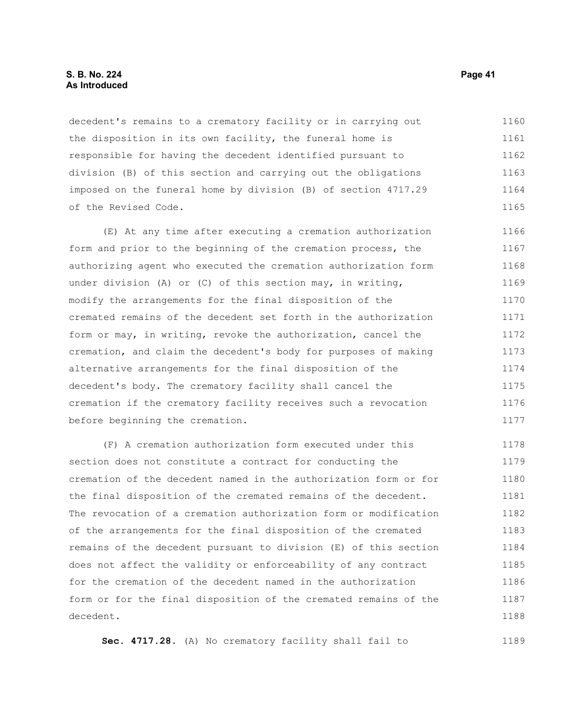decedent's remains to a crematory facility or in carrying out the disposition in its own facility, the funeral home is responsible for having the decedent identified pursuant to division (B) of this section and carrying out the obligations imposed on the funeral home by division (B) of section 4717.29 of the Revised Code.

(E) At any time after executing a cremation authorization form and prior to the beginning of the cremation process, the authorizing agent who executed the cremation authorization form under division (A) or (C) of this section may, in writing, modify the arrangements for the final disposition of the cremated remains of the decedent set forth in the authorization form or may, in writing, revoke the authorization, cancel the cremation, and claim the decedent's body for purposes of making alternative arrangements for the final disposition of the decedent's body. The crematory facility shall cancel the cremation if the crematory facility receives such a revocation before beginning the cremation.

(F) A cremation authorization form executed under this section does not constitute a contract for conducting the cremation of the decedent named in the authorization form or for the final disposition of the cremated remains of the decedent. The revocation of a cremation authorization form or modification of the arrangements for the final disposition of the cremated remains of the decedent pursuant to division (E) of this section does not affect the validity or enforceability of any contract for the cremation of the decedent named in the authorization form or for the final disposition of the cremated remains of the decedent.

**Sec. 4717.28.** (A) No crematory facility shall fail to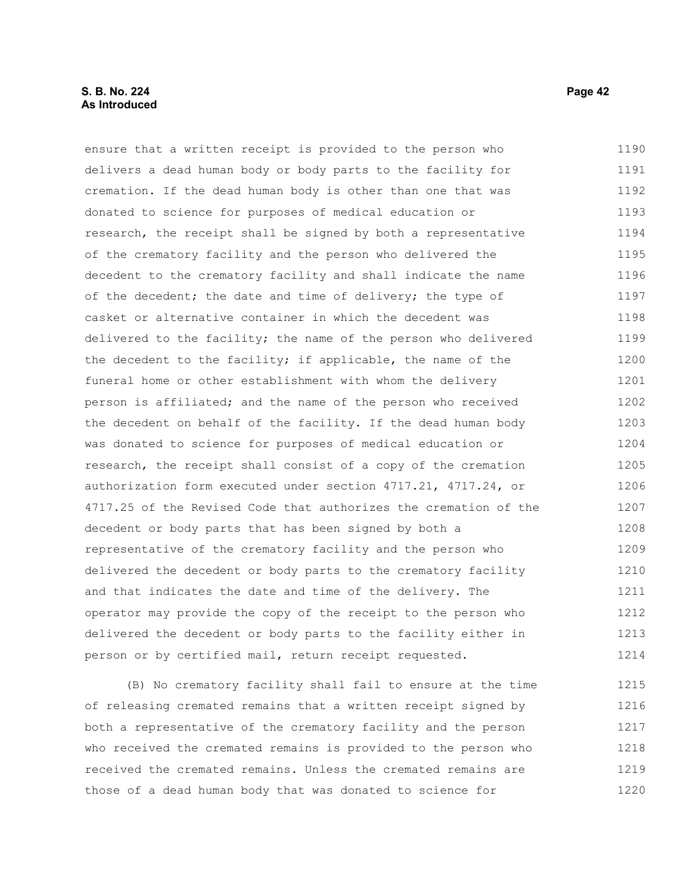ensure that a written receipt is provided to the person who delivers a dead human body or body parts to the facility for cremation. If the dead human body is other than one that was donated to science for purposes of medical education or research, the receipt shall be signed by both a representative of the crematory facility and the person who delivered the decedent to the crematory facility and shall indicate the name of the decedent; the date and time of delivery; the type of casket or alternative container in which the decedent was delivered to the facility; the name of the person who delivered the decedent to the facility; if applicable, the name of the funeral home or other establishment with whom the delivery person is affiliated; and the name of the person who received the decedent on behalf of the facility. If the dead human body was donated to science for purposes of medical education or research, the receipt shall consist of a copy of the cremation authorization form executed under section 4717.21, 4717.24, or 4717.25 of the Revised Code that authorizes the cremation of the decedent or body parts that has been signed by both a representative of the crematory facility and the person who delivered the decedent or body parts to the crematory facility and that indicates the date and time of the delivery. The operator may provide the copy of the receipt to the person who delivered the decedent or body parts to the facility either in person or by certified mail, return receipt requested.

(B) No crematory facility shall fail to ensure at the time of releasing cremated remains that a written receipt signed by both a representative of the crematory facility and the person who received the cremated remains is provided to the person who received the cremated remains. Unless the cremated remains are those of a dead human body that was donated to science for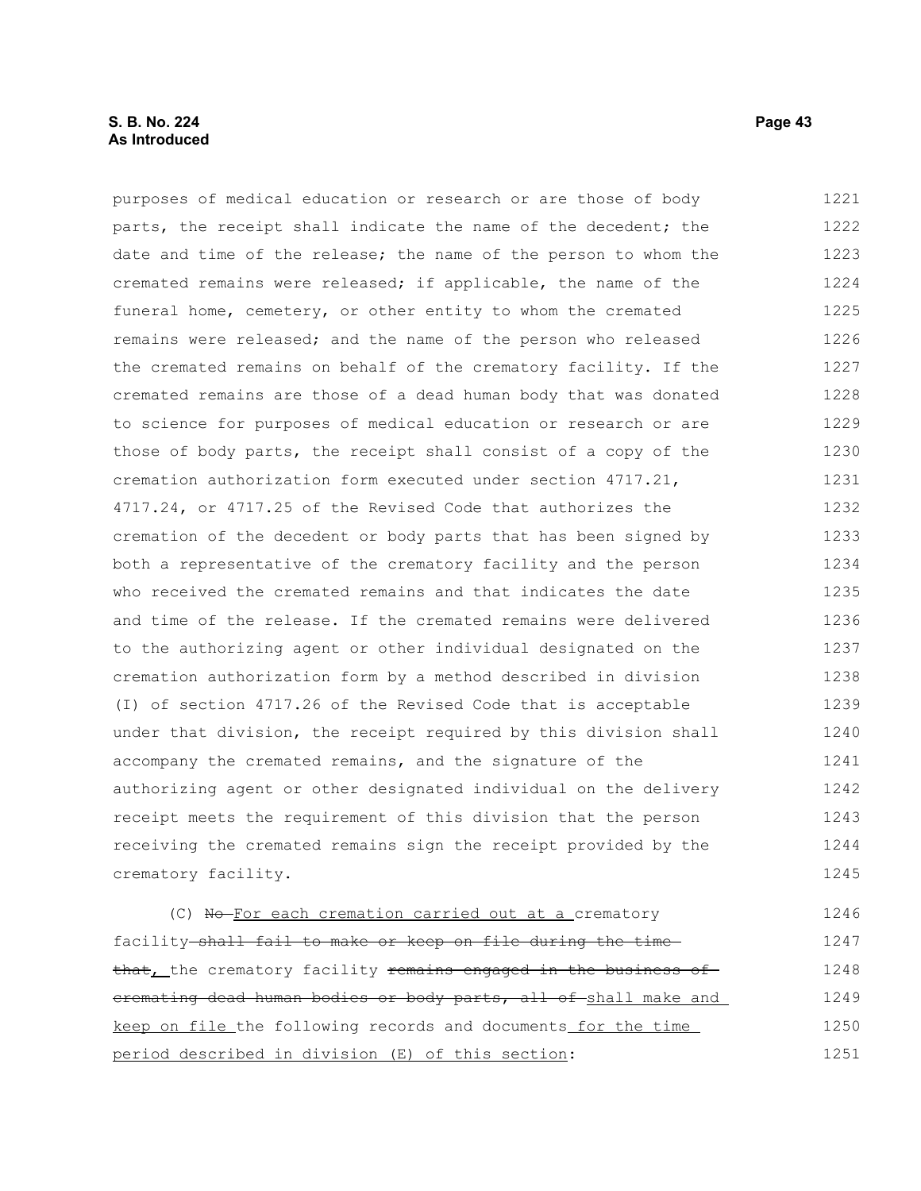purposes of medical education or research or are those of body parts, the receipt shall indicate the name of the decedent; the date and time of the release; the name of the person to whom the cremated remains were released; if applicable, the name of the funeral home, cemetery, or other entity to whom the cremated remains were released; and the name of the person who released the cremated remains on behalf of the crematory facility. If the cremated remains are those of a dead human body that was donated to science for purposes of medical education or research or are those of body parts, the receipt shall consist of a copy of the cremation authorization form executed under section 4717.21, 4717.24, or 4717.25 of the Revised Code that authorizes the cremation of the decedent or body parts that has been signed by both a representative of the crematory facility and the person who received the cremated remains and that indicates the date and time of the release. If the cremated remains were delivered to the authorizing agent or other individual designated on the cremation authorization form by a method described in division (I) of section 4717.26 of the Revised Code that is acceptable under that division, the receipt required by this division shall accompany the cremated remains, and the signature of the authorizing agent or other designated individual on the delivery receipt meets the requirement of this division that the person receiving the cremated remains sign the receipt provided by the crematory facility.

(C) ~~No~~ <u>For each cremation carried out at a</u> crematory facility ~~shall fail to make or keep on file during the time that~~<u>,</u> the crematory facility ~~remains engaged in the business of cremating dead human bodies or body parts, all of~~ <u>shall make and keep on file</u> the following records and documents <u>for the time period described in division (E) of this section</u>: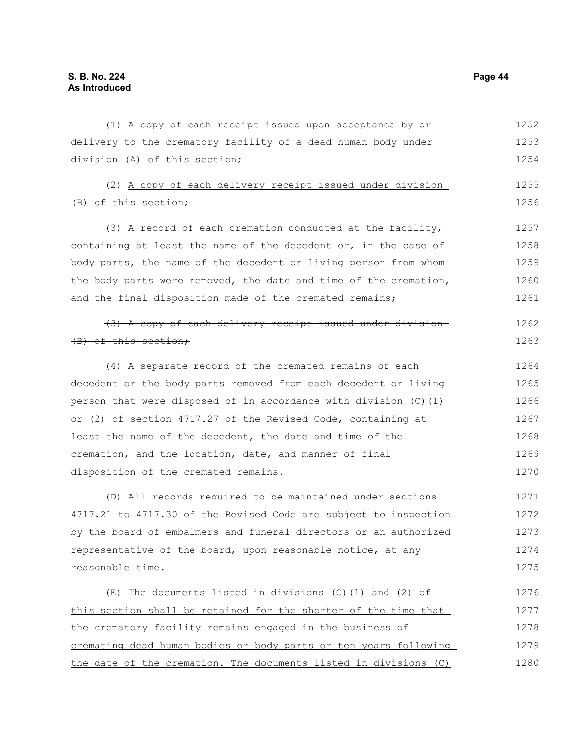(1) A copy of each receipt issued upon acceptance by or delivery to the crematory facility of a dead human body under division (A) of this section;

(2) <u>A copy of each delivery receipt issued under division (B) of this section;</u>

<u>(3)</u> A record of each cremation conducted at the facility, containing at least the name of the decedent or, in the case of body parts, the name of the decedent or living person from whom the body parts were removed, the date and time of the cremation, and the final disposition made of the cremated remains;

~~(3) A copy of each delivery receipt issued under division (B) of this section;~~

(4) A separate record of the cremated remains of each decedent or the body parts removed from each decedent or living person that were disposed of in accordance with division (C)(1) or (2) of section 4717.27 of the Revised Code, containing at least the name of the decedent, the date and time of the cremation, and the location, date, and manner of final disposition of the cremated remains.

(D) All records required to be maintained under sections 4717.21 to 4717.30 of the Revised Code are subject to inspection by the board of embalmers and funeral directors or an authorized representative of the board, upon reasonable notice, at any reasonable time.

<u>(E) The documents listed in divisions (C)(1) and (2) of this section shall be retained for the shorter of the time that the crematory facility remains engaged in the business of cremating dead human bodies or body parts or ten years following the date of the cremation. The documents listed in divisions (C)</u>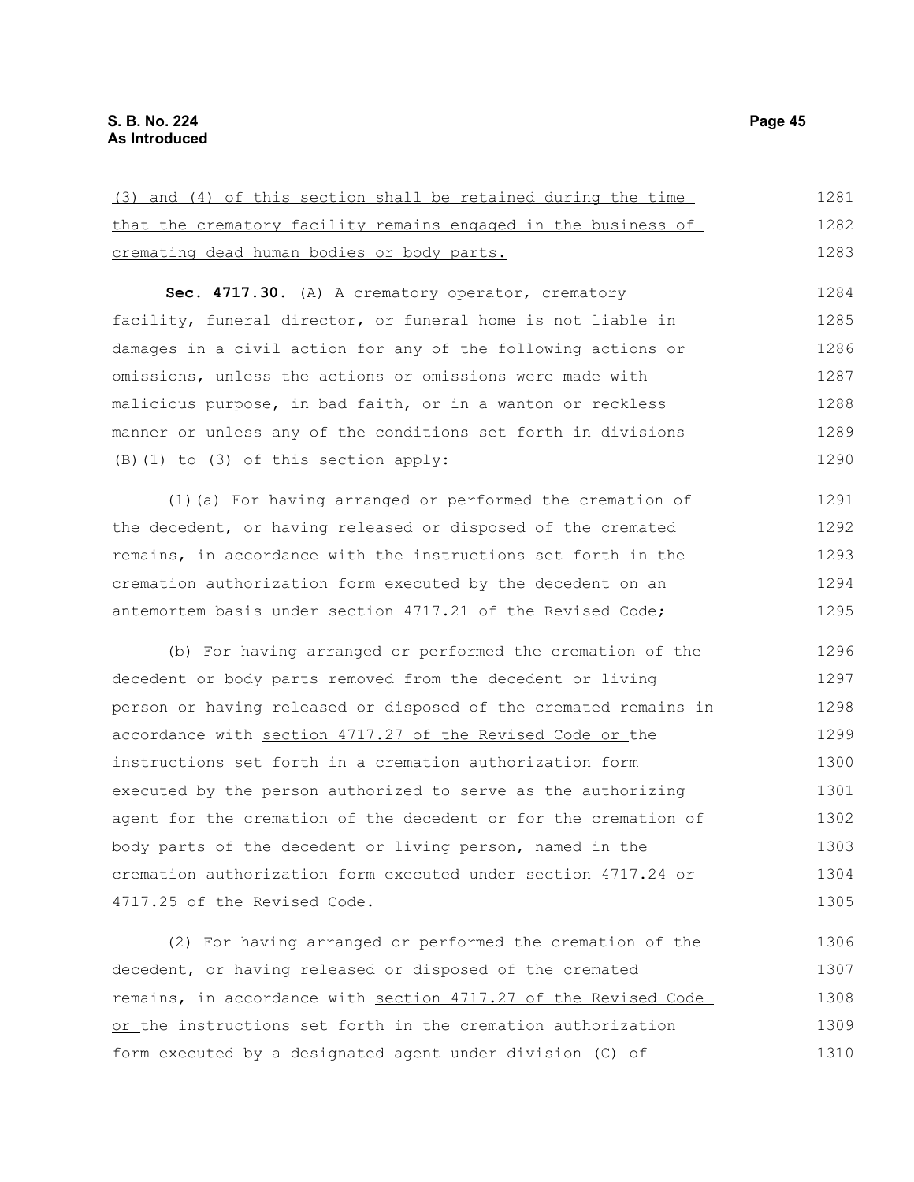(3) and (4) of this section shall be retained during the time that the crematory facility remains engaged in the business of cremating dead human bodies or body parts.

**Sec. 4717.30.** (A) A crematory operator, crematory facility, funeral director, or funeral home is not liable in damages in a civil action for any of the following actions or omissions, unless the actions or omissions were made with malicious purpose, in bad faith, or in a wanton or reckless manner or unless any of the conditions set forth in divisions (B)(1) to (3) of this section apply:

(1)(a) For having arranged or performed the cremation of the decedent, or having released or disposed of the cremated remains, in accordance with the instructions set forth in the cremation authorization form executed by the decedent on an antemortem basis under section 4717.21 of the Revised Code;

(b) For having arranged or performed the cremation of the decedent or body parts removed from the decedent or living person or having released or disposed of the cremated remains in accordance with section 4717.27 of the Revised Code or the instructions set forth in a cremation authorization form executed by the person authorized to serve as the authorizing agent for the cremation of the decedent or for the cremation of body parts of the decedent or living person, named in the cremation authorization form executed under section 4717.24 or 4717.25 of the Revised Code.

(2) For having arranged or performed the cremation of the decedent, or having released or disposed of the cremated remains, in accordance with section 4717.27 of the Revised Code or the instructions set forth in the cremation authorization form executed by a designated agent under division (C) of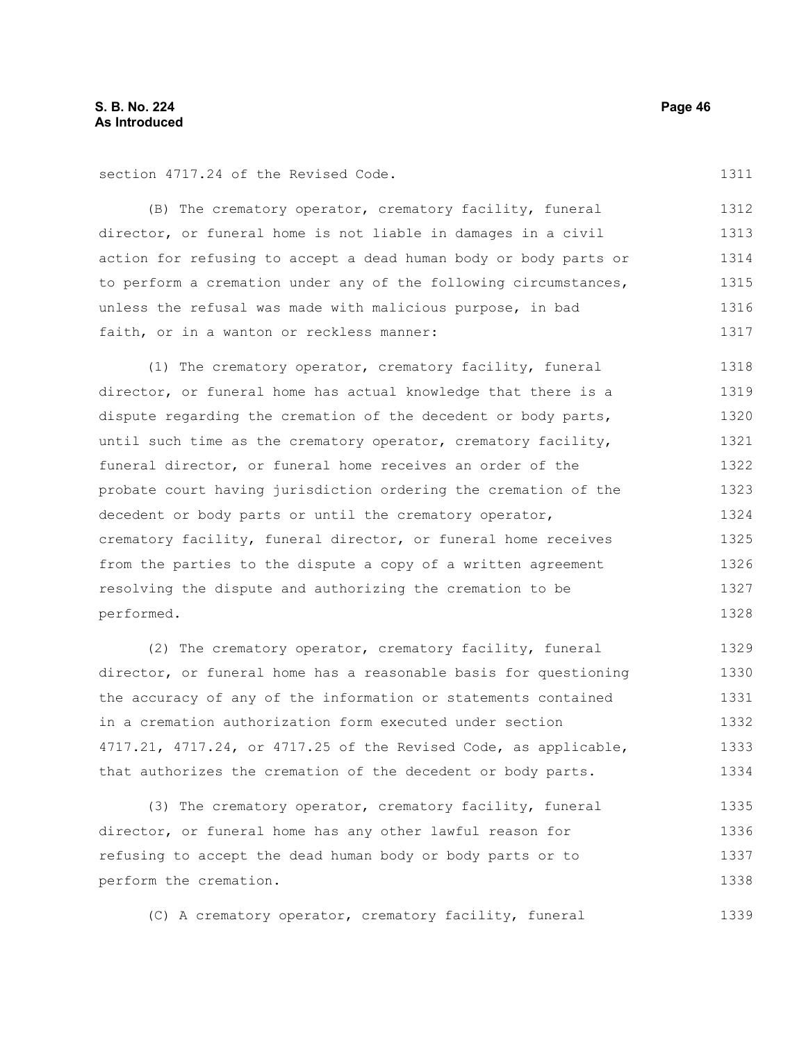section 4717.24 of the Revised Code.

(B) The crematory operator, crematory facility, funeral director, or funeral home is not liable in damages in a civil action for refusing to accept a dead human body or body parts or to perform a cremation under any of the following circumstances, unless the refusal was made with malicious purpose, in bad faith, or in a wanton or reckless manner:

(1) The crematory operator, crematory facility, funeral director, or funeral home has actual knowledge that there is a dispute regarding the cremation of the decedent or body parts, until such time as the crematory operator, crematory facility, funeral director, or funeral home receives an order of the probate court having jurisdiction ordering the cremation of the decedent or body parts or until the crematory operator, crematory facility, funeral director, or funeral home receives from the parties to the dispute a copy of a written agreement resolving the dispute and authorizing the cremation to be performed.

(2) The crematory operator, crematory facility, funeral director, or funeral home has a reasonable basis for questioning the accuracy of any of the information or statements contained in a cremation authorization form executed under section 4717.21, 4717.24, or 4717.25 of the Revised Code, as applicable, that authorizes the cremation of the decedent or body parts.

(3) The crematory operator, crematory facility, funeral director, or funeral home has any other lawful reason for refusing to accept the dead human body or body parts or to perform the cremation.

(C) A crematory operator, crematory facility, funeral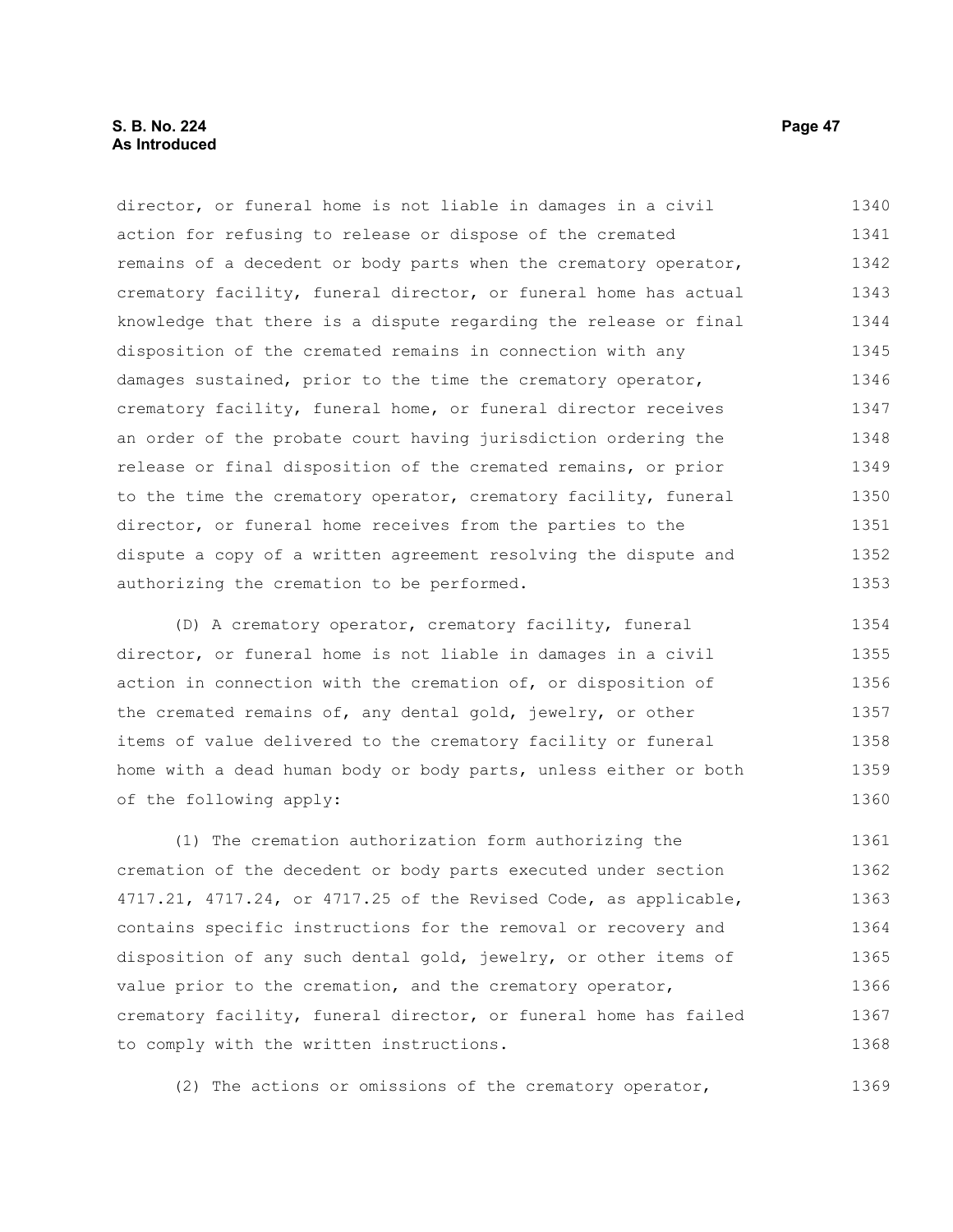director, or funeral home is not liable in damages in a civil action for refusing to release or dispose of the cremated remains of a decedent or body parts when the crematory operator, crematory facility, funeral director, or funeral home has actual knowledge that there is a dispute regarding the release or final disposition of the cremated remains in connection with any damages sustained, prior to the time the crematory operator, crematory facility, funeral home, or funeral director receives an order of the probate court having jurisdiction ordering the release or final disposition of the cremated remains, or prior to the time the crematory operator, crematory facility, funeral director, or funeral home receives from the parties to the dispute a copy of a written agreement resolving the dispute and authorizing the cremation to be performed.

(D) A crematory operator, crematory facility, funeral director, or funeral home is not liable in damages in a civil action in connection with the cremation of, or disposition of the cremated remains of, any dental gold, jewelry, or other items of value delivered to the crematory facility or funeral home with a dead human body or body parts, unless either or both of the following apply:

(1) The cremation authorization form authorizing the cremation of the decedent or body parts executed under section 4717.21, 4717.24, or 4717.25 of the Revised Code, as applicable, contains specific instructions for the removal or recovery and disposition of any such dental gold, jewelry, or other items of value prior to the cremation, and the crematory operator, crematory facility, funeral director, or funeral home has failed to comply with the written instructions.

(2) The actions or omissions of the crematory operator,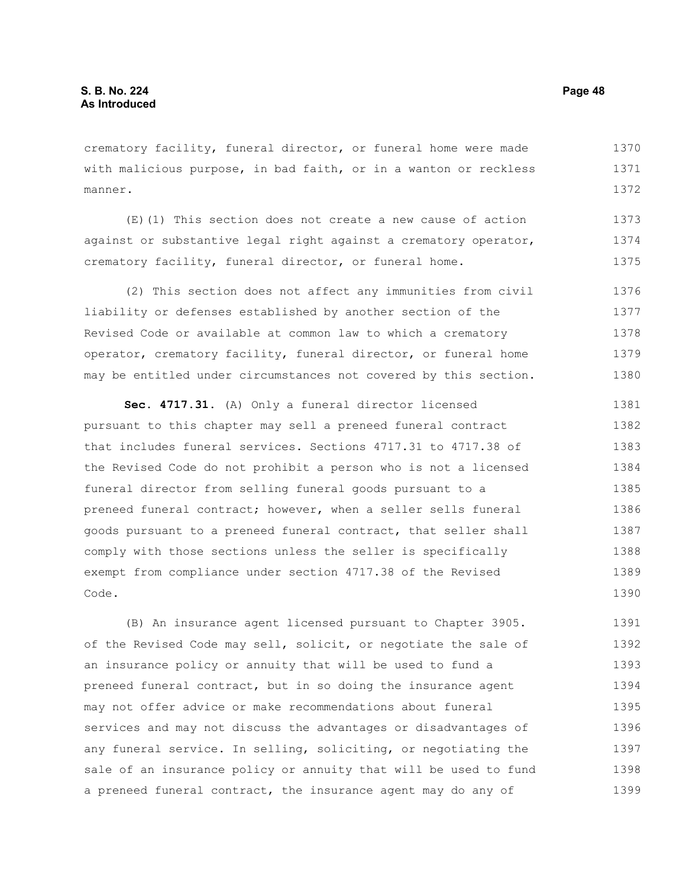crematory facility, funeral director, or funeral home were made with malicious purpose, in bad faith, or in a wanton or reckless manner.

(E)(1) This section does not create a new cause of action against or substantive legal right against a crematory operator, crematory facility, funeral director, or funeral home.

(2) This section does not affect any immunities from civil liability or defenses established by another section of the Revised Code or available at common law to which a crematory operator, crematory facility, funeral director, or funeral home may be entitled under circumstances not covered by this section.

**Sec. 4717.31.** (A) Only a funeral director licensed pursuant to this chapter may sell a preneed funeral contract that includes funeral services. Sections 4717.31 to 4717.38 of the Revised Code do not prohibit a person who is not a licensed funeral director from selling funeral goods pursuant to a preneed funeral contract; however, when a seller sells funeral goods pursuant to a preneed funeral contract, that seller shall comply with those sections unless the seller is specifically exempt from compliance under section 4717.38 of the Revised Code.

(B) An insurance agent licensed pursuant to Chapter 3905. of the Revised Code may sell, solicit, or negotiate the sale of an insurance policy or annuity that will be used to fund a preneed funeral contract, but in so doing the insurance agent may not offer advice or make recommendations about funeral services and may not discuss the advantages or disadvantages of any funeral service. In selling, soliciting, or negotiating the sale of an insurance policy or annuity that will be used to fund a preneed funeral contract, the insurance agent may do any of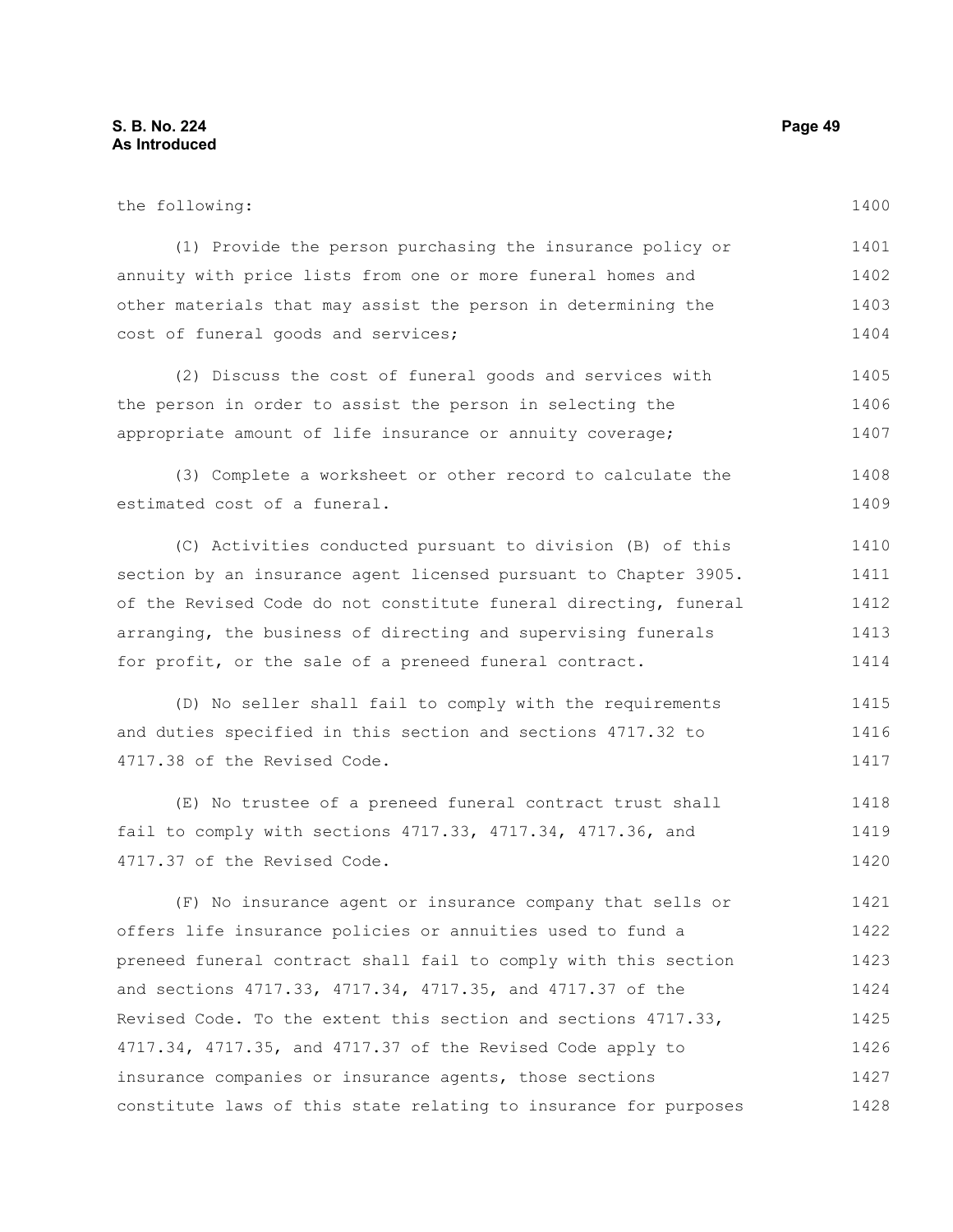the following:

(1) Provide the person purchasing the insurance policy or annuity with price lists from one or more funeral homes and other materials that may assist the person in determining the cost of funeral goods and services;

(2) Discuss the cost of funeral goods and services with the person in order to assist the person in selecting the appropriate amount of life insurance or annuity coverage;

(3) Complete a worksheet or other record to calculate the estimated cost of a funeral.

(C) Activities conducted pursuant to division (B) of this section by an insurance agent licensed pursuant to Chapter 3905. of the Revised Code do not constitute funeral directing, funeral arranging, the business of directing and supervising funerals for profit, or the sale of a preneed funeral contract.

(D) No seller shall fail to comply with the requirements and duties specified in this section and sections 4717.32 to 4717.38 of the Revised Code.

(E) No trustee of a preneed funeral contract trust shall fail to comply with sections 4717.33, 4717.34, 4717.36, and 4717.37 of the Revised Code.

(F) No insurance agent or insurance company that sells or offers life insurance policies or annuities used to fund a preneed funeral contract shall fail to comply with this section and sections 4717.33, 4717.34, 4717.35, and 4717.37 of the Revised Code. To the extent this section and sections 4717.33, 4717.34, 4717.35, and 4717.37 of the Revised Code apply to insurance companies or insurance agents, those sections constitute laws of this state relating to insurance for purposes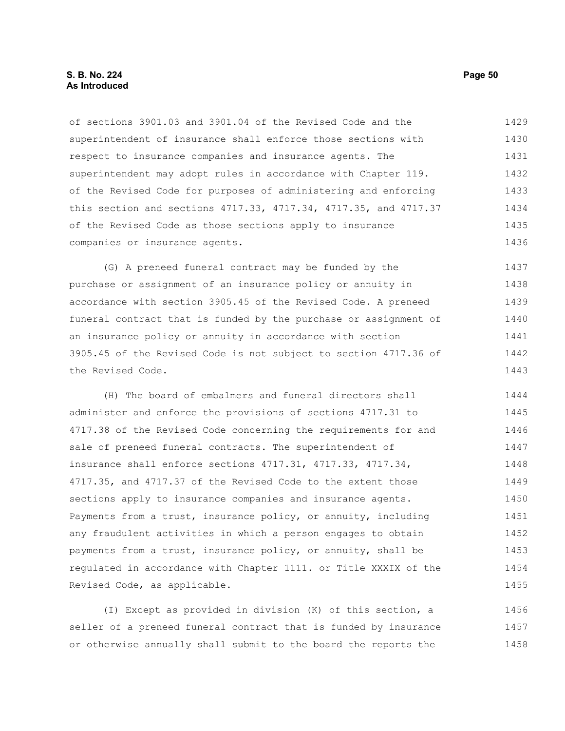of sections 3901.03 and 3901.04 of the Revised Code and the superintendent of insurance shall enforce those sections with respect to insurance companies and insurance agents. The superintendent may adopt rules in accordance with Chapter 119. of the Revised Code for purposes of administering and enforcing this section and sections 4717.33, 4717.34, 4717.35, and 4717.37 of the Revised Code as those sections apply to insurance companies or insurance agents.

(G) A preneed funeral contract may be funded by the purchase or assignment of an insurance policy or annuity in accordance with section 3905.45 of the Revised Code. A preneed funeral contract that is funded by the purchase or assignment of an insurance policy or annuity in accordance with section 3905.45 of the Revised Code is not subject to section 4717.36 of the Revised Code.

(H) The board of embalmers and funeral directors shall administer and enforce the provisions of sections 4717.31 to 4717.38 of the Revised Code concerning the requirements for and sale of preneed funeral contracts. The superintendent of insurance shall enforce sections 4717.31, 4717.33, 4717.34, 4717.35, and 4717.37 of the Revised Code to the extent those sections apply to insurance companies and insurance agents. Payments from a trust, insurance policy, or annuity, including any fraudulent activities in which a person engages to obtain payments from a trust, insurance policy, or annuity, shall be regulated in accordance with Chapter 1111. or Title XXXIX of the Revised Code, as applicable.

(I) Except as provided in division (K) of this section, a seller of a preneed funeral contract that is funded by insurance or otherwise annually shall submit to the board the reports the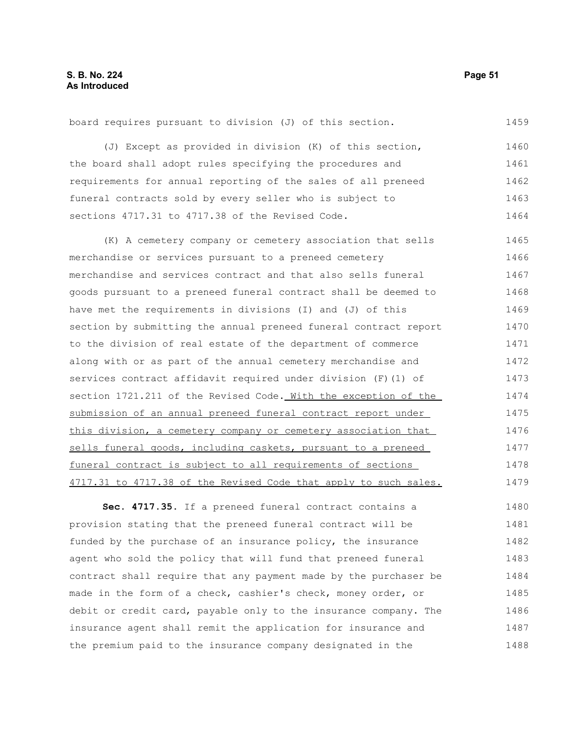board requires pursuant to division (J) of this section.

(J) Except as provided in division (K) of this section, the board shall adopt rules specifying the procedures and requirements for annual reporting of the sales of all preneed funeral contracts sold by every seller who is subject to sections 4717.31 to 4717.38 of the Revised Code.

(K) A cemetery company or cemetery association that sells merchandise or services pursuant to a preneed cemetery merchandise and services contract and that also sells funeral goods pursuant to a preneed funeral contract shall be deemed to have met the requirements in divisions (I) and (J) of this section by submitting the annual preneed funeral contract report to the division of real estate of the department of commerce along with or as part of the annual cemetery merchandise and services contract affidavit required under division (F)(1) of section 1721.211 of the Revised Code. With the exception of the submission of an annual preneed funeral contract report under this division, a cemetery company or cemetery association that sells funeral goods, including caskets, pursuant to a preneed funeral contract is subject to all requirements of sections 4717.31 to 4717.38 of the Revised Code that apply to such sales.

**Sec. 4717.35.** If a preneed funeral contract contains a provision stating that the preneed funeral contract will be funded by the purchase of an insurance policy, the insurance agent who sold the policy that will fund that preneed funeral contract shall require that any payment made by the purchaser be made in the form of a check, cashier's check, money order, or debit or credit card, payable only to the insurance company. The insurance agent shall remit the application for insurance and the premium paid to the insurance company designated in the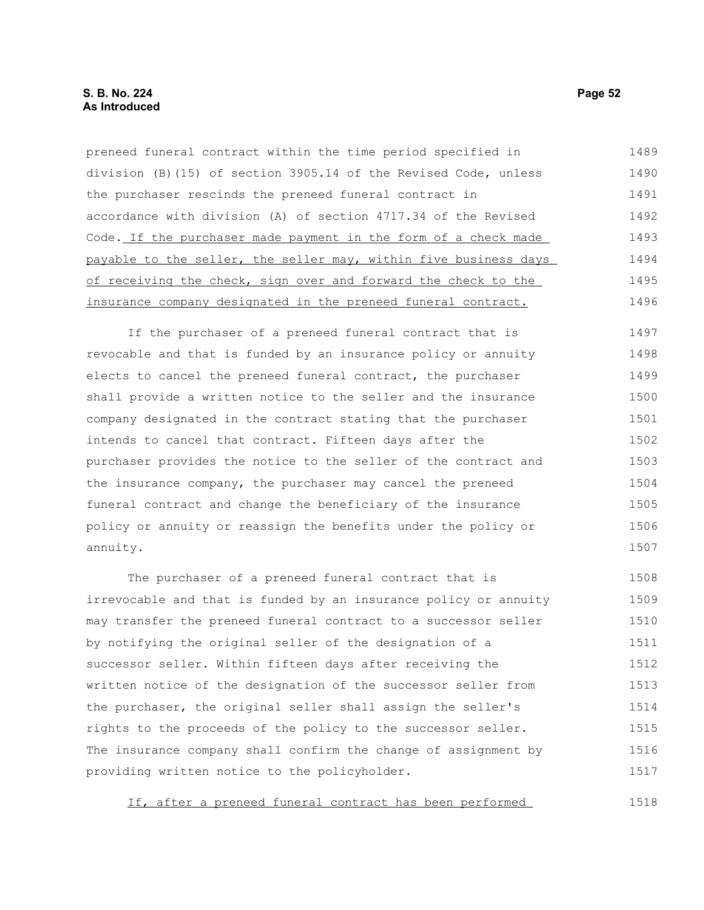preneed funeral contract within the time period specified in division (B)(15) of section 3905.14 of the Revised Code, unless the purchaser rescinds the preneed funeral contract in accordance with division (A) of section 4717.34 of the Revised Code. If the purchaser made payment in the form of a check made payable to the seller, the seller may, within five business days of receiving the check, sign over and forward the check to the insurance company designated in the preneed funeral contract.

If the purchaser of a preneed funeral contract that is revocable and that is funded by an insurance policy or annuity elects to cancel the preneed funeral contract, the purchaser shall provide a written notice to the seller and the insurance company designated in the contract stating that the purchaser intends to cancel that contract. Fifteen days after the purchaser provides the notice to the seller of the contract and the insurance company, the purchaser may cancel the preneed funeral contract and change the beneficiary of the insurance policy or annuity or reassign the benefits under the policy or annuity.

The purchaser of a preneed funeral contract that is irrevocable and that is funded by an insurance policy or annuity may transfer the preneed funeral contract to a successor seller by notifying the original seller of the designation of a successor seller. Within fifteen days after receiving the written notice of the designation of the successor seller from the purchaser, the original seller shall assign the seller's rights to the proceeds of the policy to the successor seller. The insurance company shall confirm the change of assignment by providing written notice to the policyholder.

If, after a preneed funeral contract has been performed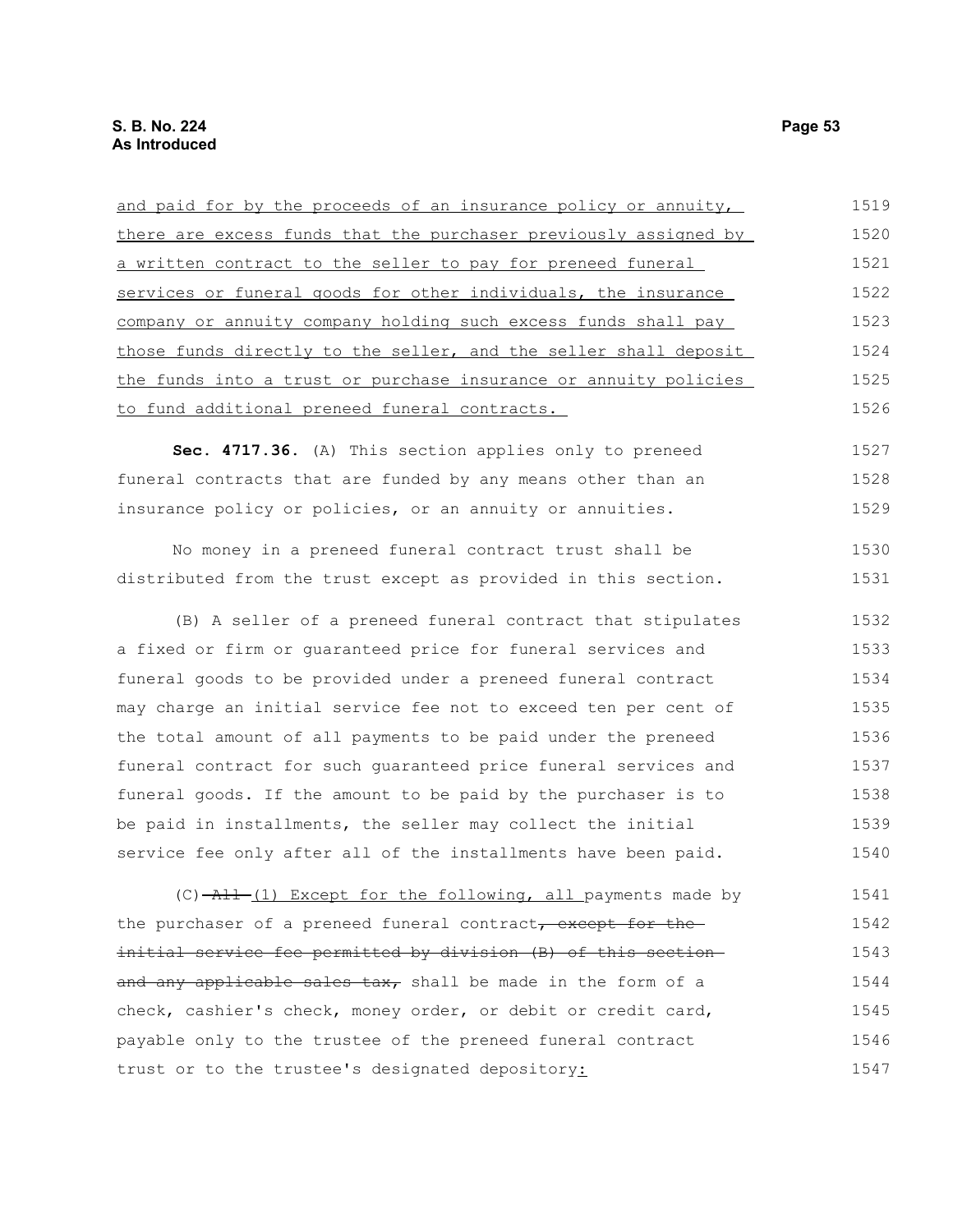and paid for by the proceeds of an insurance policy or annuity, there are excess funds that the purchaser previously assigned by a written contract to the seller to pay for preneed funeral services or funeral goods for other individuals, the insurance company or annuity company holding such excess funds shall pay those funds directly to the seller, and the seller shall deposit the funds into a trust or purchase insurance or annuity policies to fund additional preneed funeral contracts.

**Sec. 4717.36.** (A) This section applies only to preneed funeral contracts that are funded by any means other than an insurance policy or policies, or an annuity or annuities.

No money in a preneed funeral contract trust shall be distributed from the trust except as provided in this section.

(B) A seller of a preneed funeral contract that stipulates a fixed or firm or guaranteed price for funeral services and funeral goods to be provided under a preneed funeral contract may charge an initial service fee not to exceed ten per cent of the total amount of all payments to be paid under the preneed funeral contract for such guaranteed price funeral services and funeral goods. If the amount to be paid by the purchaser is to be paid in installments, the seller may collect the initial service fee only after all of the installments have been paid.

(C) ~~All~~ (1) Except for the following, all payments made by the purchaser of a preneed funeral contract~~, except for the initial service fee permitted by division (B) of this section and any applicable sales tax,~~ shall be made in the form of a check, cashier's check, money order, or debit or credit card, payable only to the trustee of the preneed funeral contract trust or to the trustee's designated depository: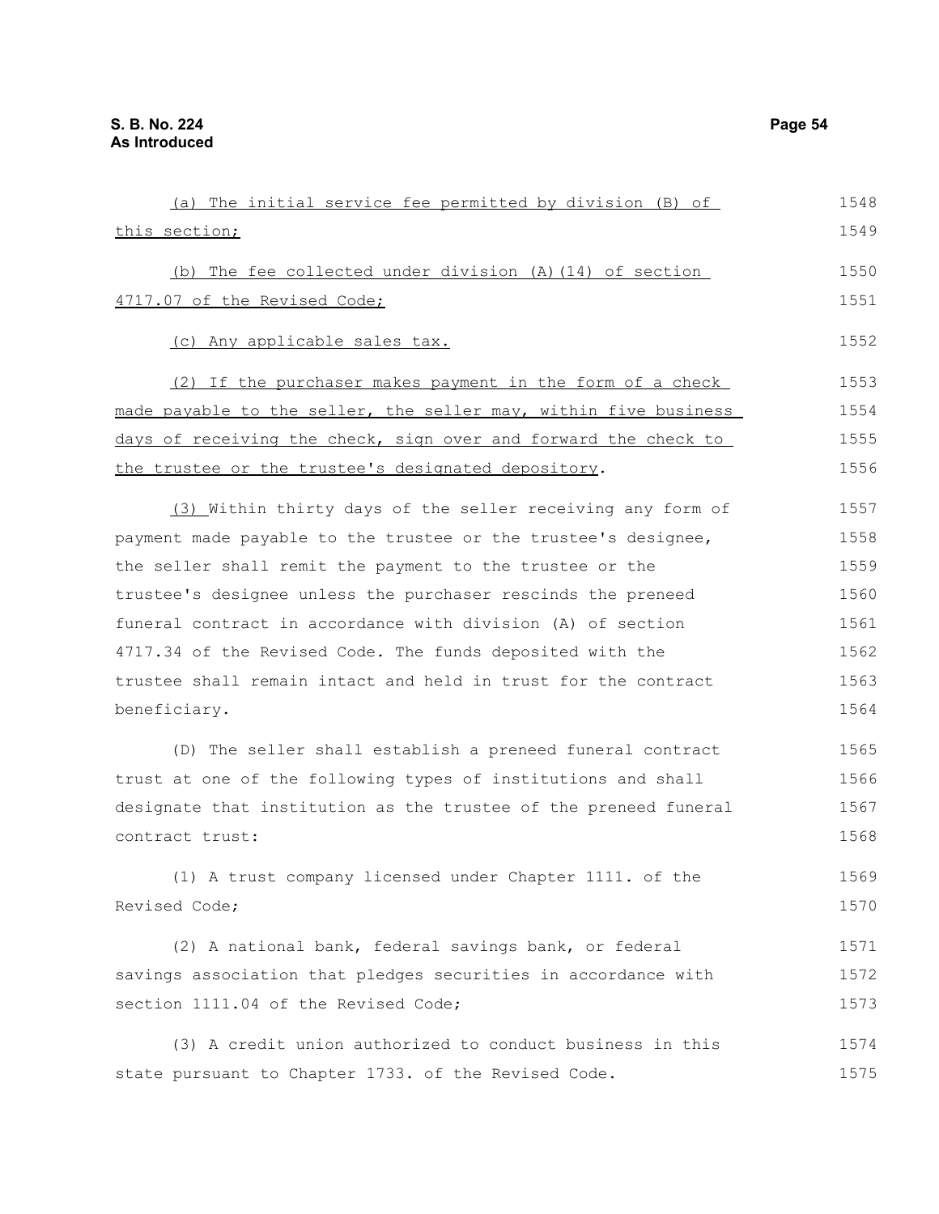(a) The initial service fee permitted by division (B) of this section;

(b) The fee collected under division (A)(14) of section 4717.07 of the Revised Code;

(c) Any applicable sales tax.

(2) If the purchaser makes payment in the form of a check made payable to the seller, the seller may, within five business days of receiving the check, sign over and forward the check to the trustee or the trustee's designated depository.

(3) Within thirty days of the seller receiving any form of payment made payable to the trustee or the trustee's designee, the seller shall remit the payment to the trustee or the trustee's designee unless the purchaser rescinds the preneed funeral contract in accordance with division (A) of section 4717.34 of the Revised Code. The funds deposited with the trustee shall remain intact and held in trust for the contract beneficiary.

(D) The seller shall establish a preneed funeral contract trust at one of the following types of institutions and shall designate that institution as the trustee of the preneed funeral contract trust:

(1) A trust company licensed under Chapter 1111. of the Revised Code;

(2) A national bank, federal savings bank, or federal savings association that pledges securities in accordance with section 1111.04 of the Revised Code;

(3) A credit union authorized to conduct business in this state pursuant to Chapter 1733. of the Revised Code.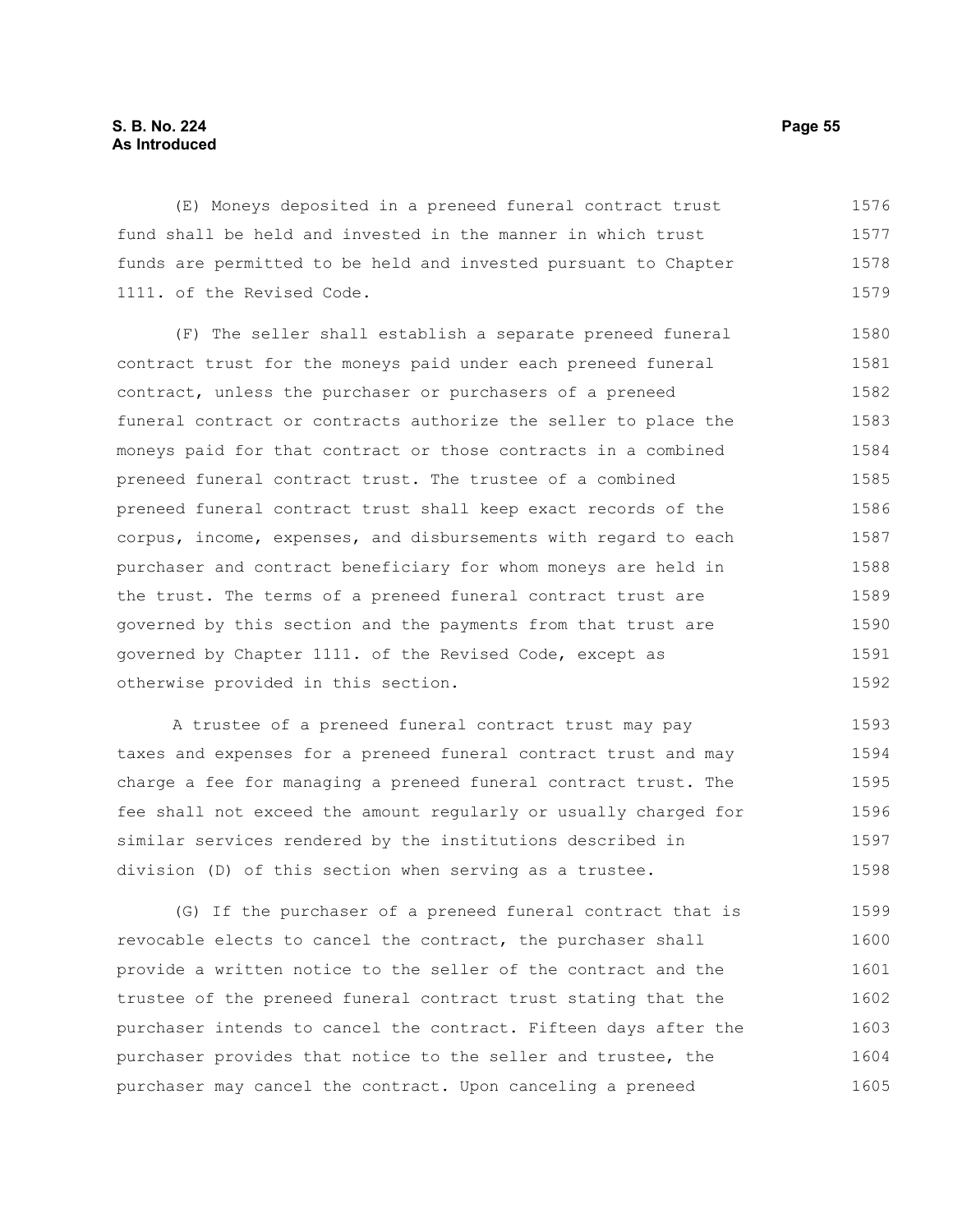(E) Moneys deposited in a preneed funeral contract trust fund shall be held and invested in the manner in which trust funds are permitted to be held and invested pursuant to Chapter 1111. of the Revised Code.

(F) The seller shall establish a separate preneed funeral contract trust for the moneys paid under each preneed funeral contract, unless the purchaser or purchasers of a preneed funeral contract or contracts authorize the seller to place the moneys paid for that contract or those contracts in a combined preneed funeral contract trust. The trustee of a combined preneed funeral contract trust shall keep exact records of the corpus, income, expenses, and disbursements with regard to each purchaser and contract beneficiary for whom moneys are held in the trust. The terms of a preneed funeral contract trust are governed by this section and the payments from that trust are governed by Chapter 1111. of the Revised Code, except as otherwise provided in this section.

A trustee of a preneed funeral contract trust may pay taxes and expenses for a preneed funeral contract trust and may charge a fee for managing a preneed funeral contract trust. The fee shall not exceed the amount regularly or usually charged for similar services rendered by the institutions described in division (D) of this section when serving as a trustee.

(G) If the purchaser of a preneed funeral contract that is revocable elects to cancel the contract, the purchaser shall provide a written notice to the seller of the contract and the trustee of the preneed funeral contract trust stating that the purchaser intends to cancel the contract. Fifteen days after the purchaser provides that notice to the seller and trustee, the purchaser may cancel the contract. Upon canceling a preneed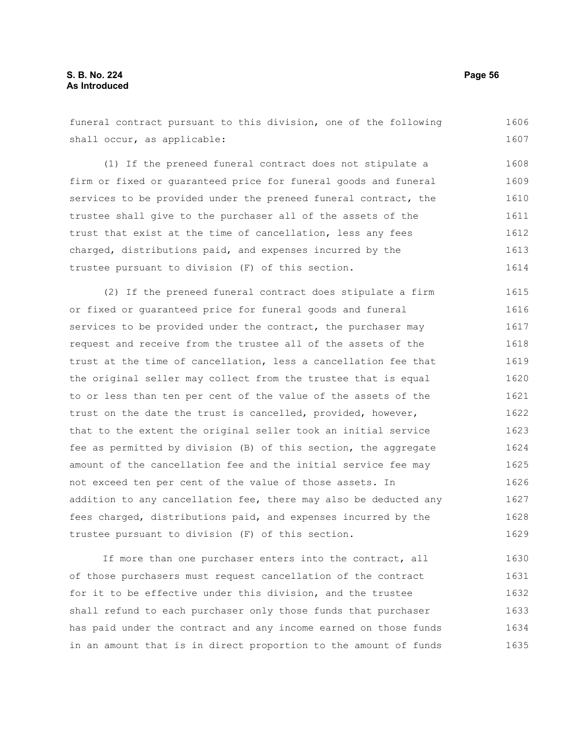funeral contract pursuant to this division, one of the following shall occur, as applicable:

(1) If the preneed funeral contract does not stipulate a firm or fixed or guaranteed price for funeral goods and funeral services to be provided under the preneed funeral contract, the trustee shall give to the purchaser all of the assets of the trust that exist at the time of cancellation, less any fees charged, distributions paid, and expenses incurred by the trustee pursuant to division (F) of this section.

(2) If the preneed funeral contract does stipulate a firm or fixed or guaranteed price for funeral goods and funeral services to be provided under the contract, the purchaser may request and receive from the trustee all of the assets of the trust at the time of cancellation, less a cancellation fee that the original seller may collect from the trustee that is equal to or less than ten per cent of the value of the assets of the trust on the date the trust is cancelled, provided, however, that to the extent the original seller took an initial service fee as permitted by division (B) of this section, the aggregate amount of the cancellation fee and the initial service fee may not exceed ten per cent of the value of those assets. In addition to any cancellation fee, there may also be deducted any fees charged, distributions paid, and expenses incurred by the trustee pursuant to division (F) of this section.

If more than one purchaser enters into the contract, all of those purchasers must request cancellation of the contract for it to be effective under this division, and the trustee shall refund to each purchaser only those funds that purchaser has paid under the contract and any income earned on those funds in an amount that is in direct proportion to the amount of funds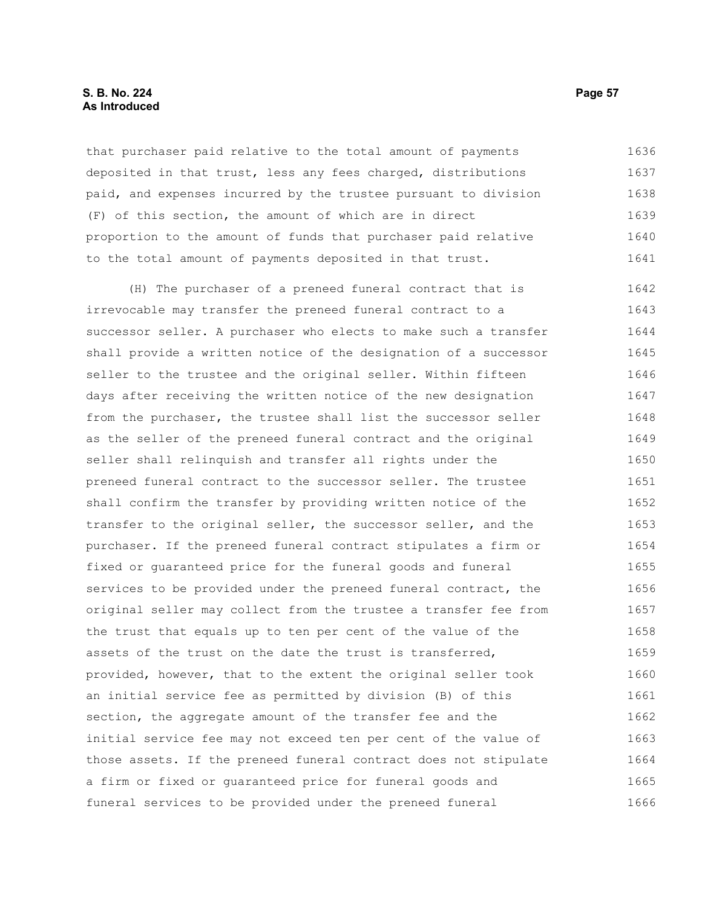that purchaser paid relative to the total amount of payments deposited in that trust, less any fees charged, distributions paid, and expenses incurred by the trustee pursuant to division (F) of this section, the amount of which are in direct proportion to the amount of funds that purchaser paid relative to the total amount of payments deposited in that trust.

(H) The purchaser of a preneed funeral contract that is irrevocable may transfer the preneed funeral contract to a successor seller. A purchaser who elects to make such a transfer shall provide a written notice of the designation of a successor seller to the trustee and the original seller. Within fifteen days after receiving the written notice of the new designation from the purchaser, the trustee shall list the successor seller as the seller of the preneed funeral contract and the original seller shall relinquish and transfer all rights under the preneed funeral contract to the successor seller. The trustee shall confirm the transfer by providing written notice of the transfer to the original seller, the successor seller, and the purchaser. If the preneed funeral contract stipulates a firm or fixed or guaranteed price for the funeral goods and funeral services to be provided under the preneed funeral contract, the original seller may collect from the trustee a transfer fee from the trust that equals up to ten per cent of the value of the assets of the trust on the date the trust is transferred, provided, however, that to the extent the original seller took an initial service fee as permitted by division (B) of this section, the aggregate amount of the transfer fee and the initial service fee may not exceed ten per cent of the value of those assets. If the preneed funeral contract does not stipulate a firm or fixed or guaranteed price for funeral goods and funeral services to be provided under the preneed funeral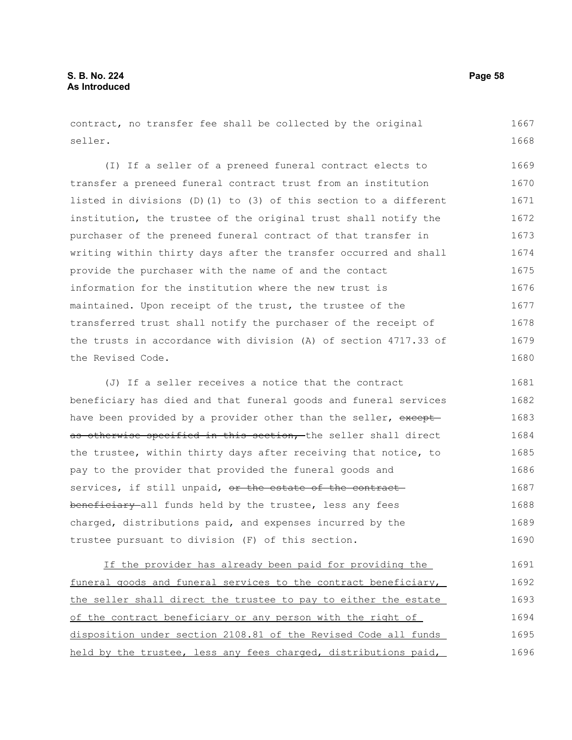contract, no transfer fee shall be collected by the original seller.

(I) If a seller of a preneed funeral contract elects to transfer a preneed funeral contract trust from an institution listed in divisions (D)(1) to (3) of this section to a different institution, the trustee of the original trust shall notify the purchaser of the preneed funeral contract of that transfer in writing within thirty days after the transfer occurred and shall provide the purchaser with the name of and the contact information for the institution where the new trust is maintained. Upon receipt of the trust, the trustee of the transferred trust shall notify the purchaser of the receipt of the trusts in accordance with division (A) of section 4717.33 of the Revised Code.

(J) If a seller receives a notice that the contract beneficiary has died and that funeral goods and funeral services have been provided by a provider other than the seller, ~~except as otherwise specified in this section,~~ the seller shall direct the trustee, within thirty days after receiving that notice, to pay to the provider that provided the funeral goods and services, if still unpaid, ~~or the estate of the contract beneficiary~~ all funds held by the trustee, less any fees charged, distributions paid, and expenses incurred by the trustee pursuant to division (F) of this section.

<u>If the provider has already been paid for providing the funeral goods and funeral services to the contract beneficiary, the seller shall direct the trustee to pay to either the estate of the contract beneficiary or any person with the right of disposition under section 2108.81 of the Revised Code all funds held by the trustee, less any fees charged, distributions paid,</u>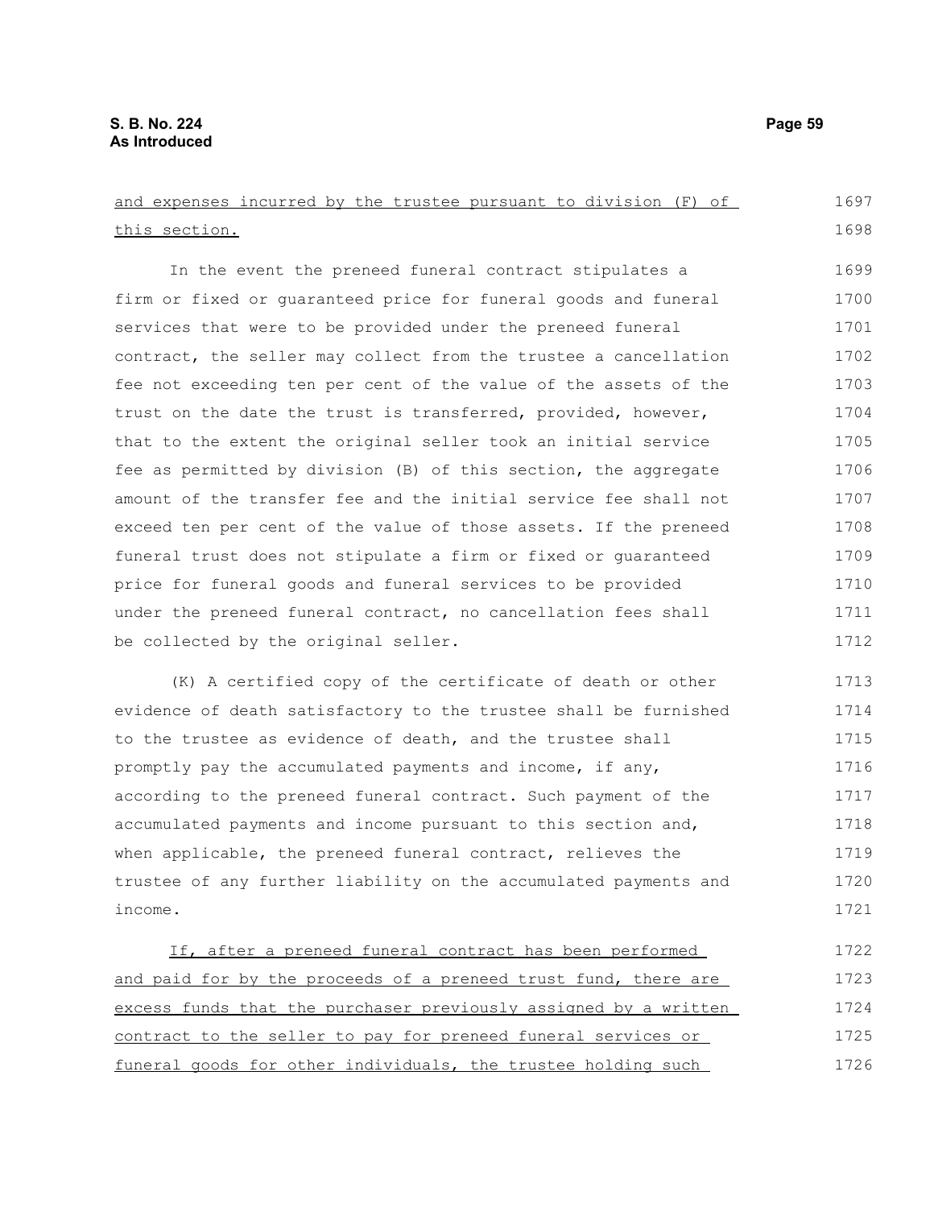<u>and expenses incurred by the trustee pursuant to division (F) of this section.</u>

In the event the preneed funeral contract stipulates a firm or fixed or guaranteed price for funeral goods and funeral services that were to be provided under the preneed funeral contract, the seller may collect from the trustee a cancellation fee not exceeding ten per cent of the value of the assets of the trust on the date the trust is transferred, provided, however, that to the extent the original seller took an initial service fee as permitted by division (B) of this section, the aggregate amount of the transfer fee and the initial service fee shall not exceed ten per cent of the value of those assets. If the preneed funeral trust does not stipulate a firm or fixed or guaranteed price for funeral goods and funeral services to be provided under the preneed funeral contract, no cancellation fees shall be collected by the original seller.

(K) A certified copy of the certificate of death or other evidence of death satisfactory to the trustee shall be furnished to the trustee as evidence of death, and the trustee shall promptly pay the accumulated payments and income, if any, according to the preneed funeral contract. Such payment of the accumulated payments and income pursuant to this section and, when applicable, the preneed funeral contract, relieves the trustee of any further liability on the accumulated payments and income.

<u>If, after a preneed funeral contract has been performed and paid for by the proceeds of a preneed trust fund, there are excess funds that the purchaser previously assigned by a written contract to the seller to pay for preneed funeral services or funeral goods for other individuals, the trustee holding such</u>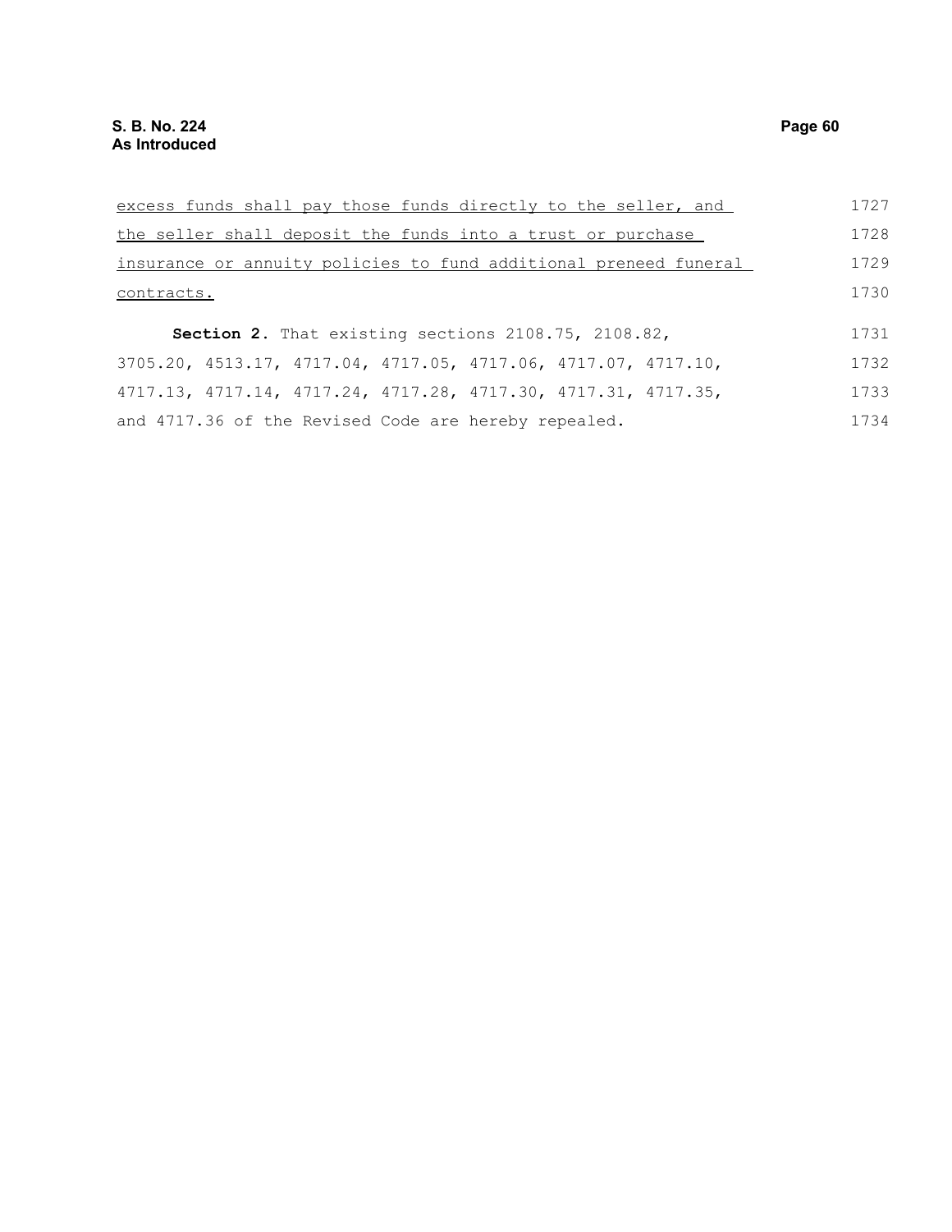excess funds shall pay those funds directly to the seller, and the seller shall deposit the funds into a trust or purchase insurance or annuity policies to fund additional preneed funeral contracts.

**Section 2.** That existing sections 2108.75, 2108.82, 3705.20, 4513.17, 4717.04, 4717.05, 4717.06, 4717.07, 4717.10, 4717.13, 4717.14, 4717.24, 4717.28, 4717.30, 4717.31, 4717.35, and 4717.36 of the Revised Code are hereby repealed.